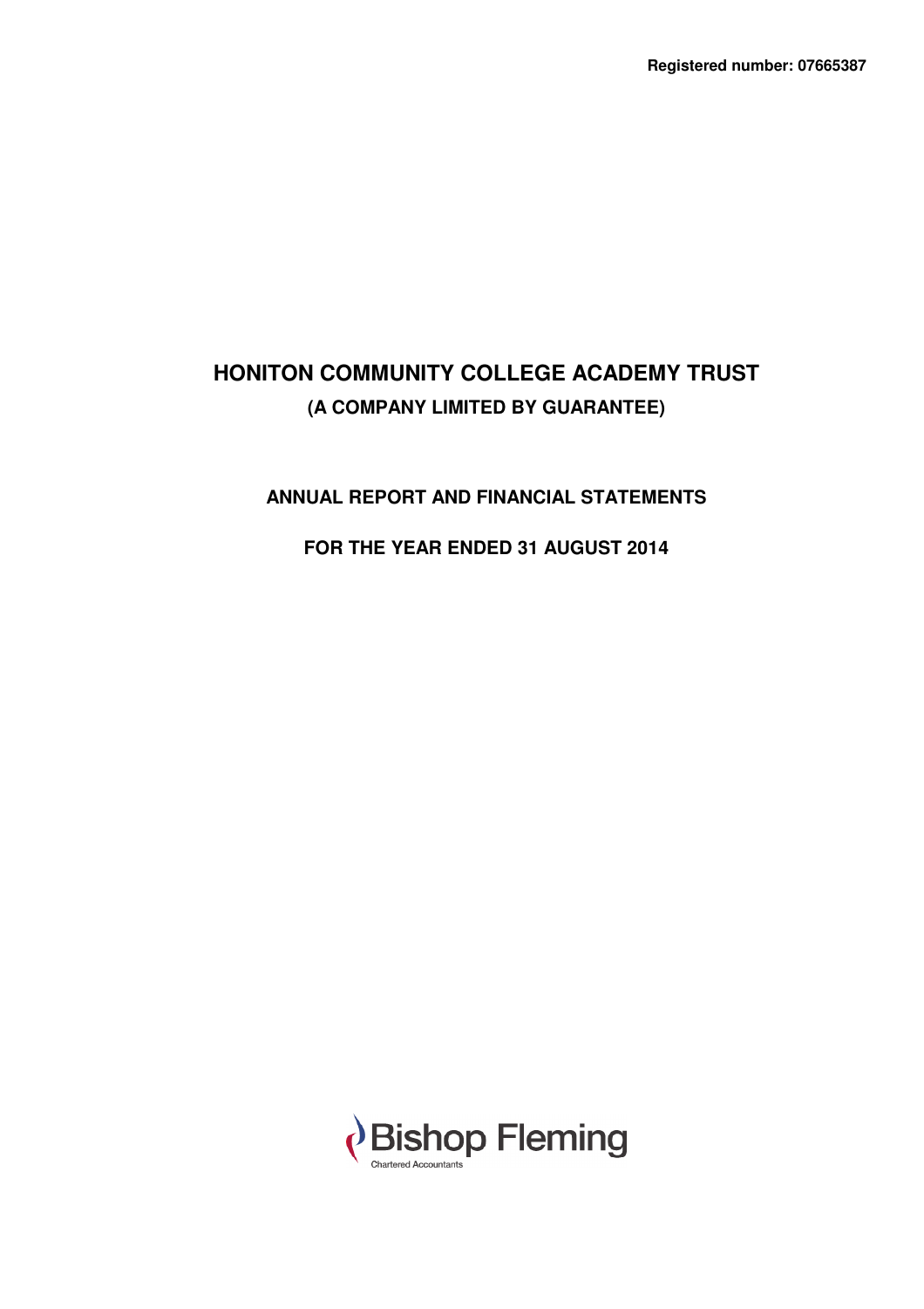**Registered number: 07665387**

# HONITON COMMUNITY COLLEGE ACADEMY TRUST

**(A COMPANY LIMITED BY GUARANTEE)**

## ANNUAL REPORT AND FINANCIAL STATEMENTS

## FOR THE YEAR ENDED 31 AUGUST 2014

Bishop Fleming

Chartered Accountants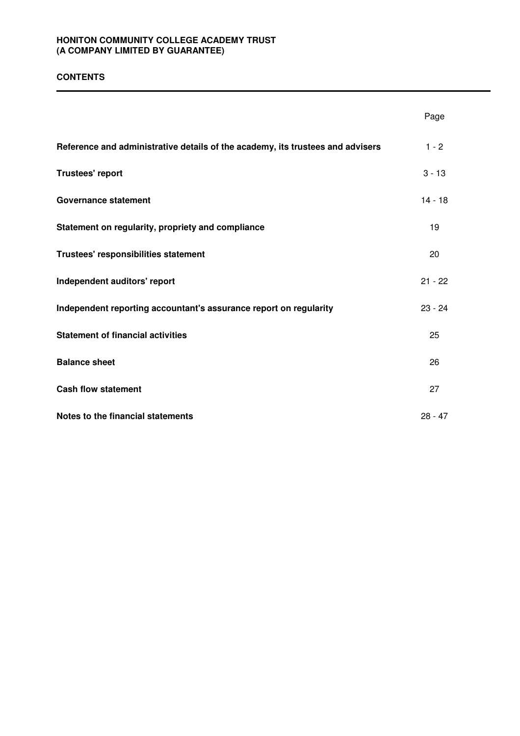# CONTENTS

| | Page |
|---|---|
| **Reference and administrative details of the academy, its trustees and advisers** | 1 - 2 |
| **Trustees' report** | 3 - 13 |
| **Governance statement** | 14 - 18 |
| **Statement on regularity, propriety and compliance** | 19 |
| **Trustees' responsibilities statement** | 20 |
| **Independent auditors' report** | 21 - 22 |
| **Independent reporting accountant's assurance report on regularity** | 23 - 24 |
| **Statement of financial activities** | 25 |
| **Balance sheet** | 26 |
| **Cash flow statement** | 27 |
| **Notes to the financial statements** | 28 - 47 |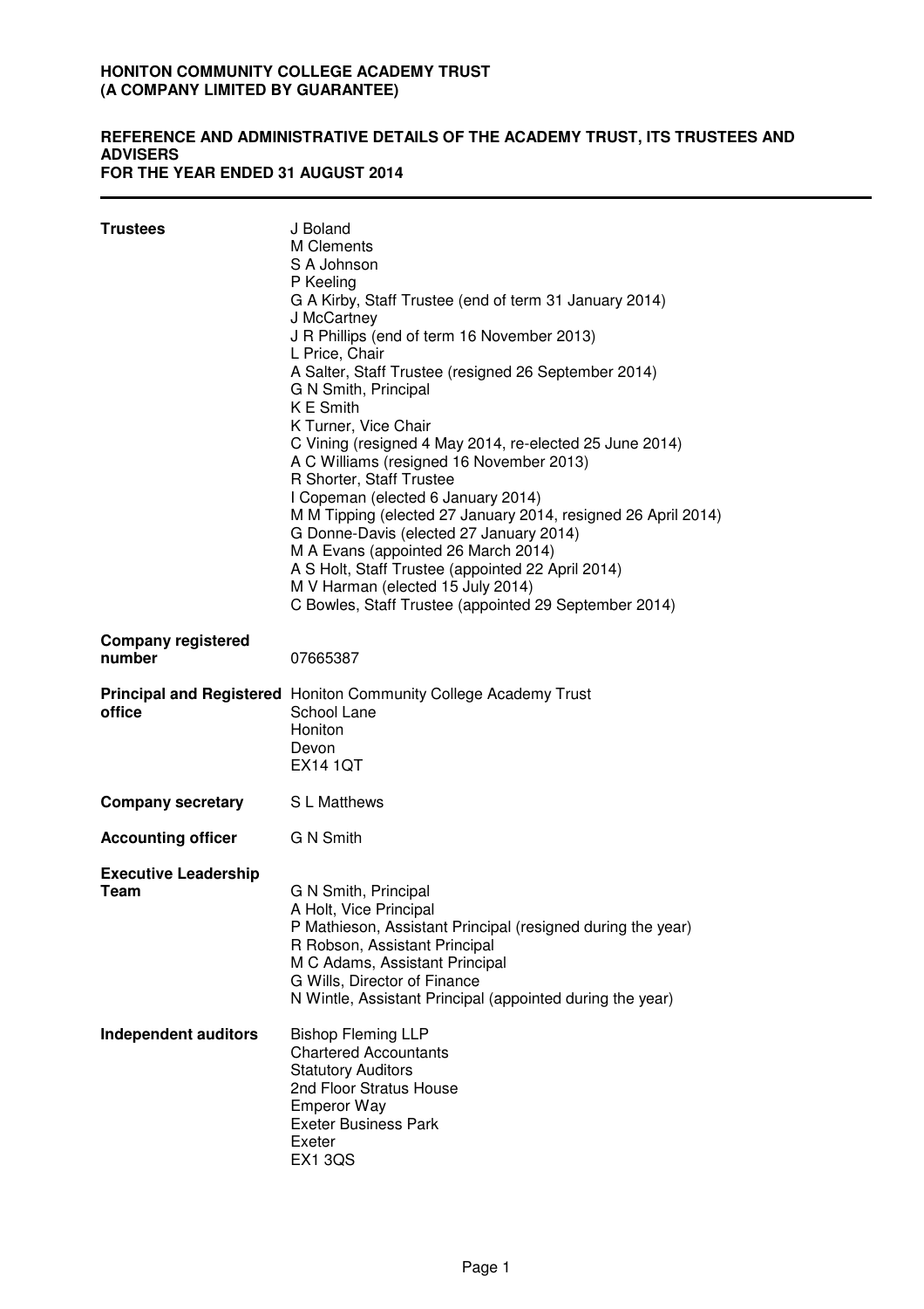# HONITON COMMUNITY COLLEGE ACADEMY TRUST
# (A COMPANY LIMITED BY GUARANTEE)

## REFERENCE AND ADMINISTRATIVE DETAILS OF THE ACADEMY TRUST, ITS TRUSTEES AND ADVISERS
## FOR THE YEAR ENDED 31 AUGUST 2014

**Trustees**

J Boland
M Clements
S A Johnson
P Keeling
G A Kirby, Staff Trustee (end of term 31 January 2014)
J McCartney
J R Phillips (end of term 16 November 2013)
L Price, Chair
A Salter, Staff Trustee (resigned 26 September 2014)
G N Smith, Principal
K E Smith
K Turner, Vice Chair
C Vining (resigned 4 May 2014, re-elected 25 June 2014)
A C Williams (resigned 16 November 2013)
R Shorter, Staff Trustee
I Copeman (elected 6 January 2014)
M M Tipping (elected 27 January 2014, resigned 26 April 2014)
G Donne-Davis (elected 27 January 2014)
M A Evans (appointed 26 March 2014)
A S Holt, Staff Trustee (appointed 22 April 2014)
M V Harman (elected 15 July 2014)
C Bowles, Staff Trustee (appointed 29 September 2014)

**Company registered number**

07665387

**Principal and Registered office**

Honiton Community College Academy Trust
School Lane
Honiton
Devon
EX14 1QT

**Company secretary**

S L Matthews

**Accounting officer**

G N Smith

**Executive Leadership Team**

G N Smith, Principal
A Holt, Vice Principal
P Mathieson, Assistant Principal (resigned during the year)
R Robson, Assistant Principal
M C Adams, Assistant Principal
G Wills, Director of Finance
N Wintle, Assistant Principal (appointed during the year)

**Independent auditors**

Bishop Fleming LLP
Chartered Accountants
Statutory Auditors
2nd Floor Stratus House
Emperor Way
Exeter Business Park
Exeter
EX1 3QS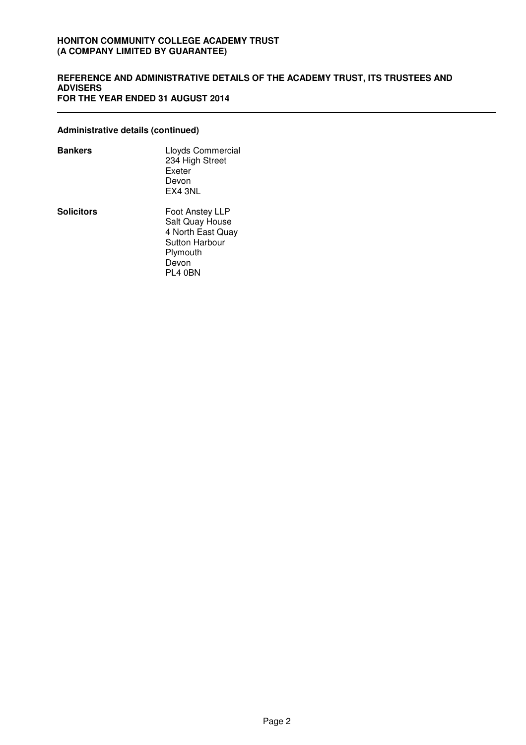**Administrative details (continued)**

| | |
|---|---|
| **Bankers** | Lloyds Commercial<br>234 High Street<br>Exeter<br>Devon<br>EX4 3NL |
| **Solicitors** | Foot Anstey LLP<br>Salt Quay House<br>4 North East Quay<br>Sutton Harbour<br>Plymouth<br>Devon<br>PL4 0BN |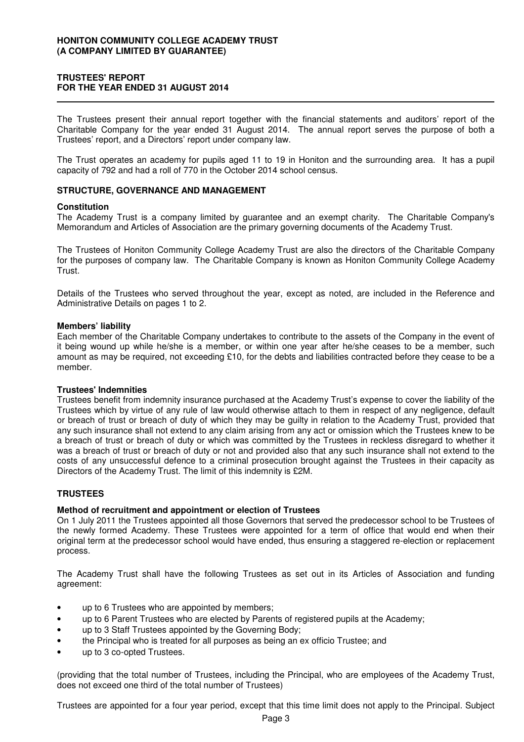**HONITON COMMUNITY COLLEGE ACADEMY TRUST**
**(A COMPANY LIMITED BY GUARANTEE)**

**TRUSTEES' REPORT**
**FOR THE YEAR ENDED 31 AUGUST 2014**

The Trustees present their annual report together with the financial statements and auditors' report of the Charitable Company for the year ended 31 August 2014. The annual report serves the purpose of both a Trustees' report, and a Directors' report under company law.

The Trust operates an academy for pupils aged 11 to 19 in Honiton and the surrounding area. It has a pupil capacity of 792 and had a roll of 770 in the October 2014 school census.

## STRUCTURE, GOVERNANCE AND MANAGEMENT

### Constitution

The Academy Trust is a company limited by guarantee and an exempt charity. The Charitable Company's Memorandum and Articles of Association are the primary governing documents of the Academy Trust.

The Trustees of Honiton Community College Academy Trust are also the directors of the Charitable Company for the purposes of company law. The Charitable Company is known as Honiton Community College Academy Trust.

Details of the Trustees who served throughout the year, except as noted, are included in the Reference and Administrative Details on pages 1 to 2.

### Members' liability

Each member of the Charitable Company undertakes to contribute to the assets of the Company in the event of it being wound up while he/she is a member, or within one year after he/she ceases to be a member, such amount as may be required, not exceeding £10, for the debts and liabilities contracted before they cease to be a member.

### Trustees' Indemnities

Trustees benefit from indemnity insurance purchased at the Academy Trust's expense to cover the liability of the Trustees which by virtue of any rule of law would otherwise attach to them in respect of any negligence, default or breach of trust or breach of duty of which they may be guilty in relation to the Academy Trust, provided that any such insurance shall not extend to any claim arising from any act or omission which the Trustees knew to be a breach of trust or breach of duty or which was committed by the Trustees in reckless disregard to whether it was a breach of trust or breach of duty or not and provided also that any such insurance shall not extend to the costs of any unsuccessful defence to a criminal prosecution brought against the Trustees in their capacity as Directors of the Academy Trust. The limit of this indemnity is £2M.

## TRUSTEES

### Method of recruitment and appointment or election of Trustees

On 1 July 2011 the Trustees appointed all those Governors that served the predecessor school to be Trustees of the newly formed Academy. These Trustees were appointed for a term of office that would end when their original term at the predecessor school would have ended, thus ensuring a staggered re-election or replacement process.

The Academy Trust shall have the following Trustees as set out in its Articles of Association and funding agreement:

- up to 6 Trustees who are appointed by members;
- up to 6 Parent Trustees who are elected by Parents of registered pupils at the Academy;
- up to 3 Staff Trustees appointed by the Governing Body;
- the Principal who is treated for all purposes as being an ex officio Trustee; and
- up to 3 co-opted Trustees.

(providing that the total number of Trustees, including the Principal, who are employees of the Academy Trust, does not exceed one third of the total number of Trustees)

Trustees are appointed for a four year period, except that this time limit does not apply to the Principal. Subject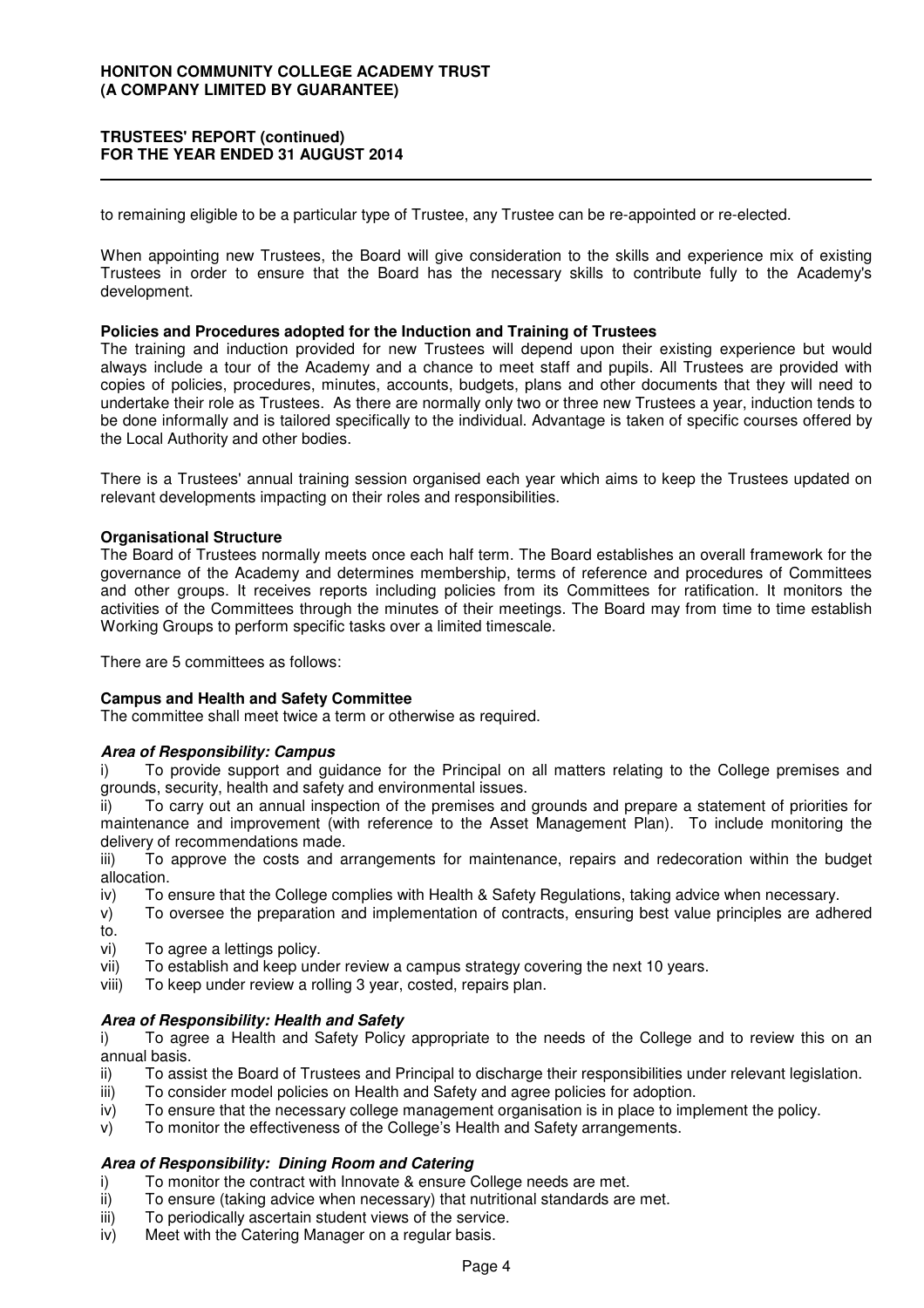to remaining eligible to be a particular type of Trustee, any Trustee can be re-appointed or re-elected.

When appointing new Trustees, the Board will give consideration to the skills and experience mix of existing Trustees in order to ensure that the Board has the necessary skills to contribute fully to the Academy's development.

**Policies and Procedures adopted for the Induction and Training of Trustees**

The training and induction provided for new Trustees will depend upon their existing experience but would always include a tour of the Academy and a chance to meet staff and pupils. All Trustees are provided with copies of policies, procedures, minutes, accounts, budgets, plans and other documents that they will need to undertake their role as Trustees. As there are normally only two or three new Trustees a year, induction tends to be done informally and is tailored specifically to the individual. Advantage is taken of specific courses offered by the Local Authority and other bodies.

There is a Trustees' annual training session organised each year which aims to keep the Trustees updated on relevant developments impacting on their roles and responsibilities.

**Organisational Structure**

The Board of Trustees normally meets once each half term. The Board establishes an overall framework for the governance of the Academy and determines membership, terms of reference and procedures of Committees and other groups. It receives reports including policies from its Committees for ratification. It monitors the activities of the Committees through the minutes of their meetings. The Board may from time to time establish Working Groups to perform specific tasks over a limited timescale.

There are 5 committees as follows:

**Campus and Health and Safety Committee**

The committee shall meet twice a term or otherwise as required.

***Area of Responsibility: Campus***

i) To provide support and guidance for the Principal on all matters relating to the College premises and grounds, security, health and safety and environmental issues.

ii) To carry out an annual inspection of the premises and grounds and prepare a statement of priorities for maintenance and improvement (with reference to the Asset Management Plan). To include monitoring the delivery of recommendations made.

iii) To approve the costs and arrangements for maintenance, repairs and redecoration within the budget allocation.

iv) To ensure that the College complies with Health & Safety Regulations, taking advice when necessary.

v) To oversee the preparation and implementation of contracts, ensuring best value principles are adhered to.

vi) To agree a lettings policy.

vii) To establish and keep under review a campus strategy covering the next 10 years.

viii) To keep under review a rolling 3 year, costed, repairs plan.

***Area of Responsibility: Health and Safety***

i) To agree a Health and Safety Policy appropriate to the needs of the College and to review this on an annual basis.

ii) To assist the Board of Trustees and Principal to discharge their responsibilities under relevant legislation.

iii) To consider model policies on Health and Safety and agree policies for adoption.

iv) To ensure that the necessary college management organisation is in place to implement the policy.

v) To monitor the effectiveness of the College's Health and Safety arrangements.

***Area of Responsibility: Dining Room and Catering***

i) To monitor the contract with Innovate & ensure College needs are met.

ii) To ensure (taking advice when necessary) that nutritional standards are met.

iii) To periodically ascertain student views of the service.

iv) Meet with the Catering Manager on a regular basis.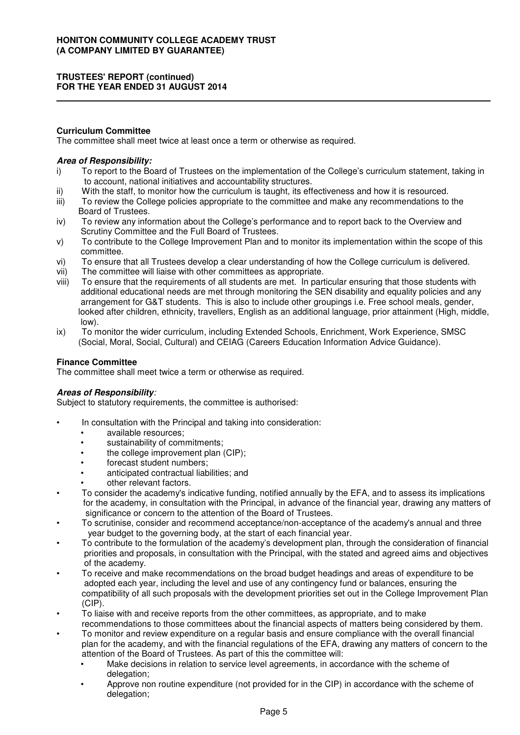**Curriculum Committee**

The committee shall meet twice at least once a term or otherwise as required.

***Area of Responsibility:***

i) To report to the Board of Trustees on the implementation of the College's curriculum statement, taking in to account, national initiatives and accountability structures.

ii) With the staff, to monitor how the curriculum is taught, its effectiveness and how it is resourced.

iii) To review the College policies appropriate to the committee and make any recommendations to the Board of Trustees.

iv) To review any information about the College's performance and to report back to the Overview and Scrutiny Committee and the Full Board of Trustees.

v) To contribute to the College Improvement Plan and to monitor its implementation within the scope of this committee.

vi) To ensure that all Trustees develop a clear understanding of how the College curriculum is delivered.

vii) The committee will liaise with other committees as appropriate.

viii) To ensure that the requirements of all students are met. In particular ensuring that those students with additional educational needs are met through monitoring the SEN disability and equality policies and any arrangement for G&T students. This is also to include other groupings i.e. Free school meals, gender, looked after children, ethnicity, travellers, English as an additional language, prior attainment (High, middle, low).

ix) To monitor the wider curriculum, including Extended Schools, Enrichment, Work Experience, SMSC (Social, Moral, Social, Cultural) and CEIAG (Careers Education Information Advice Guidance).

**Finance Committee**

The committee shall meet twice a term or otherwise as required.

***Areas of Responsibility:***

Subject to statutory requirements, the committee is authorised:

- In consultation with the Principal and taking into consideration:
  - available resources;
  - sustainability of commitments;
  - the college improvement plan (CIP);
  - forecast student numbers;
  - anticipated contractual liabilities; and
  - other relevant factors.
- To consider the academy's indicative funding, notified annually by the EFA, and to assess its implications for the academy, in consultation with the Principal, in advance of the financial year, drawing any matters of significance or concern to the attention of the Board of Trustees.
- To scrutinise, consider and recommend acceptance/non-acceptance of the academy's annual and three year budget to the governing body, at the start of each financial year.
- To contribute to the formulation of the academy's development plan, through the consideration of financial priorities and proposals, in consultation with the Principal, with the stated and agreed aims and objectives of the academy.
- To receive and make recommendations on the broad budget headings and areas of expenditure to be adopted each year, including the level and use of any contingency fund or balances, ensuring the compatibility of all such proposals with the development priorities set out in the College Improvement Plan (CIP).
- To liaise with and receive reports from the other committees, as appropriate, and to make recommendations to those committees about the financial aspects of matters being considered by them.
- To monitor and review expenditure on a regular basis and ensure compliance with the overall financial plan for the academy, and with the financial regulations of the EFA, drawing any matters of concern to the attention of the Board of Trustees. As part of this the committee will:
  - Make decisions in relation to service level agreements, in accordance with the scheme of delegation;
  - Approve non routine expenditure (not provided for in the CIP) in accordance with the scheme of delegation;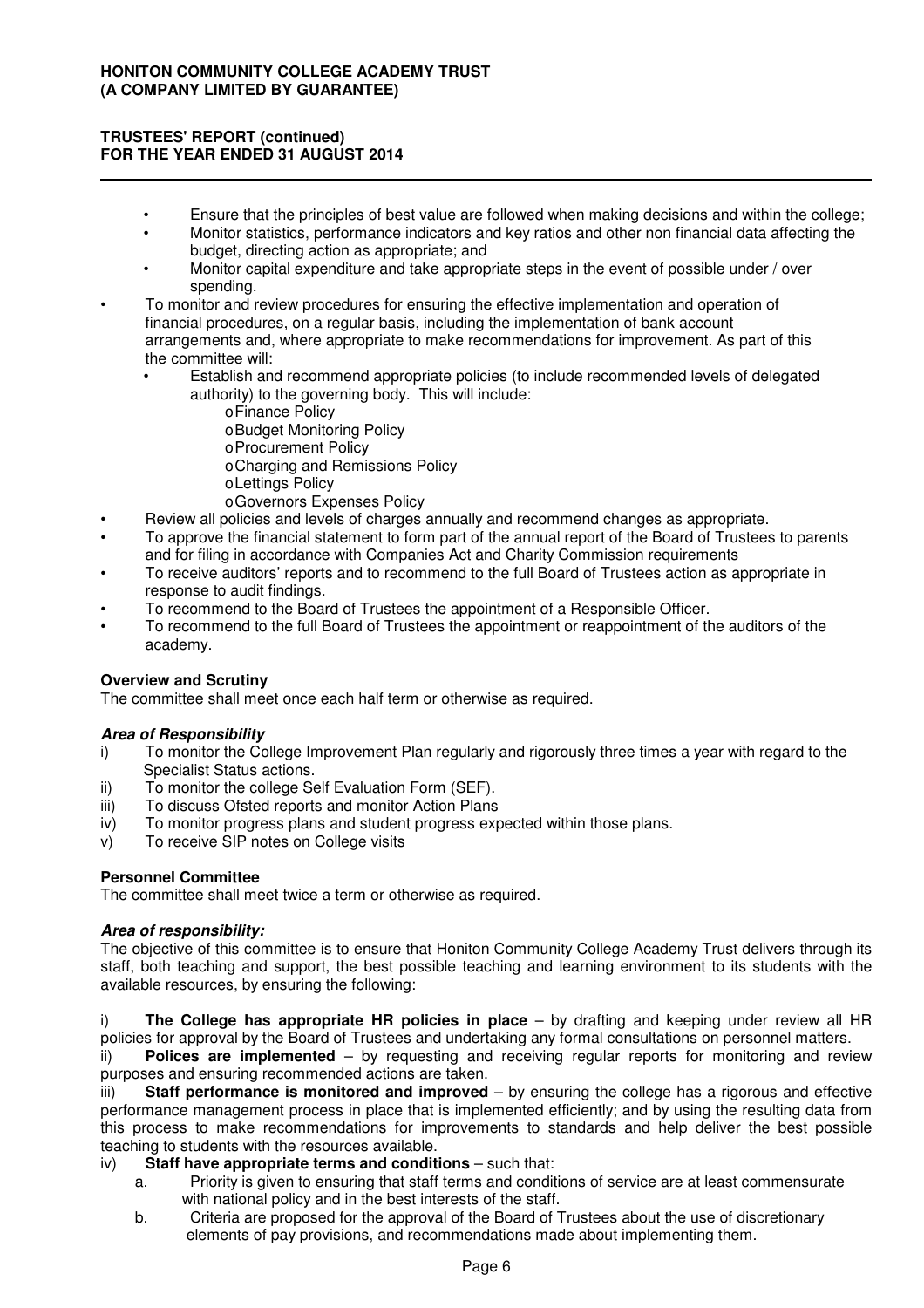- Ensure that the principles of best value are followed when making decisions and within the college;
  - Monitor statistics, performance indicators and key ratios and other non financial data affecting the budget, directing action as appropriate; and
  - Monitor capital expenditure and take appropriate steps in the event of possible under / over spending.
- To monitor and review procedures for ensuring the effective implementation and operation of financial procedures, on a regular basis, including the implementation of bank account arrangements and, where appropriate to make recommendations for improvement. As part of this the committee will:
  - Establish and recommend appropriate policies (to include recommended levels of delegated authority) to the governing body. This will include:
    - Finance Policy
    - Budget Monitoring Policy
    - Procurement Policy
    - Charging and Remissions Policy
    - Lettings Policy
    - Governors Expenses Policy
- Review all policies and levels of charges annually and recommend changes as appropriate.
- To approve the financial statement to form part of the annual report of the Board of Trustees to parents and for filing in accordance with Companies Act and Charity Commission requirements
- To receive auditors' reports and to recommend to the full Board of Trustees action as appropriate in response to audit findings.
- To recommend to the Board of Trustees the appointment of a Responsible Officer.
- To recommend to the full Board of Trustees the appointment or reappointment of the auditors of the academy.

**Overview and Scrutiny**

The committee shall meet once each half term or otherwise as required.

***Area of Responsibility***

i) To monitor the College Improvement Plan regularly and rigorously three times a year with regard to the Specialist Status actions.

ii) To monitor the college Self Evaluation Form (SEF).

iii) To discuss Ofsted reports and monitor Action Plans

iv) To monitor progress plans and student progress expected within those plans.

v) To receive SIP notes on College visits

**Personnel Committee**

The committee shall meet twice a term or otherwise as required.

***Area of responsibility:***

The objective of this committee is to ensure that Honiton Community College Academy Trust delivers through its staff, both teaching and support, the best possible teaching and learning environment to its students with the available resources, by ensuring the following:

i) **The College has appropriate HR policies in place** – by drafting and keeping under review all HR policies for approval by the Board of Trustees and undertaking any formal consultations on personnel matters.

ii) **Polices are implemented** – by requesting and receiving regular reports for monitoring and review purposes and ensuring recommended actions are taken.

iii) **Staff performance is monitored and improved** – by ensuring the college has a rigorous and effective performance management process in place that is implemented efficiently; and by using the resulting data from this process to make recommendations for improvements to standards and help deliver the best possible teaching to students with the resources available.

iv) **Staff have appropriate terms and conditions** – such that:

a. Priority is given to ensuring that staff terms and conditions of service are at least commensurate with national policy and in the best interests of the staff.

b. Criteria are proposed for the approval of the Board of Trustees about the use of discretionary elements of pay provisions, and recommendations made about implementing them.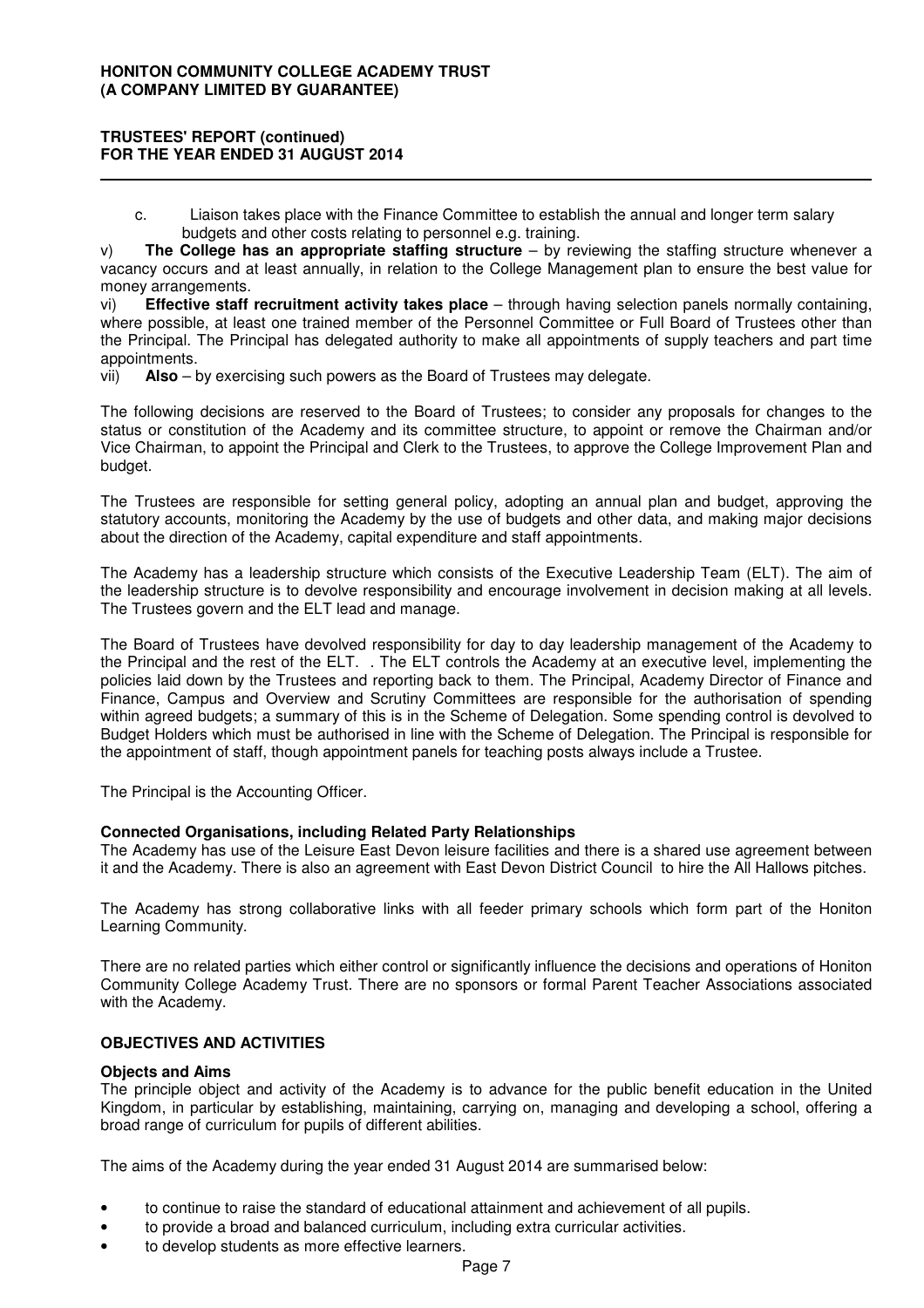c. Liaison takes place with the Finance Committee to establish the annual and longer term salary budgets and other costs relating to personnel e.g. training.

v) **The College has an appropriate staffing structure** – by reviewing the staffing structure whenever a vacancy occurs and at least annually, in relation to the College Management plan to ensure the best value for money arrangements.

vi) **Effective staff recruitment activity takes place** – through having selection panels normally containing, where possible, at least one trained member of the Personnel Committee or Full Board of Trustees other than the Principal. The Principal has delegated authority to make all appointments of supply teachers and part time appointments.

vii) **Also** – by exercising such powers as the Board of Trustees may delegate.

The following decisions are reserved to the Board of Trustees; to consider any proposals for changes to the status or constitution of the Academy and its committee structure, to appoint or remove the Chairman and/or Vice Chairman, to appoint the Principal and Clerk to the Trustees, to approve the College Improvement Plan and budget.

The Trustees are responsible for setting general policy, adopting an annual plan and budget, approving the statutory accounts, monitoring the Academy by the use of budgets and other data, and making major decisions about the direction of the Academy, capital expenditure and staff appointments.

The Academy has a leadership structure which consists of the Executive Leadership Team (ELT). The aim of the leadership structure is to devolve responsibility and encourage involvement in decision making at all levels. The Trustees govern and the ELT lead and manage.

The Board of Trustees have devolved responsibility for day to day leadership management of the Academy to the Principal and the rest of the ELT. . The ELT controls the Academy at an executive level, implementing the policies laid down by the Trustees and reporting back to them. The Principal, Academy Director of Finance and Finance, Campus and Overview and Scrutiny Committees are responsible for the authorisation of spending within agreed budgets; a summary of this is in the Scheme of Delegation. Some spending control is devolved to Budget Holders which must be authorised in line with the Scheme of Delegation. The Principal is responsible for the appointment of staff, though appointment panels for teaching posts always include a Trustee.

The Principal is the Accounting Officer.

**Connected Organisations, including Related Party Relationships**

The Academy has use of the Leisure East Devon leisure facilities and there is a shared use agreement between it and the Academy. There is also an agreement with East Devon District Council to hire the All Hallows pitches.

The Academy has strong collaborative links with all feeder primary schools which form part of the Honiton Learning Community.

There are no related parties which either control or significantly influence the decisions and operations of Honiton Community College Academy Trust. There are no sponsors or formal Parent Teacher Associations associated with the Academy.

## OBJECTIVES AND ACTIVITIES

**Objects and Aims**

The principle object and activity of the Academy is to advance for the public benefit education in the United Kingdom, in particular by establishing, maintaining, carrying on, managing and developing a school, offering a broad range of curriculum for pupils of different abilities.

The aims of the Academy during the year ended 31 August 2014 are summarised below:

- to continue to raise the standard of educational attainment and achievement of all pupils.
- to provide a broad and balanced curriculum, including extra curricular activities.
- to develop students as more effective learners.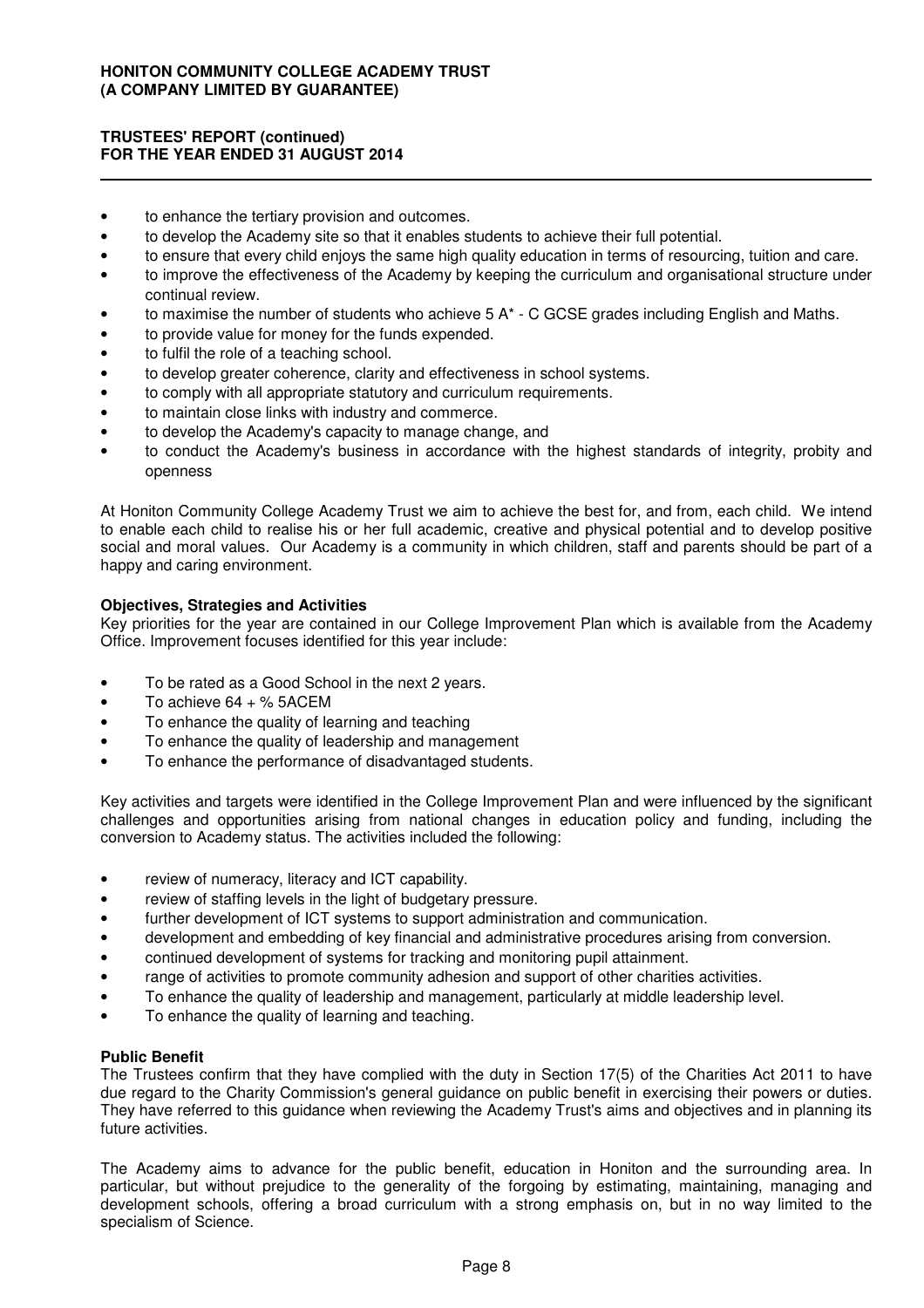- to enhance the tertiary provision and outcomes.
- to develop the Academy site so that it enables students to achieve their full potential.
- to ensure that every child enjoys the same high quality education in terms of resourcing, tuition and care.
- to improve the effectiveness of the Academy by keeping the curriculum and organisational structure under continual review.
- to maximise the number of students who achieve 5 A* - C GCSE grades including English and Maths.
- to provide value for money for the funds expended.
- to fulfil the role of a teaching school.
- to develop greater coherence, clarity and effectiveness in school systems.
- to comply with all appropriate statutory and curriculum requirements.
- to maintain close links with industry and commerce.
- to develop the Academy's capacity to manage change, and
- to conduct the Academy's business in accordance with the highest standards of integrity, probity and openness

At Honiton Community College Academy Trust we aim to achieve the best for, and from, each child. We intend to enable each child to realise his or her full academic, creative and physical potential and to develop positive social and moral values. Our Academy is a community in which children, staff and parents should be part of a happy and caring environment.

**Objectives, Strategies and Activities**

Key priorities for the year are contained in our College Improvement Plan which is available from the Academy Office. Improvement focuses identified for this year include:

- To be rated as a Good School in the next 2 years.
- To achieve 64 + % 5ACEM
- To enhance the quality of learning and teaching
- To enhance the quality of leadership and management
- To enhance the performance of disadvantaged students.

Key activities and targets were identified in the College Improvement Plan and were influenced by the significant challenges and opportunities arising from national changes in education policy and funding, including the conversion to Academy status. The activities included the following:

- review of numeracy, literacy and ICT capability.
- review of staffing levels in the light of budgetary pressure.
- further development of ICT systems to support administration and communication.
- development and embedding of key financial and administrative procedures arising from conversion.
- continued development of systems for tracking and monitoring pupil attainment.
- range of activities to promote community adhesion and support of other charities activities.
- To enhance the quality of leadership and management, particularly at middle leadership level.
- To enhance the quality of learning and teaching.

**Public Benefit**

The Trustees confirm that they have complied with the duty in Section 17(5) of the Charities Act 2011 to have due regard to the Charity Commission's general guidance on public benefit in exercising their powers or duties. They have referred to this guidance when reviewing the Academy Trust's aims and objectives and in planning its future activities.

The Academy aims to advance for the public benefit, education in Honiton and the surrounding area. In particular, but without prejudice to the generality of the forgoing by estimating, maintaining, managing and development schools, offering a broad curriculum with a strong emphasis on, but in no way limited to the specialism of Science.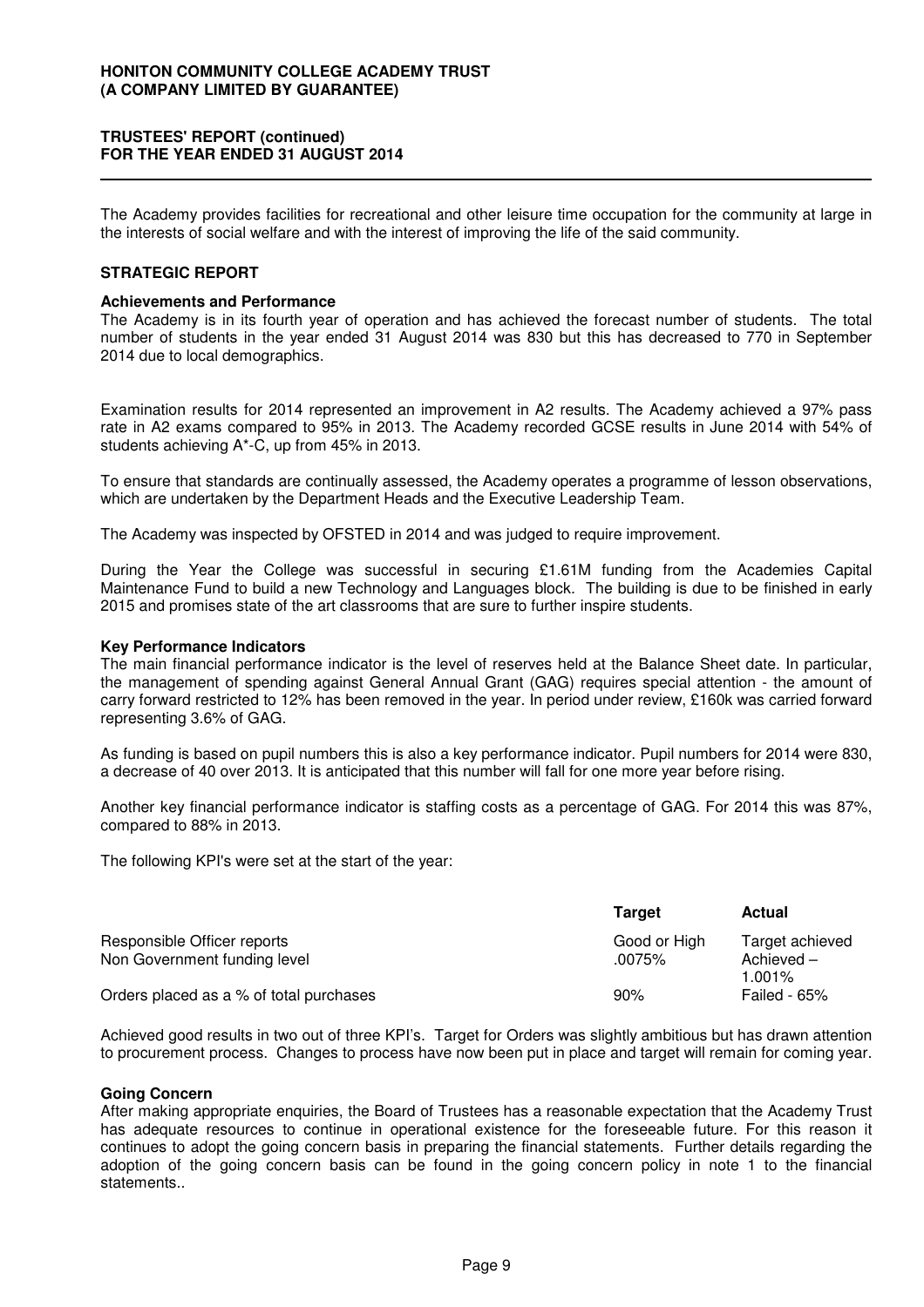The Academy provides facilities for recreational and other leisure time occupation for the community at large in the interests of social welfare and with the interest of improving the life of the said community.

## STRATEGIC REPORT

### Achievements and Performance

The Academy is in its fourth year of operation and has achieved the forecast number of students. The total number of students in the year ended 31 August 2014 was 830 but this has decreased to 770 in September 2014 due to local demographics.

Examination results for 2014 represented an improvement in A2 results. The Academy achieved a 97% pass rate in A2 exams compared to 95% in 2013. The Academy recorded GCSE results in June 2014 with 54% of students achieving A*-C, up from 45% in 2013.

To ensure that standards are continually assessed, the Academy operates a programme of lesson observations, which are undertaken by the Department Heads and the Executive Leadership Team.

The Academy was inspected by OFSTED in 2014 and was judged to require improvement.

During the Year the College was successful in securing £1.61M funding from the Academies Capital Maintenance Fund to build a new Technology and Languages block. The building is due to be finished in early 2015 and promises state of the art classrooms that are sure to further inspire students.

### Key Performance Indicators

The main financial performance indicator is the level of reserves held at the Balance Sheet date. In particular, the management of spending against General Annual Grant (GAG) requires special attention - the amount of carry forward restricted to 12% has been removed in the year. In period under review, £160k was carried forward representing 3.6% of GAG.

As funding is based on pupil numbers this is also a key performance indicator. Pupil numbers for 2014 were 830, a decrease of 40 over 2013. It is anticipated that this number will fall for one more year before rising.

Another key financial performance indicator is staffing costs as a percentage of GAG. For 2014 this was 87%, compared to 88% in 2013.

The following KPI's were set at the start of the year:

| | Target | Actual |
|---|---|---|
| Responsible Officer reports | Good or High | Target achieved |
| Non Government funding level | .0075% | Achieved – 1.001% |
| Orders placed as a % of total purchases | 90% | Failed - 65% |

Achieved good results in two out of three KPI's. Target for Orders was slightly ambitious but has drawn attention to procurement process. Changes to process have now been put in place and target will remain for coming year.

### Going Concern

After making appropriate enquiries, the Board of Trustees has a reasonable expectation that the Academy Trust has adequate resources to continue in operational existence for the foreseeable future. For this reason it continues to adopt the going concern basis in preparing the financial statements. Further details regarding the adoption of the going concern basis can be found in the going concern policy in note 1 to the financial statements..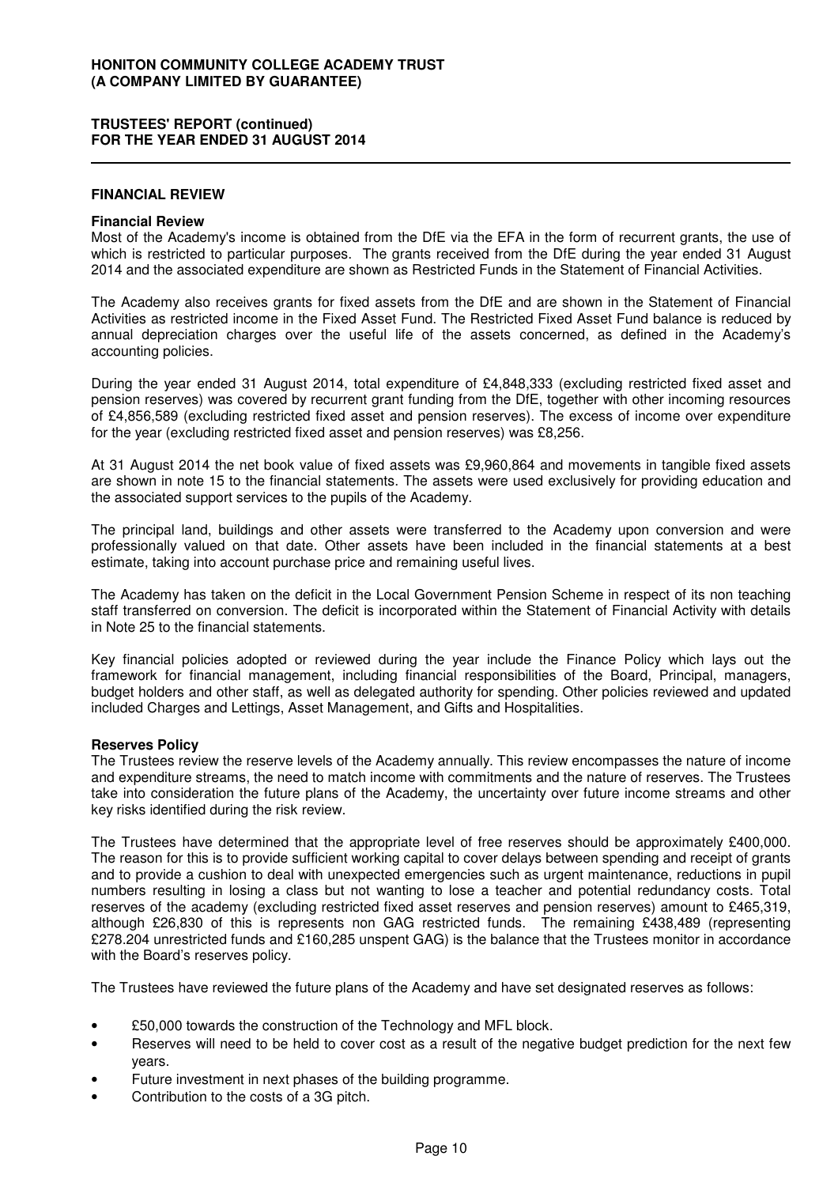**HONITON COMMUNITY COLLEGE ACADEMY TRUST (A COMPANY LIMITED BY GUARANTEE)**

**TRUSTEES' REPORT (continued) FOR THE YEAR ENDED 31 AUGUST 2014**

## FINANCIAL REVIEW

### Financial Review

Most of the Academy's income is obtained from the DfE via the EFA in the form of recurrent grants, the use of which is restricted to particular purposes. The grants received from the DfE during the year ended 31 August 2014 and the associated expenditure are shown as Restricted Funds in the Statement of Financial Activities.

The Academy also receives grants for fixed assets from the DfE and are shown in the Statement of Financial Activities as restricted income in the Fixed Asset Fund. The Restricted Fixed Asset Fund balance is reduced by annual depreciation charges over the useful life of the assets concerned, as defined in the Academy's accounting policies.

During the year ended 31 August 2014, total expenditure of £4,848,333 (excluding restricted fixed asset and pension reserves) was covered by recurrent grant funding from the DfE, together with other incoming resources of £4,856,589 (excluding restricted fixed asset and pension reserves). The excess of income over expenditure for the year (excluding restricted fixed asset and pension reserves) was £8,256.

At 31 August 2014 the net book value of fixed assets was £9,960,864 and movements in tangible fixed assets are shown in note 15 to the financial statements. The assets were used exclusively for providing education and the associated support services to the pupils of the Academy.

The principal land, buildings and other assets were transferred to the Academy upon conversion and were professionally valued on that date. Other assets have been included in the financial statements at a best estimate, taking into account purchase price and remaining useful lives.

The Academy has taken on the deficit in the Local Government Pension Scheme in respect of its non teaching staff transferred on conversion. The deficit is incorporated within the Statement of Financial Activity with details in Note 25 to the financial statements.

Key financial policies adopted or reviewed during the year include the Finance Policy which lays out the framework for financial management, including financial responsibilities of the Board, Principal, managers, budget holders and other staff, as well as delegated authority for spending. Other policies reviewed and updated included Charges and Lettings, Asset Management, and Gifts and Hospitalities.

### Reserves Policy

The Trustees review the reserve levels of the Academy annually. This review encompasses the nature of income and expenditure streams, the need to match income with commitments and the nature of reserves. The Trustees take into consideration the future plans of the Academy, the uncertainty over future income streams and other key risks identified during the risk review.

The Trustees have determined that the appropriate level of free reserves should be approximately £400,000. The reason for this is to provide sufficient working capital to cover delays between spending and receipt of grants and to provide a cushion to deal with unexpected emergencies such as urgent maintenance, reductions in pupil numbers resulting in losing a class but not wanting to lose a teacher and potential redundancy costs. Total reserves of the academy (excluding restricted fixed asset reserves and pension reserves) amount to £465,319, although £26,830 of this is represents non GAG restricted funds. The remaining £438,489 (representing £278.204 unrestricted funds and £160,285 unspent GAG) is the balance that the Trustees monitor in accordance with the Board's reserves policy.

The Trustees have reviewed the future plans of the Academy and have set designated reserves as follows:

- £50,000 towards the construction of the Technology and MFL block.
- Reserves will need to be held to cover cost as a result of the negative budget prediction for the next few years.
- Future investment in next phases of the building programme.
- Contribution to the costs of a 3G pitch.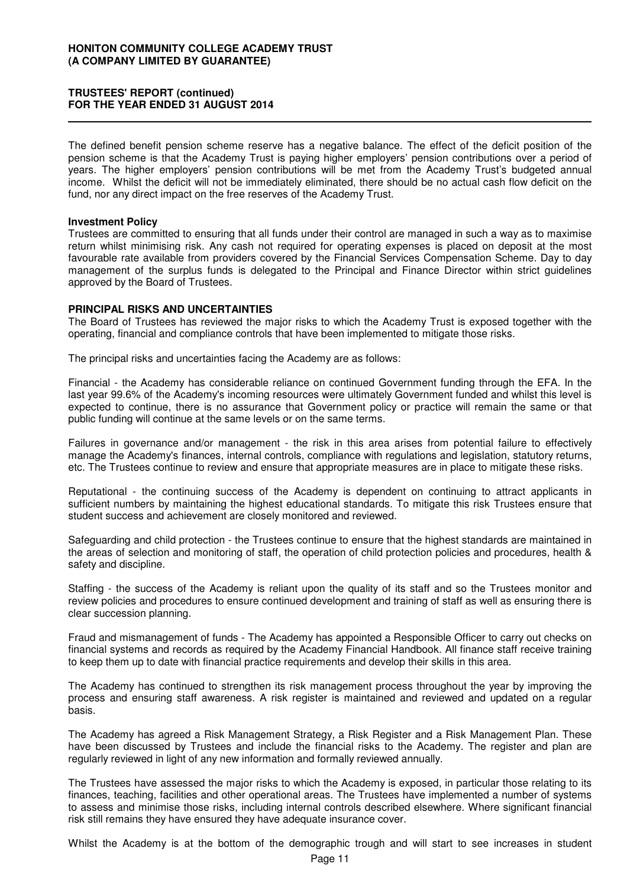The defined benefit pension scheme reserve has a negative balance. The effect of the deficit position of the pension scheme is that the Academy Trust is paying higher employers' pension contributions over a period of years. The higher employers' pension contributions will be met from the Academy Trust's budgeted annual income. Whilst the deficit will not be immediately eliminated, there should be no actual cash flow deficit on the fund, nor any direct impact on the free reserves of the Academy Trust.

**Investment Policy**

Trustees are committed to ensuring that all funds under their control are managed in such a way as to maximise return whilst minimising risk. Any cash not required for operating expenses is placed on deposit at the most favourable rate available from providers covered by the Financial Services Compensation Scheme. Day to day management of the surplus funds is delegated to the Principal and Finance Director within strict guidelines approved by the Board of Trustees.

**PRINCIPAL RISKS AND UNCERTAINTIES**

The Board of Trustees has reviewed the major risks to which the Academy Trust is exposed together with the operating, financial and compliance controls that have been implemented to mitigate those risks.

The principal risks and uncertainties facing the Academy are as follows:

Financial - the Academy has considerable reliance on continued Government funding through the EFA. In the last year 99.6% of the Academy's incoming resources were ultimately Government funded and whilst this level is expected to continue, there is no assurance that Government policy or practice will remain the same or that public funding will continue at the same levels or on the same terms.

Failures in governance and/or management - the risk in this area arises from potential failure to effectively manage the Academy's finances, internal controls, compliance with regulations and legislation, statutory returns, etc. The Trustees continue to review and ensure that appropriate measures are in place to mitigate these risks.

Reputational - the continuing success of the Academy is dependent on continuing to attract applicants in sufficient numbers by maintaining the highest educational standards. To mitigate this risk Trustees ensure that student success and achievement are closely monitored and reviewed.

Safeguarding and child protection - the Trustees continue to ensure that the highest standards are maintained in the areas of selection and monitoring of staff, the operation of child protection policies and procedures, health & safety and discipline.

Staffing - the success of the Academy is reliant upon the quality of its staff and so the Trustees monitor and review policies and procedures to ensure continued development and training of staff as well as ensuring there is clear succession planning.

Fraud and mismanagement of funds - The Academy has appointed a Responsible Officer to carry out checks on financial systems and records as required by the Academy Financial Handbook. All finance staff receive training to keep them up to date with financial practice requirements and develop their skills in this area.

The Academy has continued to strengthen its risk management process throughout the year by improving the process and ensuring staff awareness. A risk register is maintained and reviewed and updated on a regular basis.

The Academy has agreed a Risk Management Strategy, a Risk Register and a Risk Management Plan. These have been discussed by Trustees and include the financial risks to the Academy. The register and plan are regularly reviewed in light of any new information and formally reviewed annually.

The Trustees have assessed the major risks to which the Academy is exposed, in particular those relating to its finances, teaching, facilities and other operational areas. The Trustees have implemented a number of systems to assess and minimise those risks, including internal controls described elsewhere. Where significant financial risk still remains they have ensured they have adequate insurance cover.

Whilst the Academy is at the bottom of the demographic trough and will start to see increases in student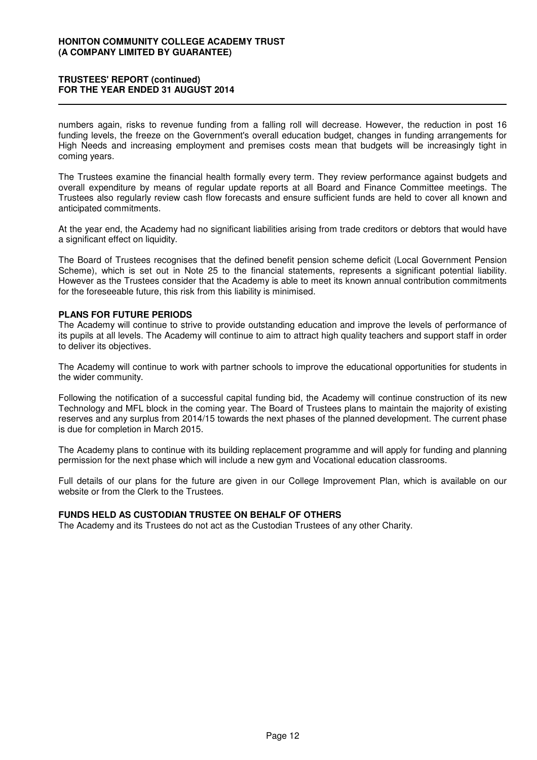numbers again, risks to revenue funding from a falling roll will decrease. However, the reduction in post 16 funding levels, the freeze on the Government's overall education budget, changes in funding arrangements for High Needs and increasing employment and premises costs mean that budgets will be increasingly tight in coming years.

The Trustees examine the financial health formally every term. They review performance against budgets and overall expenditure by means of regular update reports at all Board and Finance Committee meetings. The Trustees also regularly review cash flow forecasts and ensure sufficient funds are held to cover all known and anticipated commitments.

At the year end, the Academy had no significant liabilities arising from trade creditors or debtors that would have a significant effect on liquidity.

The Board of Trustees recognises that the defined benefit pension scheme deficit (Local Government Pension Scheme), which is set out in Note 25 to the financial statements, represents a significant potential liability. However as the Trustees consider that the Academy is able to meet its known annual contribution commitments for the foreseeable future, this risk from this liability is minimised.

## PLANS FOR FUTURE PERIODS

The Academy will continue to strive to provide outstanding education and improve the levels of performance of its pupils at all levels. The Academy will continue to aim to attract high quality teachers and support staff in order to deliver its objectives.

The Academy will continue to work with partner schools to improve the educational opportunities for students in the wider community.

Following the notification of a successful capital funding bid, the Academy will continue construction of its new Technology and MFL block in the coming year. The Board of Trustees plans to maintain the majority of existing reserves and any surplus from 2014/15 towards the next phases of the planned development. The current phase is due for completion in March 2015.

The Academy plans to continue with its building replacement programme and will apply for funding and planning permission for the next phase which will include a new gym and Vocational education classrooms.

Full details of our plans for the future are given in our College Improvement Plan, which is available on our website or from the Clerk to the Trustees.

## FUNDS HELD AS CUSTODIAN TRUSTEE ON BEHALF OF OTHERS

The Academy and its Trustees do not act as the Custodian Trustees of any other Charity.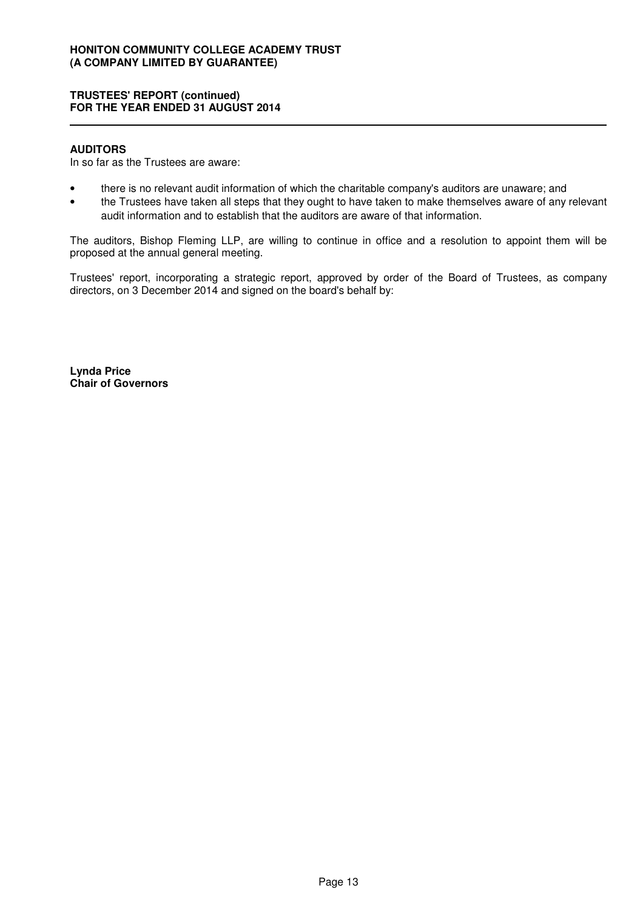## AUDITORS

In so far as the Trustees are aware:

- there is no relevant audit information of which the charitable company's auditors are unaware; and
- the Trustees have taken all steps that they ought to have taken to make themselves aware of any relevant audit information and to establish that the auditors are aware of that information.

The auditors, Bishop Fleming LLP, are willing to continue in office and a resolution to appoint them will be proposed at the annual general meeting.

Trustees' report, incorporating a strategic report, approved by order of the Board of Trustees, as company directors, on 3 December 2014 and signed on the board's behalf by:

**Lynda Price**
**Chair of Governors**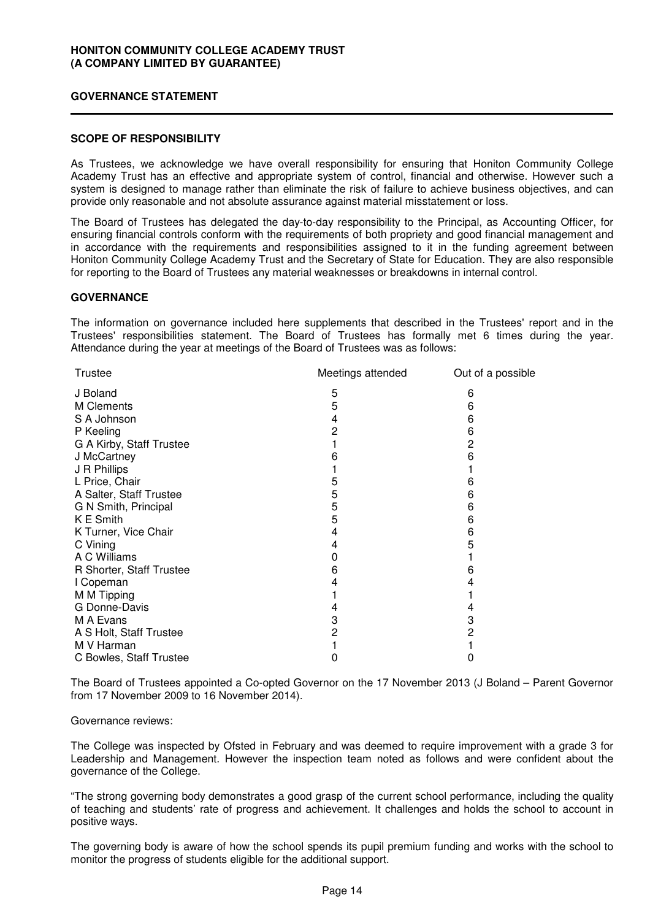# HONITON COMMUNITY COLLEGE ACADEMY TRUST
# (A COMPANY LIMITED BY GUARANTEE)

## GOVERNANCE STATEMENT

### SCOPE OF RESPONSIBILITY

As Trustees, we acknowledge we have overall responsibility for ensuring that Honiton Community College Academy Trust has an effective and appropriate system of control, financial and otherwise. However such a system is designed to manage rather than eliminate the risk of failure to achieve business objectives, and can provide only reasonable and not absolute assurance against material misstatement or loss.

The Board of Trustees has delegated the day-to-day responsibility to the Principal, as Accounting Officer, for ensuring financial controls conform with the requirements of both propriety and good financial management and in accordance with the requirements and responsibilities assigned to it in the funding agreement between Honiton Community College Academy Trust and the Secretary of State for Education. They are also responsible for reporting to the Board of Trustees any material weaknesses or breakdowns in internal control.

### GOVERNANCE

The information on governance included here supplements that described in the Trustees' report and in the Trustees' responsibilities statement. The Board of Trustees has formally met 6 times during the year. Attendance during the year at meetings of the Board of Trustees was as follows:

| Trustee | Meetings attended | Out of a possible |
|---|---|---|
| J Boland | 5 | 6 |
| M Clements | 5 | 6 |
| S A Johnson | 4 | 6 |
| P Keeling | 2 | 6 |
| G A Kirby, Staff Trustee | 1 | 2 |
| J McCartney | 6 | 6 |
| J R Phillips | 1 | 1 |
| L Price, Chair | 5 | 6 |
| A Salter, Staff Trustee | 5 | 6 |
| G N Smith, Principal | 5 | 6 |
| K E Smith | 5 | 6 |
| K Turner, Vice Chair | 4 | 6 |
| C Vining | 4 | 5 |
| A C Williams | 0 | 1 |
| R Shorter, Staff Trustee | 6 | 6 |
| I Copeman | 4 | 4 |
| M M Tipping | 1 | 1 |
| G Donne-Davis | 4 | 4 |
| M A Evans | 3 | 3 |
| A S Holt, Staff Trustee | 2 | 2 |
| M V Harman | 1 | 1 |
| C Bowles, Staff Trustee | 0 | 0 |

The Board of Trustees appointed a Co-opted Governor on the 17 November 2013 (J Boland – Parent Governor from 17 November 2009 to 16 November 2014).

Governance reviews:

The College was inspected by Ofsted in February and was deemed to require improvement with a grade 3 for Leadership and Management. However the inspection team noted as follows and were confident about the governance of the College.

"The strong governing body demonstrates a good grasp of the current school performance, including the quality of teaching and students' rate of progress and achievement. It challenges and holds the school to account in positive ways.

The governing body is aware of how the school spends its pupil premium funding and works with the school to monitor the progress of students eligible for the additional support.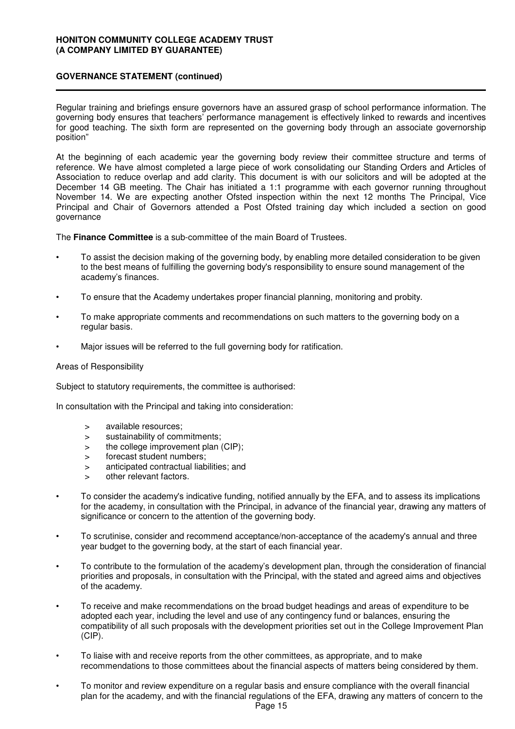## GOVERNANCE STATEMENT (continued)

Regular training and briefings ensure governors have an assured grasp of school performance information. The governing body ensures that teachers' performance management is effectively linked to rewards and incentives for good teaching. The sixth form are represented on the governing body through an associate governorship position"

At the beginning of each academic year the governing body review their committee structure and terms of reference. We have almost completed a large piece of work consolidating our Standing Orders and Articles of Association to reduce overlap and add clarity. This document is with our solicitors and will be adopted at the December 14 GB meeting. The Chair has initiated a 1:1 programme with each governor running throughout November 14. We are expecting another Ofsted inspection within the next 12 months The Principal, Vice Principal and Chair of Governors attended a Post Ofsted training day which included a section on good governance

The **Finance Committee** is a sub-committee of the main Board of Trustees.

- To assist the decision making of the governing body, by enabling more detailed consideration to be given to the best means of fulfilling the governing body's responsibility to ensure sound management of the academy's finances.
- To ensure that the Academy undertakes proper financial planning, monitoring and probity.
- To make appropriate comments and recommendations on such matters to the governing body on a regular basis.
- Major issues will be referred to the full governing body for ratification.

Areas of Responsibility

Subject to statutory requirements, the committee is authorised:

In consultation with the Principal and taking into consideration:

> available resources;
> sustainability of commitments;
> the college improvement plan (CIP);
> forecast student numbers;
> anticipated contractual liabilities; and
> other relevant factors.

- To consider the academy's indicative funding, notified annually by the EFA, and to assess its implications for the academy, in consultation with the Principal, in advance of the financial year, drawing any matters of significance or concern to the attention of the governing body.
- To scrutinise, consider and recommend acceptance/non-acceptance of the academy's annual and three year budget to the governing body, at the start of each financial year.
- To contribute to the formulation of the academy's development plan, through the consideration of financial priorities and proposals, in consultation with the Principal, with the stated and agreed aims and objectives of the academy.
- To receive and make recommendations on the broad budget headings and areas of expenditure to be adopted each year, including the level and use of any contingency fund or balances, ensuring the compatibility of all such proposals with the development priorities set out in the College Improvement Plan (CIP).
- To liaise with and receive reports from the other committees, as appropriate, and to make recommendations to those committees about the financial aspects of matters being considered by them.
- To monitor and review expenditure on a regular basis and ensure compliance with the overall financial plan for the academy, and with the financial regulations of the EFA, drawing any matters of concern to the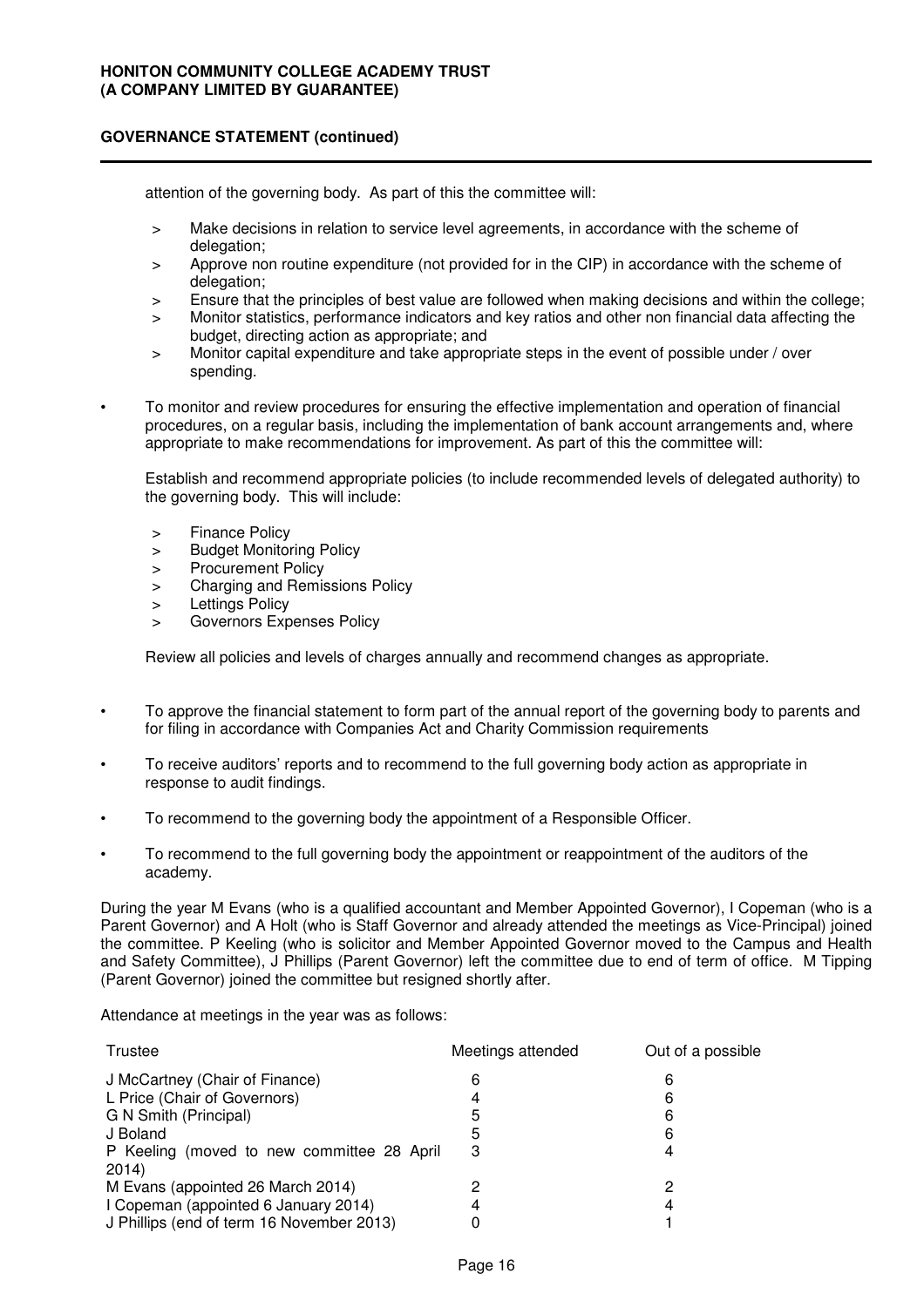attention of the governing body. As part of this the committee will:

> Make decisions in relation to service level agreements, in accordance with the scheme of delegation;
> Approve non routine expenditure (not provided for in the CIP) in accordance with the scheme of delegation;
> Ensure that the principles of best value are followed when making decisions and within the college;
> Monitor statistics, performance indicators and key ratios and other non financial data affecting the budget, directing action as appropriate; and
> Monitor capital expenditure and take appropriate steps in the event of possible under / over spending.

- To monitor and review procedures for ensuring the effective implementation and operation of financial procedures, on a regular basis, including the implementation of bank account arrangements and, where appropriate to make recommendations for improvement. As part of this the committee will:

  Establish and recommend appropriate policies (to include recommended levels of delegated authority) to the governing body. This will include:

  > Finance Policy
  > Budget Monitoring Policy
  > Procurement Policy
  > Charging and Remissions Policy
  > Lettings Policy
  > Governors Expenses Policy

  Review all policies and levels of charges annually and recommend changes as appropriate.

- To approve the financial statement to form part of the annual report of the governing body to parents and for filing in accordance with Companies Act and Charity Commission requirements

- To receive auditors' reports and to recommend to the full governing body action as appropriate in response to audit findings.

- To recommend to the governing body the appointment of a Responsible Officer.

- To recommend to the full governing body the appointment or reappointment of the auditors of the academy.

During the year M Evans (who is a qualified accountant and Member Appointed Governor), I Copeman (who is a Parent Governor) and A Holt (who is Staff Governor and already attended the meetings as Vice-Principal) joined the committee. P Keeling (who is solicitor and Member Appointed Governor moved to the Campus and Health and Safety Committee), J Phillips (Parent Governor) left the committee due to end of term of office. M Tipping (Parent Governor) joined the committee but resigned shortly after.

Attendance at meetings in the year was as follows:

| Trustee | Meetings attended | Out of a possible |
|---|---|---|
| J McCartney (Chair of Finance) | 6 | 6 |
| L Price (Chair of Governors) | 4 | 6 |
| G N Smith (Principal) | 5 | 6 |
| J Boland | 5 | 6 |
| P Keeling (moved to new committee 28 April 2014) | 3 | 4 |
| M Evans (appointed 26 March 2014) | 2 | 2 |
| I Copeman (appointed 6 January 2014) | 4 | 4 |
| J Phillips (end of term 16 November 2013) | 0 | 1 |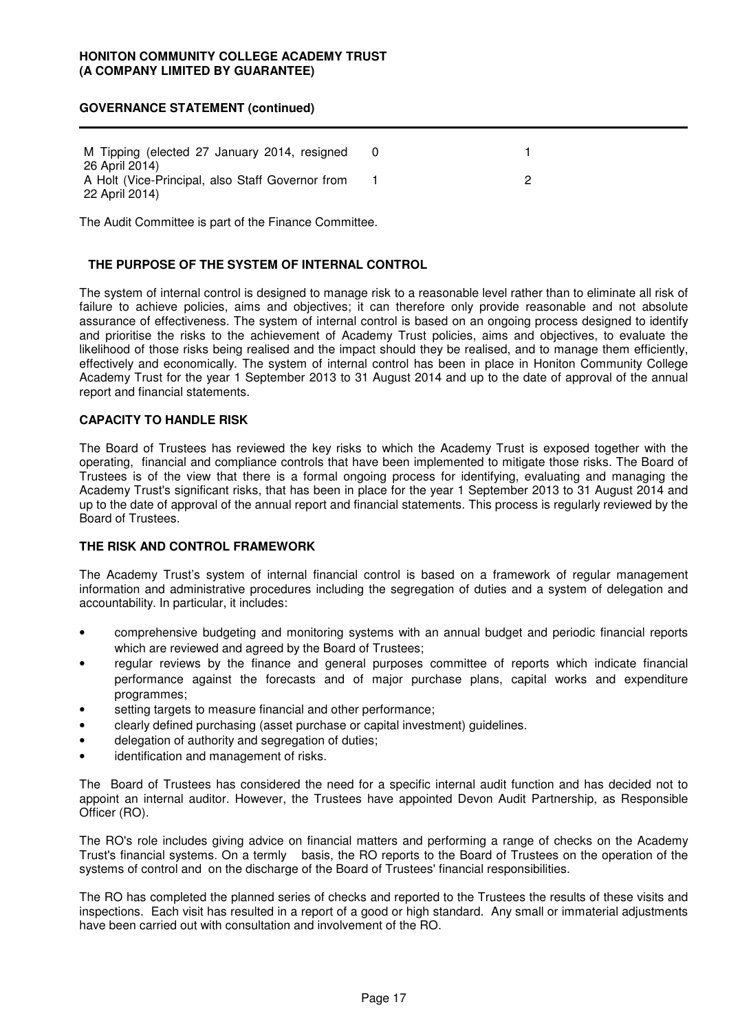| | | |
|---|---|---|
| M Tipping (elected 27 January 2014, resigned 26 April 2014) | 0 | 1 |
| A Holt (Vice-Principal, also Staff Governor from 22 April 2014) | 1 | 2 |

The Audit Committee is part of the Finance Committee.

## THE PURPOSE OF THE SYSTEM OF INTERNAL CONTROL

The system of internal control is designed to manage risk to a reasonable level rather than to eliminate all risk of failure to achieve policies, aims and objectives; it can therefore only provide reasonable and not absolute assurance of effectiveness. The system of internal control is based on an ongoing process designed to identify and prioritise the risks to the achievement of Academy Trust policies, aims and objectives, to evaluate the likelihood of those risks being realised and the impact should they be realised, and to manage them efficiently, effectively and economically. The system of internal control has been in place in Honiton Community College Academy Trust for the year 1 September 2013 to 31 August 2014 and up to the date of approval of the annual report and financial statements.

## CAPACITY TO HANDLE RISK

The Board of Trustees has reviewed the key risks to which the Academy Trust is exposed together with the operating, financial and compliance controls that have been implemented to mitigate those risks. The Board of Trustees is of the view that there is a formal ongoing process for identifying, evaluating and managing the Academy Trust's significant risks, that has been in place for the year 1 September 2013 to 31 August 2014 and up to the date of approval of the annual report and financial statements. This process is regularly reviewed by the Board of Trustees.

## THE RISK AND CONTROL FRAMEWORK

The Academy Trust's system of internal financial control is based on a framework of regular management information and administrative procedures including the segregation of duties and a system of delegation and accountability. In particular, it includes:

- comprehensive budgeting and monitoring systems with an annual budget and periodic financial reports which are reviewed and agreed by the Board of Trustees;
- regular reviews by the finance and general purposes committee of reports which indicate financial performance against the forecasts and of major purchase plans, capital works and expenditure programmes;
- setting targets to measure financial and other performance;
- clearly defined purchasing (asset purchase or capital investment) guidelines.
- delegation of authority and segregation of duties;
- identification and management of risks.

The Board of Trustees has considered the need for a specific internal audit function and has decided not to appoint an internal auditor. However, the Trustees have appointed Devon Audit Partnership, as Responsible Officer (RO).

The RO's role includes giving advice on financial matters and performing a range of checks on the Academy Trust's financial systems. On a termly basis, the RO reports to the Board of Trustees on the operation of the systems of control and on the discharge of the Board of Trustees' financial responsibilities.

The RO has completed the planned series of checks and reported to the Trustees the results of these visits and inspections. Each visit has resulted in a report of a good or high standard. Any small or immaterial adjustments have been carried out with consultation and involvement of the RO.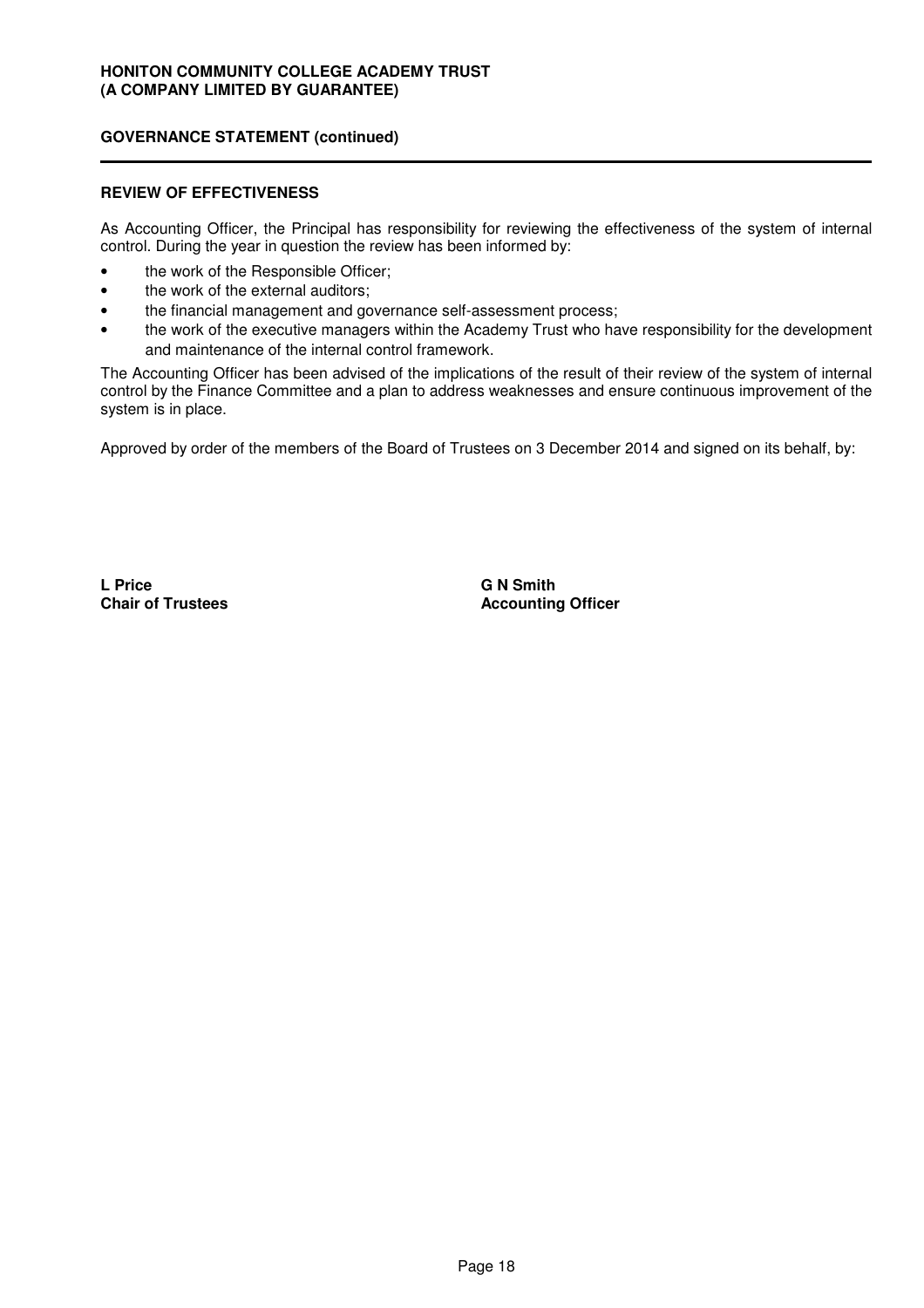## GOVERNANCE STATEMENT (continued)

### REVIEW OF EFFECTIVENESS

As Accounting Officer, the Principal has responsibility for reviewing the effectiveness of the system of internal control. During the year in question the review has been informed by:

- the work of the Responsible Officer;
- the work of the external auditors;
- the financial management and governance self-assessment process;
- the work of the executive managers within the Academy Trust who have responsibility for the development and maintenance of the internal control framework.

The Accounting Officer has been advised of the implications of the result of their review of the system of internal control by the Finance Committee and a plan to address weaknesses and ensure continuous improvement of the system is in place.

Approved by order of the members of the Board of Trustees on 3 December 2014 and signed on its behalf, by:

| | |
|---|---|
| **L Price** | **G N Smith** |
| **Chair of Trustees** | **Accounting Officer** |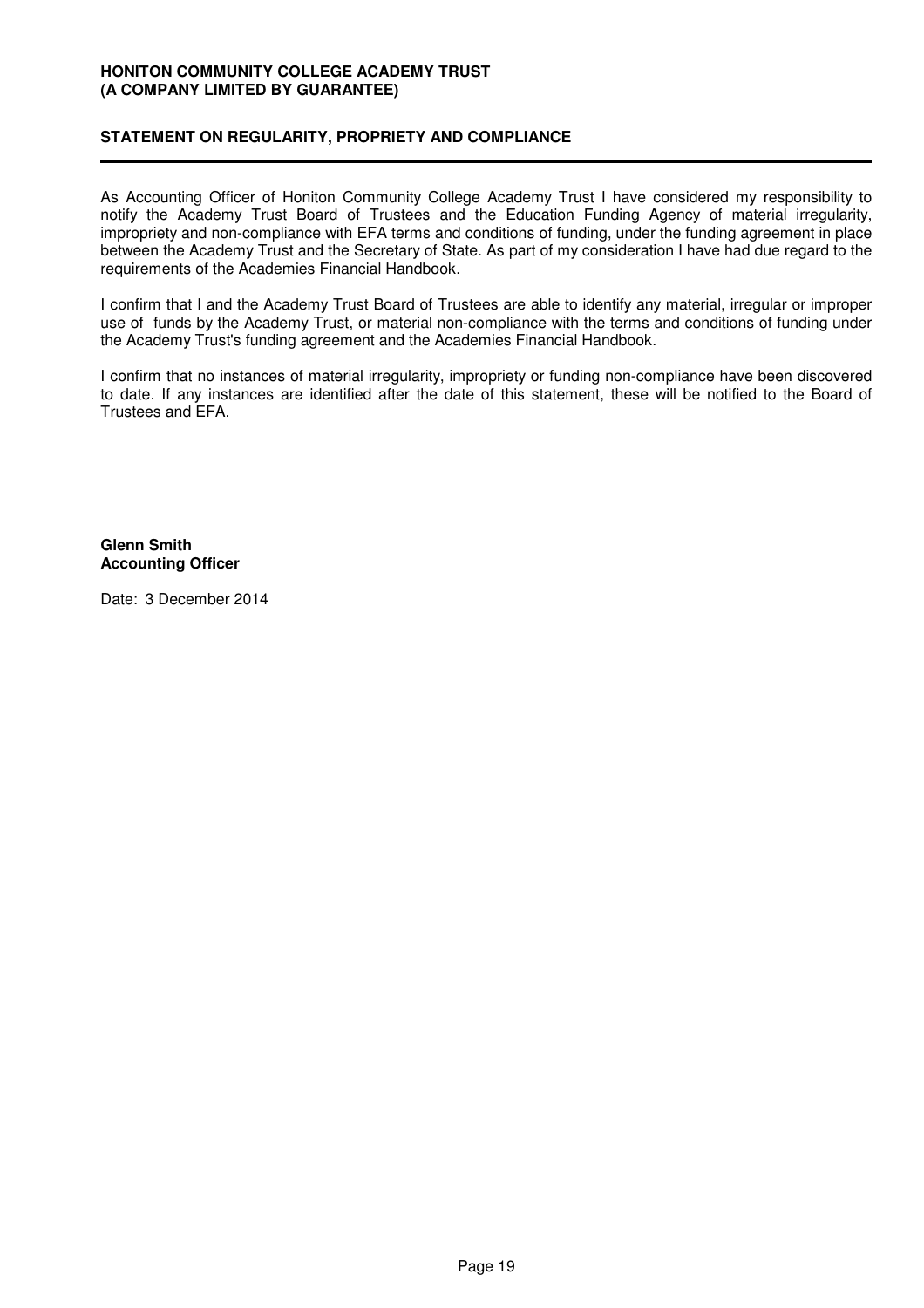**HONITON COMMUNITY COLLEGE ACADEMY TRUST**
**(A COMPANY LIMITED BY GUARANTEE)**

## STATEMENT ON REGULARITY, PROPRIETY AND COMPLIANCE

As Accounting Officer of Honiton Community College Academy Trust I have considered my responsibility to notify the Academy Trust Board of Trustees and the Education Funding Agency of material irregularity, impropriety and non-compliance with EFA terms and conditions of funding, under the funding agreement in place between the Academy Trust and the Secretary of State. As part of my consideration I have had due regard to the requirements of the Academies Financial Handbook.

I confirm that I and the Academy Trust Board of Trustees are able to identify any material, irregular or improper use of funds by the Academy Trust, or material non-compliance with the terms and conditions of funding under the Academy Trust's funding agreement and the Academies Financial Handbook.

I confirm that no instances of material irregularity, impropriety or funding non-compliance have been discovered to date. If any instances are identified after the date of this statement, these will be notified to the Board of Trustees and EFA.

**Glenn Smith**
**Accounting Officer**

Date: 3 December 2014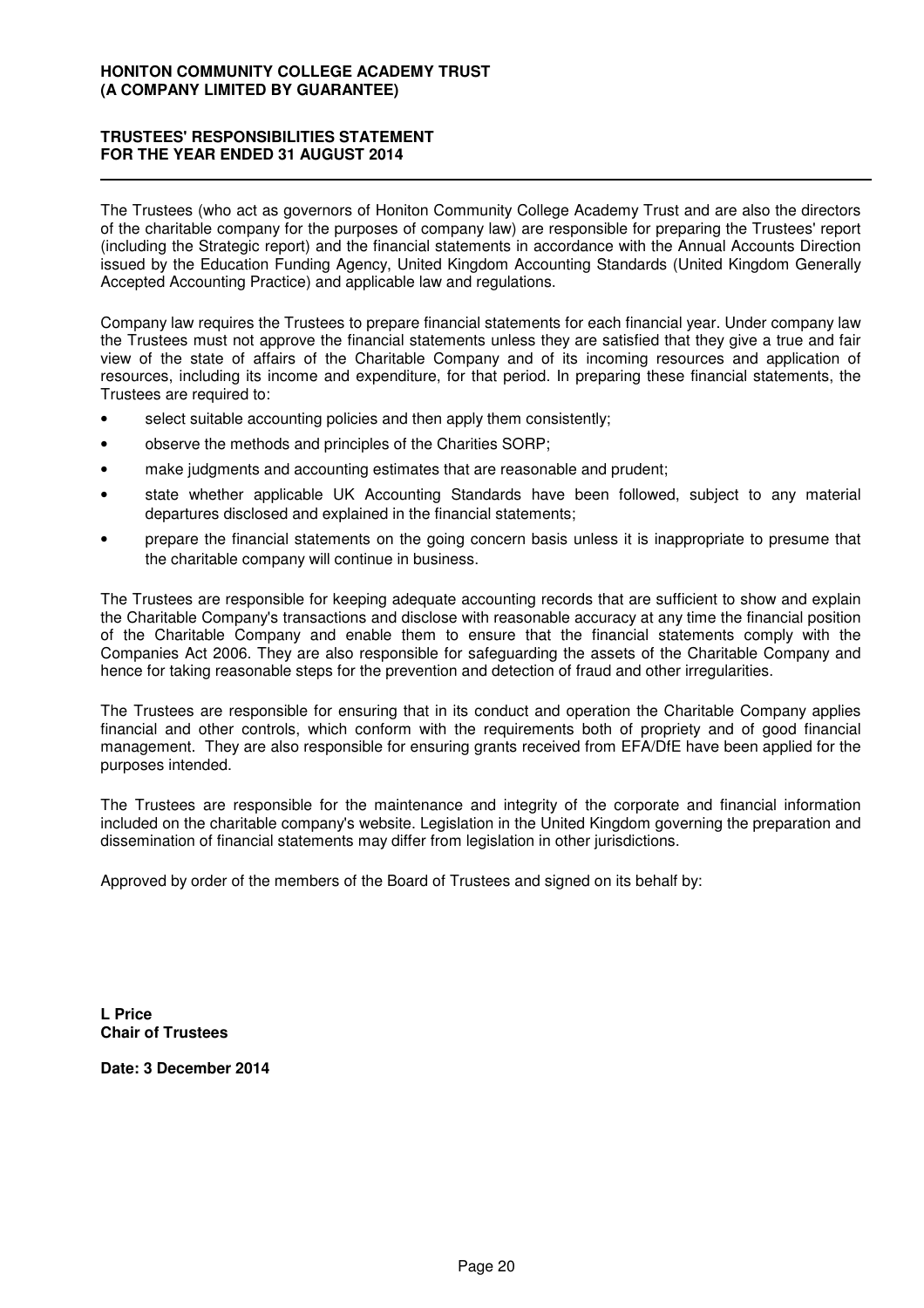**HONITON COMMUNITY COLLEGE ACADEMY TRUST**
**(A COMPANY LIMITED BY GUARANTEE)**

# TRUSTEES' RESPONSIBILITIES STATEMENT FOR THE YEAR ENDED 31 AUGUST 2014

The Trustees (who act as governors of Honiton Community College Academy Trust and are also the directors of the charitable company for the purposes of company law) are responsible for preparing the Trustees' report (including the Strategic report) and the financial statements in accordance with the Annual Accounts Direction issued by the Education Funding Agency, United Kingdom Accounting Standards (United Kingdom Generally Accepted Accounting Practice) and applicable law and regulations.

Company law requires the Trustees to prepare financial statements for each financial year. Under company law the Trustees must not approve the financial statements unless they are satisfied that they give a true and fair view of the state of affairs of the Charitable Company and of its incoming resources and application of resources, including its income and expenditure, for that period. In preparing these financial statements, the Trustees are required to:

- select suitable accounting policies and then apply them consistently;
- observe the methods and principles of the Charities SORP;
- make judgments and accounting estimates that are reasonable and prudent;
- state whether applicable UK Accounting Standards have been followed, subject to any material departures disclosed and explained in the financial statements;
- prepare the financial statements on the going concern basis unless it is inappropriate to presume that the charitable company will continue in business.

The Trustees are responsible for keeping adequate accounting records that are sufficient to show and explain the Charitable Company's transactions and disclose with reasonable accuracy at any time the financial position of the Charitable Company and enable them to ensure that the financial statements comply with the Companies Act 2006. They are also responsible for safeguarding the assets of the Charitable Company and hence for taking reasonable steps for the prevention and detection of fraud and other irregularities.

The Trustees are responsible for ensuring that in its conduct and operation the Charitable Company applies financial and other controls, which conform with the requirements both of propriety and of good financial management. They are also responsible for ensuring grants received from EFA/DfE have been applied for the purposes intended.

The Trustees are responsible for the maintenance and integrity of the corporate and financial information included on the charitable company's website. Legislation in the United Kingdom governing the preparation and dissemination of financial statements may differ from legislation in other jurisdictions.

Approved by order of the members of the Board of Trustees and signed on its behalf by:

**L Price**
**Chair of Trustees**

**Date: 3 December 2014**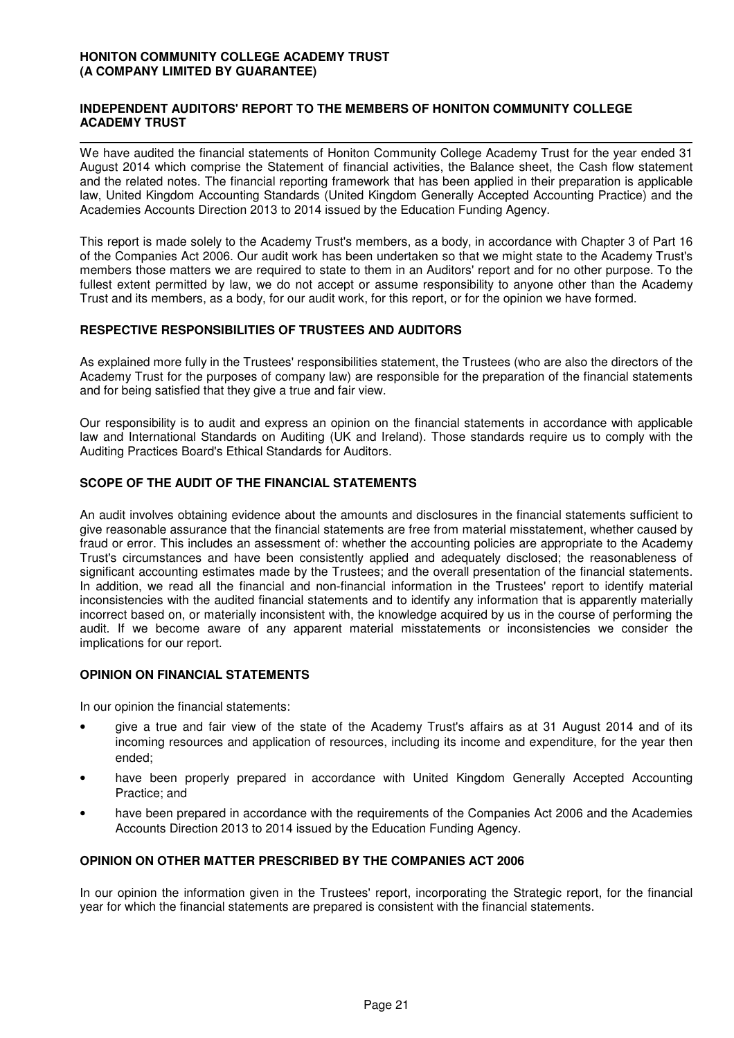**HONITON COMMUNITY COLLEGE ACADEMY TRUST**
**(A COMPANY LIMITED BY GUARANTEE)**

## INDEPENDENT AUDITORS' REPORT TO THE MEMBERS OF HONITON COMMUNITY COLLEGE ACADEMY TRUST

We have audited the financial statements of Honiton Community College Academy Trust for the year ended 31 August 2014 which comprise the Statement of financial activities, the Balance sheet, the Cash flow statement and the related notes. The financial reporting framework that has been applied in their preparation is applicable law, United Kingdom Accounting Standards (United Kingdom Generally Accepted Accounting Practice) and the Academies Accounts Direction 2013 to 2014 issued by the Education Funding Agency.

This report is made solely to the Academy Trust's members, as a body, in accordance with Chapter 3 of Part 16 of the Companies Act 2006. Our audit work has been undertaken so that we might state to the Academy Trust's members those matters we are required to state to them in an Auditors' report and for no other purpose. To the fullest extent permitted by law, we do not accept or assume responsibility to anyone other than the Academy Trust and its members, as a body, for our audit work, for this report, or for the opinion we have formed.

### RESPECTIVE RESPONSIBILITIES OF TRUSTEES AND AUDITORS

As explained more fully in the Trustees' responsibilities statement, the Trustees (who are also the directors of the Academy Trust for the purposes of company law) are responsible for the preparation of the financial statements and for being satisfied that they give a true and fair view.

Our responsibility is to audit and express an opinion on the financial statements in accordance with applicable law and International Standards on Auditing (UK and Ireland). Those standards require us to comply with the Auditing Practices Board's Ethical Standards for Auditors.

### SCOPE OF THE AUDIT OF THE FINANCIAL STATEMENTS

An audit involves obtaining evidence about the amounts and disclosures in the financial statements sufficient to give reasonable assurance that the financial statements are free from material misstatement, whether caused by fraud or error. This includes an assessment of: whether the accounting policies are appropriate to the Academy Trust's circumstances and have been consistently applied and adequately disclosed; the reasonableness of significant accounting estimates made by the Trustees; and the overall presentation of the financial statements. In addition, we read all the financial and non-financial information in the Trustees' report to identify material inconsistencies with the audited financial statements and to identify any information that is apparently materially incorrect based on, or materially inconsistent with, the knowledge acquired by us in the course of performing the audit. If we become aware of any apparent material misstatements or inconsistencies we consider the implications for our report.

### OPINION ON FINANCIAL STATEMENTS

In our opinion the financial statements:

- give a true and fair view of the state of the Academy Trust's affairs as at 31 August 2014 and of its incoming resources and application of resources, including its income and expenditure, for the year then ended;
- have been properly prepared in accordance with United Kingdom Generally Accepted Accounting Practice; and
- have been prepared in accordance with the requirements of the Companies Act 2006 and the Academies Accounts Direction 2013 to 2014 issued by the Education Funding Agency.

### OPINION ON OTHER MATTER PRESCRIBED BY THE COMPANIES ACT 2006

In our opinion the information given in the Trustees' report, incorporating the Strategic report, for the financial year for which the financial statements are prepared is consistent with the financial statements.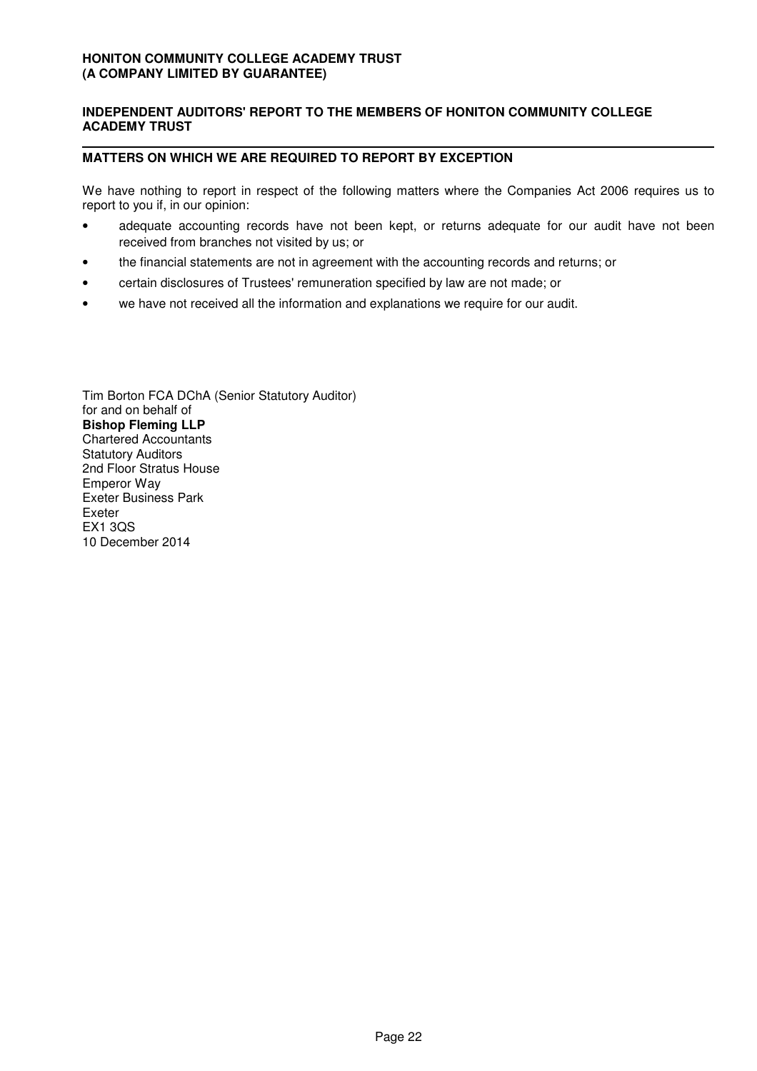**HONITON COMMUNITY COLLEGE ACADEMY TRUST**
**(A COMPANY LIMITED BY GUARANTEE)**

**INDEPENDENT AUDITORS' REPORT TO THE MEMBERS OF HONITON COMMUNITY COLLEGE ACADEMY TRUST**

**MATTERS ON WHICH WE ARE REQUIRED TO REPORT BY EXCEPTION**

We have nothing to report in respect of the following matters where the Companies Act 2006 requires us to report to you if, in our opinion:

- adequate accounting records have not been kept, or returns adequate for our audit have not been received from branches not visited by us; or
- the financial statements are not in agreement with the accounting records and returns; or
- certain disclosures of Trustees' remuneration specified by law are not made; or
- we have not received all the information and explanations we require for our audit.

Tim Borton FCA DChA (Senior Statutory Auditor)
for and on behalf of
**Bishop Fleming LLP**
Chartered Accountants
Statutory Auditors
2nd Floor Stratus House
Emperor Way
Exeter Business Park
Exeter
EX1 3QS
10 December 2014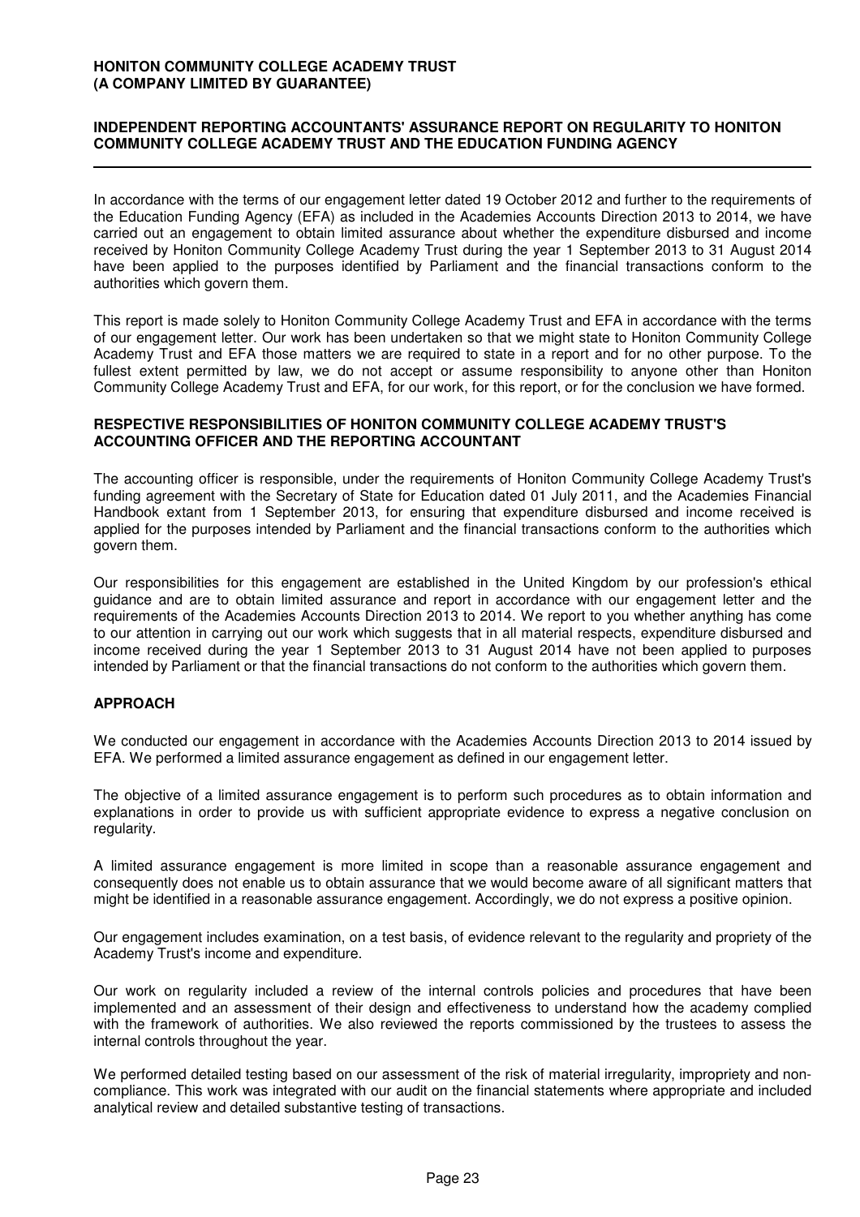**HONITON COMMUNITY COLLEGE ACADEMY TRUST**
**(A COMPANY LIMITED BY GUARANTEE)**

## INDEPENDENT REPORTING ACCOUNTANTS' ASSURANCE REPORT ON REGULARITY TO HONITON COMMUNITY COLLEGE ACADEMY TRUST AND THE EDUCATION FUNDING AGENCY

In accordance with the terms of our engagement letter dated 19 October 2012 and further to the requirements of the Education Funding Agency (EFA) as included in the Academies Accounts Direction 2013 to 2014, we have carried out an engagement to obtain limited assurance about whether the expenditure disbursed and income received by Honiton Community College Academy Trust during the year 1 September 2013 to 31 August 2014 have been applied to the purposes identified by Parliament and the financial transactions conform to the authorities which govern them.

This report is made solely to Honiton Community College Academy Trust and EFA in accordance with the terms of our engagement letter. Our work has been undertaken so that we might state to Honiton Community College Academy Trust and EFA those matters we are required to state in a report and for no other purpose. To the fullest extent permitted by law, we do not accept or assume responsibility to anyone other than Honiton Community College Academy Trust and EFA, for our work, for this report, or for the conclusion we have formed.

### RESPECTIVE RESPONSIBILITIES OF HONITON COMMUNITY COLLEGE ACADEMY TRUST'S ACCOUNTING OFFICER AND THE REPORTING ACCOUNTANT

The accounting officer is responsible, under the requirements of Honiton Community College Academy Trust's funding agreement with the Secretary of State for Education dated 01 July 2011, and the Academies Financial Handbook extant from 1 September 2013, for ensuring that expenditure disbursed and income received is applied for the purposes intended by Parliament and the financial transactions conform to the authorities which govern them.

Our responsibilities for this engagement are established in the United Kingdom by our profession's ethical guidance and are to obtain limited assurance and report in accordance with our engagement letter and the requirements of the Academies Accounts Direction 2013 to 2014. We report to you whether anything has come to our attention in carrying out our work which suggests that in all material respects, expenditure disbursed and income received during the year 1 September 2013 to 31 August 2014 have not been applied to purposes intended by Parliament or that the financial transactions do not conform to the authorities which govern them.

### APPROACH

We conducted our engagement in accordance with the Academies Accounts Direction 2013 to 2014 issued by EFA. We performed a limited assurance engagement as defined in our engagement letter.

The objective of a limited assurance engagement is to perform such procedures as to obtain information and explanations in order to provide us with sufficient appropriate evidence to express a negative conclusion on regularity.

A limited assurance engagement is more limited in scope than a reasonable assurance engagement and consequently does not enable us to obtain assurance that we would become aware of all significant matters that might be identified in a reasonable assurance engagement. Accordingly, we do not express a positive opinion.

Our engagement includes examination, on a test basis, of evidence relevant to the regularity and propriety of the Academy Trust's income and expenditure.

Our work on regularity included a review of the internal controls policies and procedures that have been implemented and an assessment of their design and effectiveness to understand how the academy complied with the framework of authorities. We also reviewed the reports commissioned by the trustees to assess the internal controls throughout the year.

We performed detailed testing based on our assessment of the risk of material irregularity, impropriety and non-compliance. This work was integrated with our audit on the financial statements where appropriate and included analytical review and detailed substantive testing of transactions.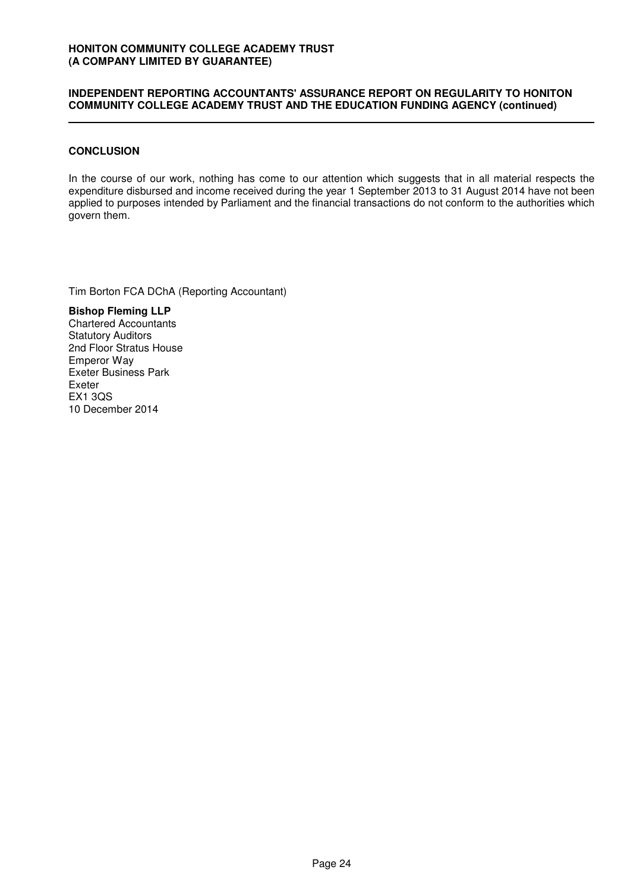## CONCLUSION

In the course of our work, nothing has come to our attention which suggests that in all material respects the expenditure disbursed and income received during the year 1 September 2013 to 31 August 2014 have not been applied to purposes intended by Parliament and the financial transactions do not conform to the authorities which govern them.

Tim Borton FCA DChA (Reporting Accountant)

**Bishop Fleming LLP**
Chartered Accountants
Statutory Auditors
2nd Floor Stratus House
Emperor Way
Exeter Business Park
Exeter
EX1 3QS
10 December 2014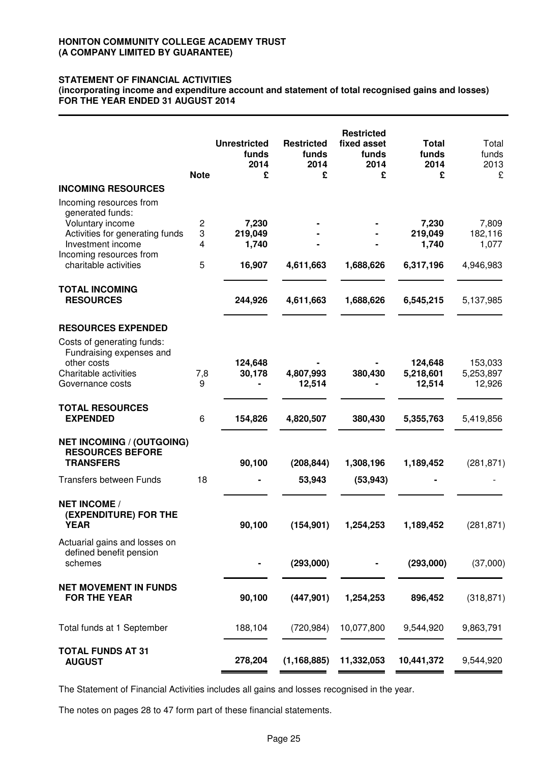**HONITON COMMUNITY COLLEGE ACADEMY TRUST**
**(A COMPANY LIMITED BY GUARANTEE)**

**STATEMENT OF FINANCIAL ACTIVITIES**
**(incorporating income and expenditure account and statement of total recognised gains and losses)**
**FOR THE YEAR ENDED 31 AUGUST 2014**

| | Note | Unrestricted funds 2014 £ | Restricted funds 2014 £ | Restricted fixed asset funds 2014 £ | Total funds 2014 £ | Total funds 2013 £ |
|---|---|---|---|---|---|---|
| **INCOMING RESOURCES** | | | | | | |
| Incoming resources from generated funds: | | | | | | |
| Voluntary income | 2 | 7,230 | - | - | 7,230 | 7,809 |
| Activities for generating funds | 3 | 219,049 | - | - | 219,049 | 182,116 |
| Investment income | 4 | 1,740 | - | - | 1,740 | 1,077 |
| Incoming resources from charitable activities | 5 | 16,907 | 4,611,663 | 1,688,626 | 6,317,196 | 4,946,983 |
| **TOTAL INCOMING RESOURCES** | | **244,926** | **4,611,663** | **1,688,626** | **6,545,215** | 5,137,985 |
| **RESOURCES EXPENDED** | | | | | | |
| Costs of generating funds: Fundraising expenses and other costs | | 124,648 | - | - | 124,648 | 153,033 |
| Charitable activities | 7,8 | 30,178 | 4,807,993 | 380,430 | 5,218,601 | 5,253,897 |
| Governance costs | 9 | - | 12,514 | - | 12,514 | 12,926 |
| **TOTAL RESOURCES EXPENDED** | 6 | **154,826** | **4,820,507** | **380,430** | **5,355,763** | 5,419,856 |
| **NET INCOMING / (OUTGOING) RESOURCES BEFORE TRANSFERS** | | **90,100** | **(208,844)** | **1,308,196** | **1,189,452** | (281,871) |
| Transfers between Funds | 18 | - | 53,943 | (53,943) | - | - |
| **NET INCOME / (EXPENDITURE) FOR THE YEAR** | | **90,100** | **(154,901)** | **1,254,253** | **1,189,452** | (281,871) |
| Actuarial gains and losses on defined benefit pension schemes | | - | (293,000) | - | (293,000) | (37,000) |
| **NET MOVEMENT IN FUNDS FOR THE YEAR** | | **90,100** | **(447,901)** | **1,254,253** | **896,452** | (318,871) |
| Total funds at 1 September | | 188,104 | (720,984) | 10,077,800 | 9,544,920 | 9,863,791 |
| **TOTAL FUNDS AT 31 AUGUST** | | **278,204** | **(1,168,885)** | **11,332,053** | **10,441,372** | 9,544,920 |

The Statement of Financial Activities includes all gains and losses recognised in the year.

The notes on pages 28 to 47 form part of these financial statements.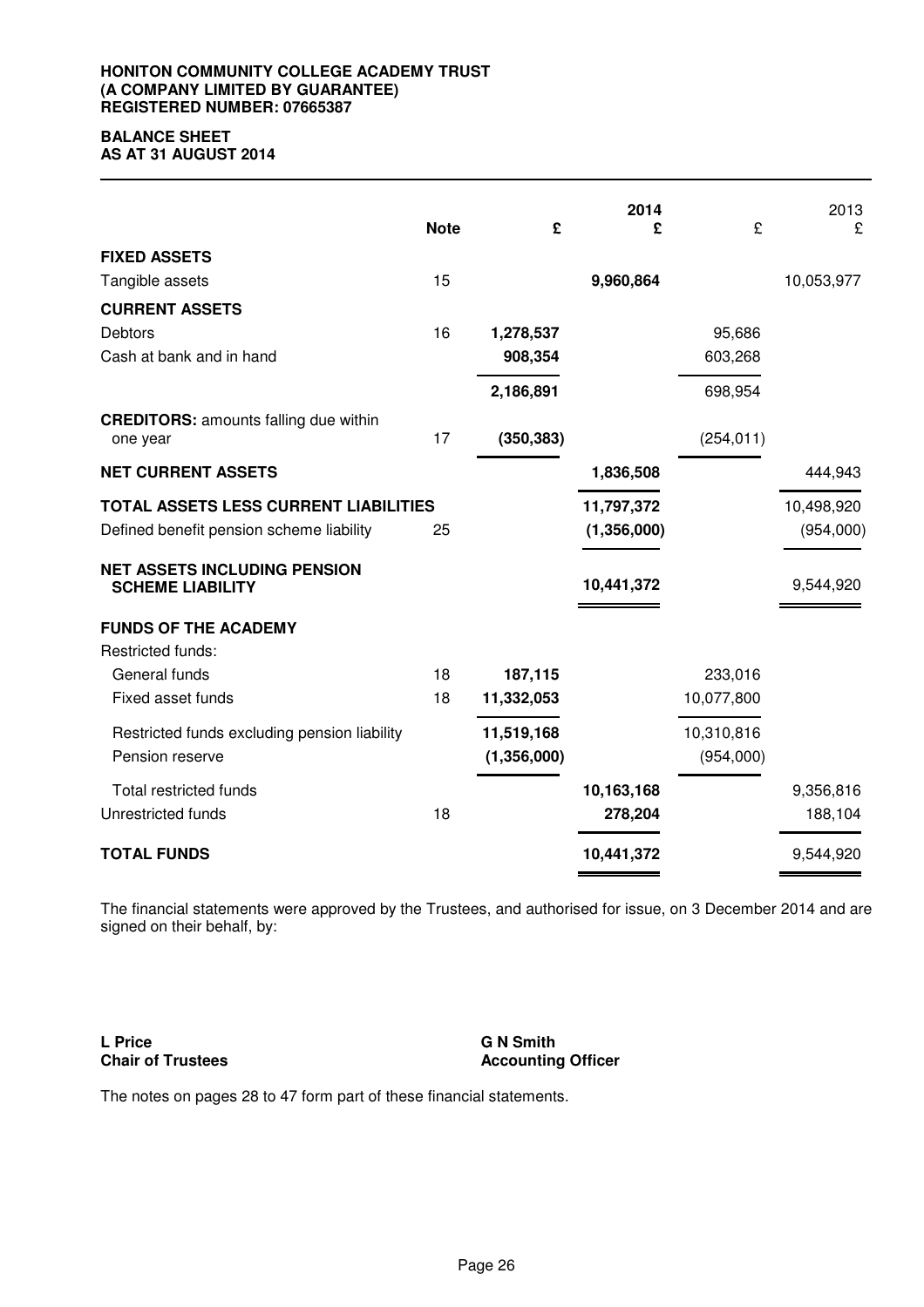**HONITON COMMUNITY COLLEGE ACADEMY TRUST**
**(A COMPANY LIMITED BY GUARANTEE)**
**REGISTERED NUMBER: 07665387**

# BALANCE SHEET
## AS AT 31 AUGUST 2014

| | Note | £ | 2014 £ | £ | 2013 £ |
|---|---|---|---|---|---|
| **FIXED ASSETS** | | | | | |
| Tangible assets | 15 | | **9,960,864** | | 10,053,977 |
| **CURRENT ASSETS** | | | | | |
| Debtors | 16 | **1,278,537** | | 95,686 | |
| Cash at bank and in hand | | **908,354** | | 603,268 | |
| | | **2,186,891** | | 698,954 | |
| **CREDITORS:** amounts falling due within one year | 17 | **(350,383)** | | (254,011) | |
| **NET CURRENT ASSETS** | | | **1,836,508** | | 444,943 |
| **TOTAL ASSETS LESS CURRENT LIABILITIES** | | | **11,797,372** | | 10,498,920 |
| Defined benefit pension scheme liability | 25 | | **(1,356,000)** | | (954,000) |
| **NET ASSETS INCLUDING PENSION SCHEME LIABILITY** | | | **10,441,372** | | 9,544,920 |
| **FUNDS OF THE ACADEMY** | | | | | |
| Restricted funds: | | | | | |
| General funds | 18 | **187,115** | | 233,016 | |
| Fixed asset funds | 18 | **11,332,053** | | 10,077,800 | |
| Restricted funds excluding pension liability | | **11,519,168** | | 10,310,816 | |
| Pension reserve | | **(1,356,000)** | | (954,000) | |
| Total restricted funds | | | **10,163,168** | | 9,356,816 |
| Unrestricted funds | 18 | | **278,204** | | 188,104 |
| **TOTAL FUNDS** | | | **10,441,372** | | 9,544,920 |

The financial statements were approved by the Trustees, and authorised for issue, on 3 December 2014 and are signed on their behalf, by:

**L Price**
**Chair of Trustees**

**G N Smith**
**Accounting Officer**

The notes on pages 28 to 47 form part of these financial statements.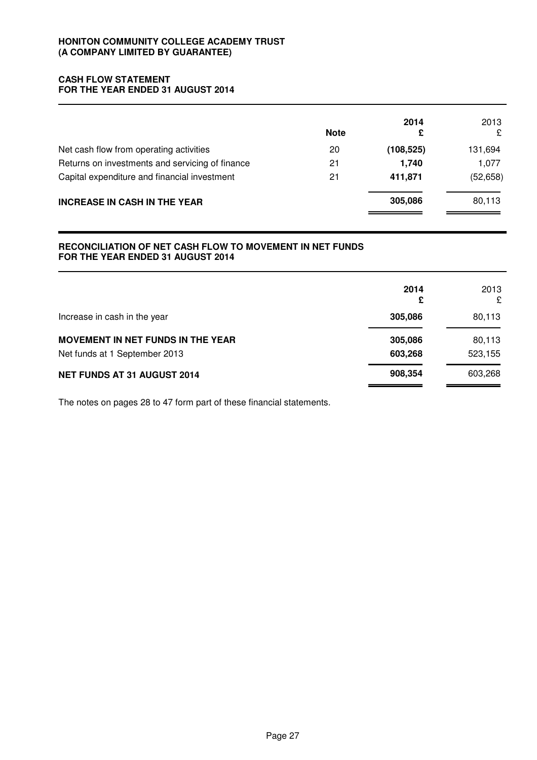**HONITON COMMUNITY COLLEGE ACADEMY TRUST**
**(A COMPANY LIMITED BY GUARANTEE)**

## CASH FLOW STATEMENT
## FOR THE YEAR ENDED 31 AUGUST 2014

| | Note | 2014<br>£ | 2013<br>£ |
|---|---|---|---|
| Net cash flow from operating activities | 20 | **(108,525)** | 131,694 |
| Returns on investments and servicing of finance | 21 | **1,740** | 1,077 |
| Capital expenditure and financial investment | 21 | **411,871** | (52,658) |
| **INCREASE IN CASH IN THE YEAR** | | **305,086** | 80,113 |

## RECONCILIATION OF NET CASH FLOW TO MOVEMENT IN NET FUNDS
## FOR THE YEAR ENDED 31 AUGUST 2014

| | 2014<br>£ | 2013<br>£ |
|---|---|---|
| Increase in cash in the year | **305,086** | 80,113 |
| **MOVEMENT IN NET FUNDS IN THE YEAR** | **305,086** | 80,113 |
| Net funds at 1 September 2013 | **603,268** | 523,155 |
| **NET FUNDS AT 31 AUGUST 2014** | **908,354** | 603,268 |

The notes on pages 28 to 47 form part of these financial statements.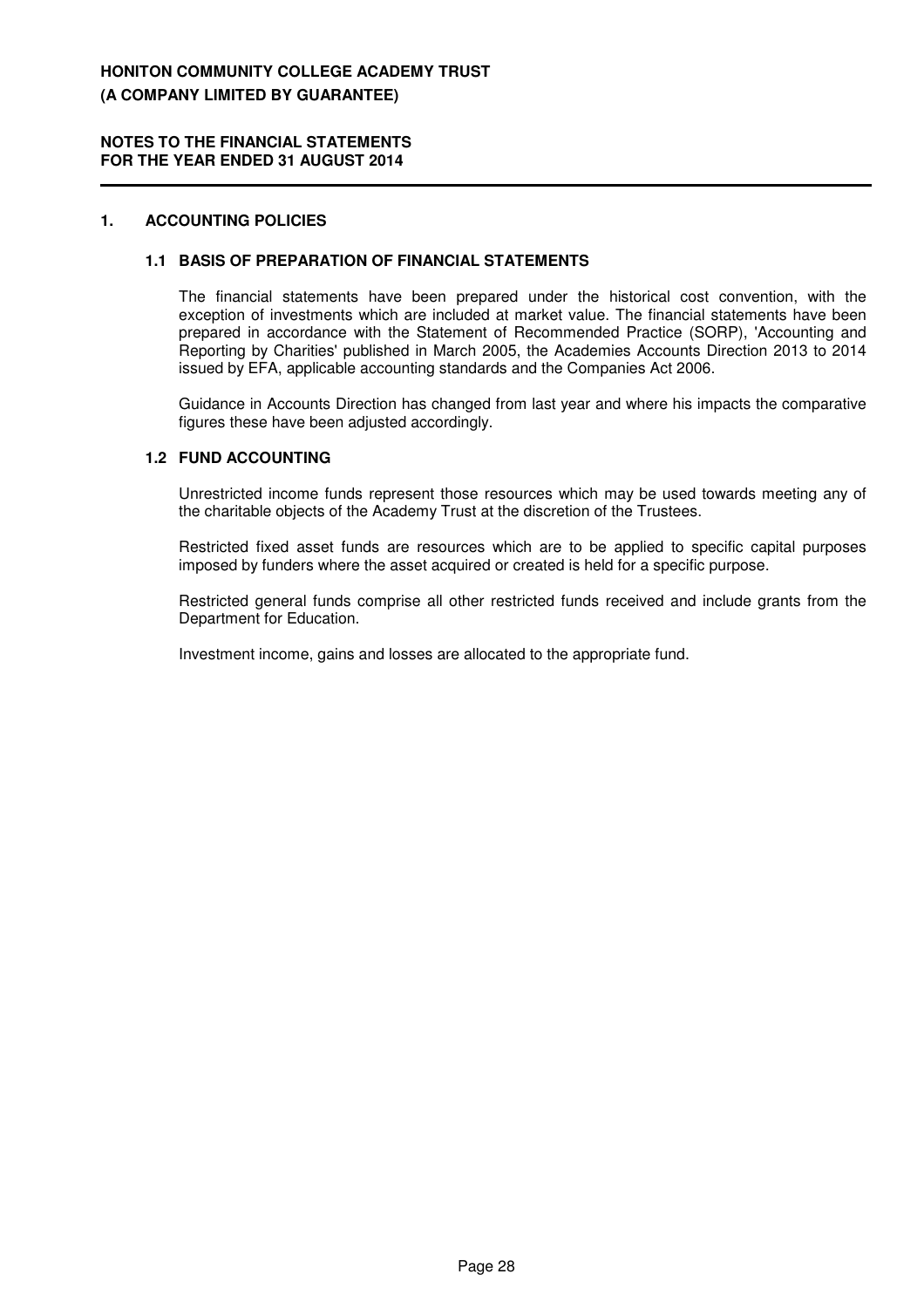**HONITON COMMUNITY COLLEGE ACADEMY TRUST**
**(A COMPANY LIMITED BY GUARANTEE)**

**NOTES TO THE FINANCIAL STATEMENTS**
**FOR THE YEAR ENDED 31 AUGUST 2014**

## 1. ACCOUNTING POLICIES

### 1.1 BASIS OF PREPARATION OF FINANCIAL STATEMENTS

The financial statements have been prepared under the historical cost convention, with the exception of investments which are included at market value. The financial statements have been prepared in accordance with the Statement of Recommended Practice (SORP), 'Accounting and Reporting by Charities' published in March 2005, the Academies Accounts Direction 2013 to 2014 issued by EFA, applicable accounting standards and the Companies Act 2006.

Guidance in Accounts Direction has changed from last year and where his impacts the comparative figures these have been adjusted accordingly.

### 1.2 FUND ACCOUNTING

Unrestricted income funds represent those resources which may be used towards meeting any of the charitable objects of the Academy Trust at the discretion of the Trustees.

Restricted fixed asset funds are resources which are to be applied to specific capital purposes imposed by funders where the asset acquired or created is held for a specific purpose.

Restricted general funds comprise all other restricted funds received and include grants from the Department for Education.

Investment income, gains and losses are allocated to the appropriate fund.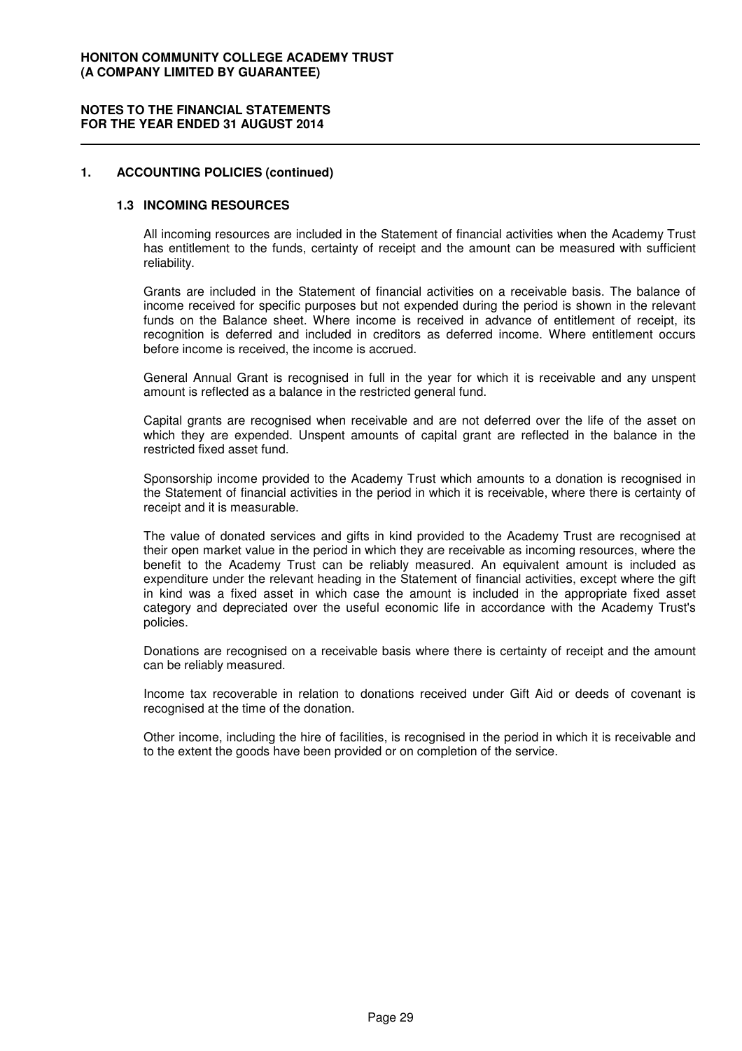**HONITON COMMUNITY COLLEGE ACADEMY TRUST**
**(A COMPANY LIMITED BY GUARANTEE)**

**NOTES TO THE FINANCIAL STATEMENTS**
**FOR THE YEAR ENDED 31 AUGUST 2014**

## 1. ACCOUNTING POLICIES (continued)

### 1.3 INCOMING RESOURCES

All incoming resources are included in the Statement of financial activities when the Academy Trust has entitlement to the funds, certainty of receipt and the amount can be measured with sufficient reliability.

Grants are included in the Statement of financial activities on a receivable basis. The balance of income received for specific purposes but not expended during the period is shown in the relevant funds on the Balance sheet. Where income is received in advance of entitlement of receipt, its recognition is deferred and included in creditors as deferred income. Where entitlement occurs before income is received, the income is accrued.

General Annual Grant is recognised in full in the year for which it is receivable and any unspent amount is reflected as a balance in the restricted general fund.

Capital grants are recognised when receivable and are not deferred over the life of the asset on which they are expended. Unspent amounts of capital grant are reflected in the balance in the restricted fixed asset fund.

Sponsorship income provided to the Academy Trust which amounts to a donation is recognised in the Statement of financial activities in the period in which it is receivable, where there is certainty of receipt and it is measurable.

The value of donated services and gifts in kind provided to the Academy Trust are recognised at their open market value in the period in which they are receivable as incoming resources, where the benefit to the Academy Trust can be reliably measured. An equivalent amount is included as expenditure under the relevant heading in the Statement of financial activities, except where the gift in kind was a fixed asset in which case the amount is included in the appropriate fixed asset category and depreciated over the useful economic life in accordance with the Academy Trust's policies.

Donations are recognised on a receivable basis where there is certainty of receipt and the amount can be reliably measured.

Income tax recoverable in relation to donations received under Gift Aid or deeds of covenant is recognised at the time of the donation.

Other income, including the hire of facilities, is recognised in the period in which it is receivable and to the extent the goods have been provided or on completion of the service.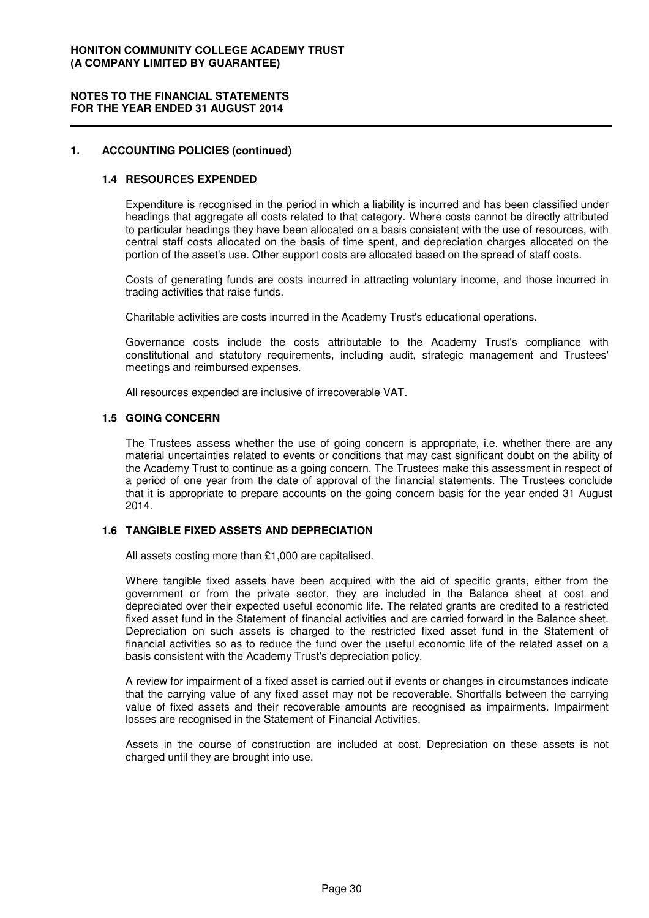## 1. ACCOUNTING POLICIES (continued)

### 1.4 RESOURCES EXPENDED

Expenditure is recognised in the period in which a liability is incurred and has been classified under headings that aggregate all costs related to that category. Where costs cannot be directly attributed to particular headings they have been allocated on a basis consistent with the use of resources, with central staff costs allocated on the basis of time spent, and depreciation charges allocated on the portion of the asset's use. Other support costs are allocated based on the spread of staff costs.

Costs of generating funds are costs incurred in attracting voluntary income, and those incurred in trading activities that raise funds.

Charitable activities are costs incurred in the Academy Trust's educational operations.

Governance costs include the costs attributable to the Academy Trust's compliance with constitutional and statutory requirements, including audit, strategic management and Trustees' meetings and reimbursed expenses.

All resources expended are inclusive of irrecoverable VAT.

### 1.5 GOING CONCERN

The Trustees assess whether the use of going concern is appropriate, i.e. whether there are any material uncertainties related to events or conditions that may cast significant doubt on the ability of the Academy Trust to continue as a going concern. The Trustees make this assessment in respect of a period of one year from the date of approval of the financial statements. The Trustees conclude that it is appropriate to prepare accounts on the going concern basis for the year ended 31 August 2014.

### 1.6 TANGIBLE FIXED ASSETS AND DEPRECIATION

All assets costing more than £1,000 are capitalised.

Where tangible fixed assets have been acquired with the aid of specific grants, either from the government or from the private sector, they are included in the Balance sheet at cost and depreciated over their expected useful economic life. The related grants are credited to a restricted fixed asset fund in the Statement of financial activities and are carried forward in the Balance sheet. Depreciation on such assets is charged to the restricted fixed asset fund in the Statement of financial activities so as to reduce the fund over the useful economic life of the related asset on a basis consistent with the Academy Trust's depreciation policy.

A review for impairment of a fixed asset is carried out if events or changes in circumstances indicate that the carrying value of any fixed asset may not be recoverable. Shortfalls between the carrying value of fixed assets and their recoverable amounts are recognised as impairments. Impairment losses are recognised in the Statement of Financial Activities.

Assets in the course of construction are included at cost. Depreciation on these assets is not charged until they are brought into use.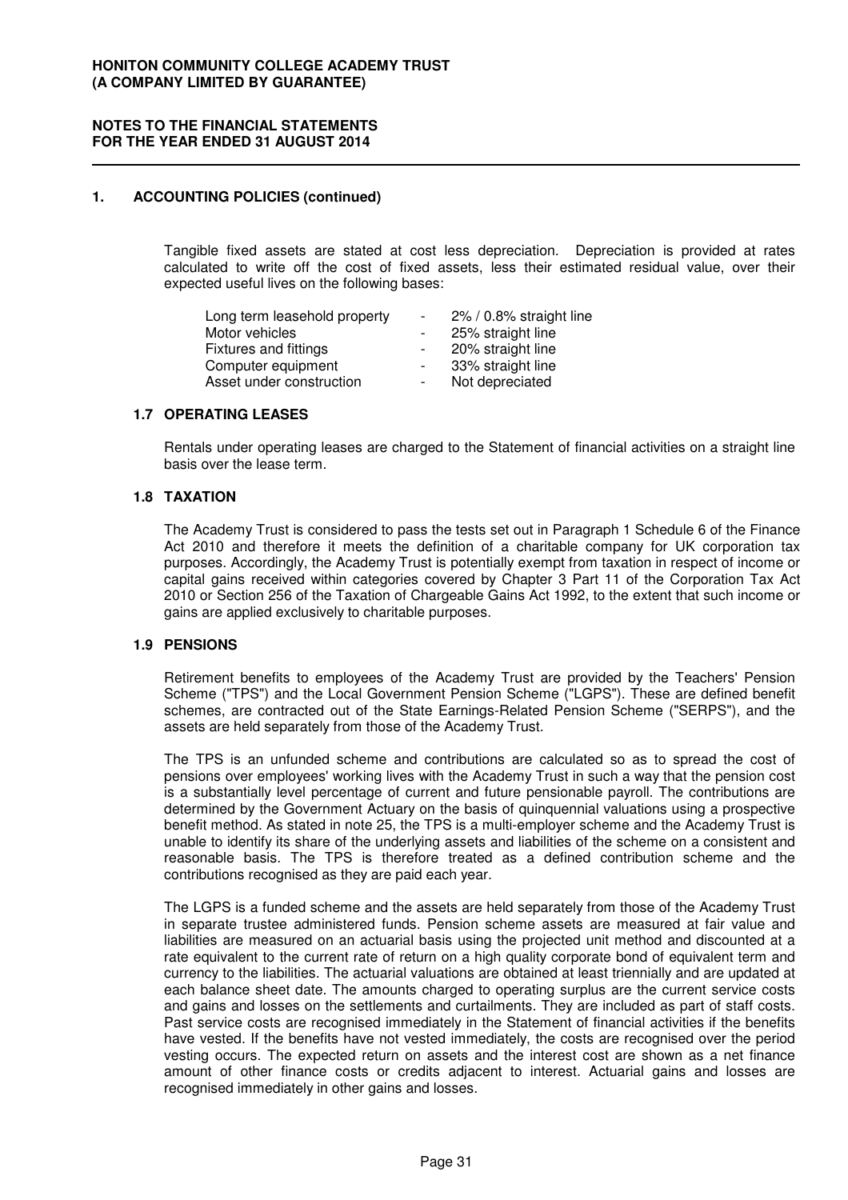## 1. ACCOUNTING POLICIES (continued)

Tangible fixed assets are stated at cost less depreciation. Depreciation is provided at rates calculated to write off the cost of fixed assets, less their estimated residual value, over their expected useful lives on the following bases:

| | | |
|---|---|---|
| Long term leasehold property | - | 2% / 0.8% straight line |
| Motor vehicles | - | 25% straight line |
| Fixtures and fittings | - | 20% straight line |
| Computer equipment | - | 33% straight line |
| Asset under construction | - | Not depreciated |

### 1.7 OPERATING LEASES

Rentals under operating leases are charged to the Statement of financial activities on a straight line basis over the lease term.

### 1.8 TAXATION

The Academy Trust is considered to pass the tests set out in Paragraph 1 Schedule 6 of the Finance Act 2010 and therefore it meets the definition of a charitable company for UK corporation tax purposes. Accordingly, the Academy Trust is potentially exempt from taxation in respect of income or capital gains received within categories covered by Chapter 3 Part 11 of the Corporation Tax Act 2010 or Section 256 of the Taxation of Chargeable Gains Act 1992, to the extent that such income or gains are applied exclusively to charitable purposes.

### 1.9 PENSIONS

Retirement benefits to employees of the Academy Trust are provided by the Teachers' Pension Scheme ("TPS") and the Local Government Pension Scheme ("LGPS"). These are defined benefit schemes, are contracted out of the State Earnings-Related Pension Scheme ("SERPS"), and the assets are held separately from those of the Academy Trust.

The TPS is an unfunded scheme and contributions are calculated so as to spread the cost of pensions over employees' working lives with the Academy Trust in such a way that the pension cost is a substantially level percentage of current and future pensionable payroll. The contributions are determined by the Government Actuary on the basis of quinquennial valuations using a prospective benefit method. As stated in note 25, the TPS is a multi-employer scheme and the Academy Trust is unable to identify its share of the underlying assets and liabilities of the scheme on a consistent and reasonable basis. The TPS is therefore treated as a defined contribution scheme and the contributions recognised as they are paid each year.

The LGPS is a funded scheme and the assets are held separately from those of the Academy Trust in separate trustee administered funds. Pension scheme assets are measured at fair value and liabilities are measured on an actuarial basis using the projected unit method and discounted at a rate equivalent to the current rate of return on a high quality corporate bond of equivalent term and currency to the liabilities. The actuarial valuations are obtained at least triennially and are updated at each balance sheet date. The amounts charged to operating surplus are the current service costs and gains and losses on the settlements and curtailments. They are included as part of staff costs. Past service costs are recognised immediately in the Statement of financial activities if the benefits have vested. If the benefits have not vested immediately, the costs are recognised over the period vesting occurs. The expected return on assets and the interest cost are shown as a net finance amount of other finance costs or credits adjacent to interest. Actuarial gains and losses are recognised immediately in other gains and losses.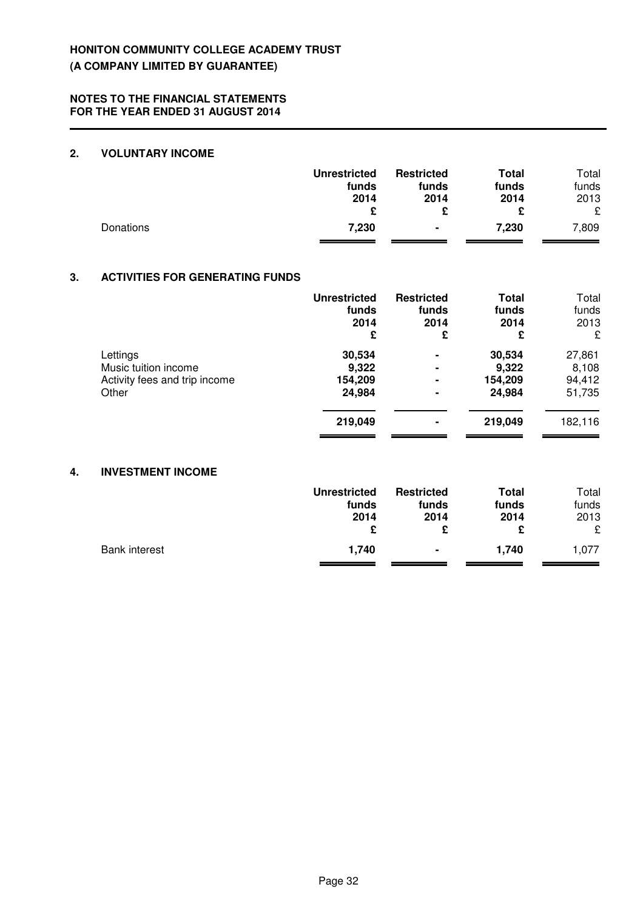**HONITON COMMUNITY COLLEGE ACADEMY TRUST**
**(A COMPANY LIMITED BY GUARANTEE)**

**NOTES TO THE FINANCIAL STATEMENTS**
**FOR THE YEAR ENDED 31 AUGUST 2014**

## 2. VOLUNTARY INCOME

| | **Unrestricted funds 2014 £** | **Restricted funds 2014 £** | **Total funds 2014 £** | Total funds 2013 £ |
|---|---|---|---|---|
| Donations | **7,230** | **-** | **7,230** | 7,809 |

## 3. ACTIVITIES FOR GENERATING FUNDS

| | **Unrestricted funds 2014 £** | **Restricted funds 2014 £** | **Total funds 2014 £** | Total funds 2013 £ |
|---|---|---|---|---|
| Lettings | **30,534** | **-** | **30,534** | 27,861 |
| Music tuition income | **9,322** | **-** | **9,322** | 8,108 |
| Activity fees and trip income | **154,209** | **-** | **154,209** | 94,412 |
| Other | **24,984** | **-** | **24,984** | 51,735 |
| | **219,049** | **-** | **219,049** | 182,116 |

## 4. INVESTMENT INCOME

| | **Unrestricted funds 2014 £** | **Restricted funds 2014 £** | **Total funds 2014 £** | Total funds 2013 £ |
|---|---|---|---|---|
| Bank interest | **1,740** | **-** | **1,740** | 1,077 |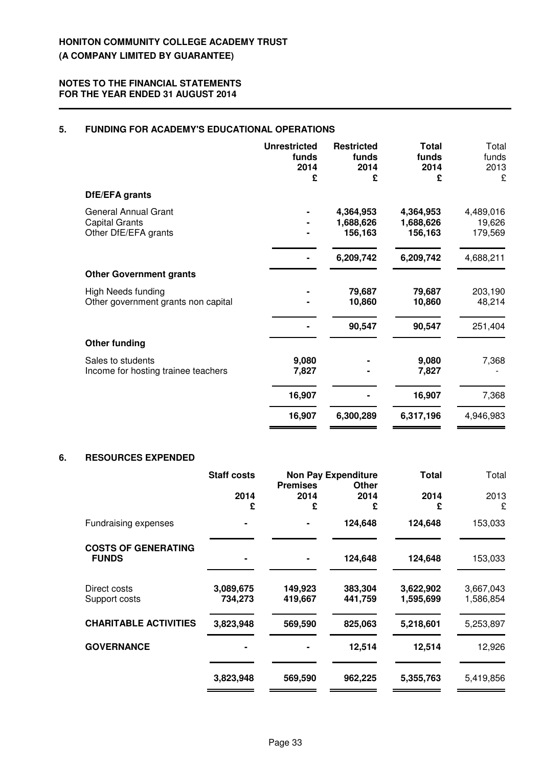# HONITON COMMUNITY COLLEGE ACADEMY TRUST

**(A COMPANY LIMITED BY GUARANTEE)**

**NOTES TO THE FINANCIAL STATEMENTS FOR THE YEAR ENDED 31 AUGUST 2014**

## 5. FUNDING FOR ACADEMY'S EDUCATIONAL OPERATIONS

| | Unrestricted funds 2014 £ | Restricted funds 2014 £ | Total funds 2014 £ | Total funds 2013 £ |
|---|---|---|---|---|
| **DfE/EFA grants** | | | | |
| General Annual Grant | - | 4,364,953 | 4,364,953 | 4,489,016 |
| Capital Grants | - | 1,688,626 | 1,688,626 | 19,626 |
| Other DfE/EFA grants | - | 156,163 | 156,163 | 179,569 |
| | - | 6,209,742 | 6,209,742 | 4,688,211 |
| **Other Government grants** | | | | |
| High Needs funding | - | 79,687 | 79,687 | 203,190 |
| Other government grants non capital | - | 10,860 | 10,860 | 48,214 |
| | - | 90,547 | 90,547 | 251,404 |
| **Other funding** | | | | |
| Sales to students | 9,080 | - | 9,080 | 7,368 |
| Income for hosting trainee teachers | 7,827 | - | 7,827 | - |
| | 16,907 | - | 16,907 | 7,368 |
| | 16,907 | 6,300,289 | 6,317,196 | 4,946,983 |

## 6. RESOURCES EXPENDED

| | Staff costs | Non Pay Expenditure | | Total | Total |
|---|---|---|---|---|---|
| | | Premises | Other | | |
| | 2014 £ | 2014 £ | 2014 £ | 2014 £ | 2013 £ |
| Fundraising expenses | - | - | 124,648 | 124,648 | 153,033 |
| **COSTS OF GENERATING FUNDS** | - | - | 124,648 | 124,648 | 153,033 |
| Direct costs | 3,089,675 | 149,923 | 383,304 | 3,622,902 | 3,667,043 |
| Support costs | 734,273 | 419,667 | 441,759 | 1,595,699 | 1,586,854 |
| **CHARITABLE ACTIVITIES** | 3,823,948 | 569,590 | 825,063 | 5,218,601 | 5,253,897 |
| **GOVERNANCE** | - | - | 12,514 | 12,514 | 12,926 |
| | 3,823,948 | 569,590 | 962,225 | 5,355,763 | 5,419,856 |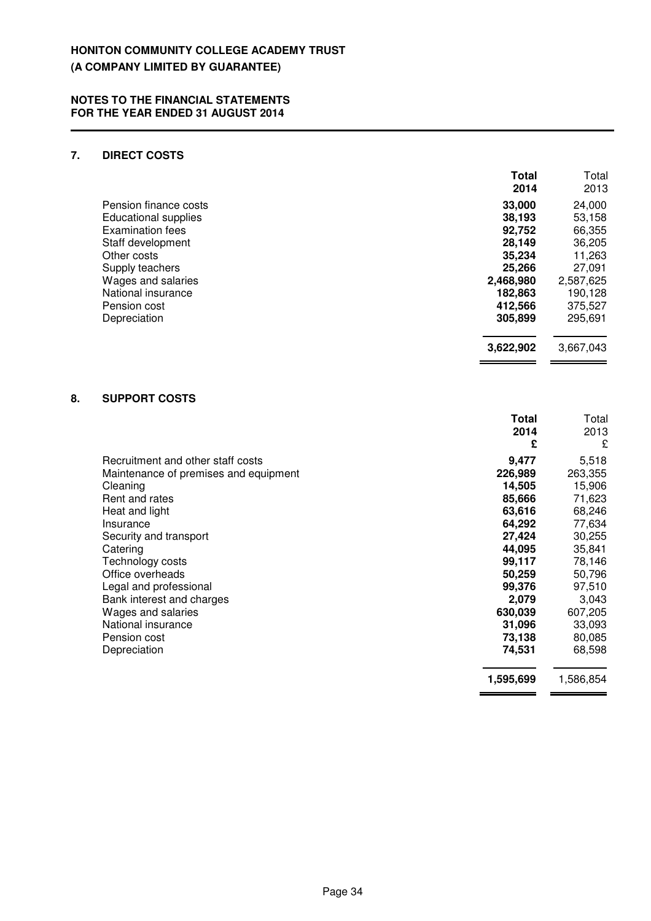# HONITON COMMUNITY COLLEGE ACADEMY TRUST

**(A COMPANY LIMITED BY GUARANTEE)**

**NOTES TO THE FINANCIAL STATEMENTS**
**FOR THE YEAR ENDED 31 AUGUST 2014**

## 7. DIRECT COSTS

| | **Total 2014** | Total 2013 |
|---|---|---|
| Pension finance costs | **33,000** | 24,000 |
| Educational supplies | **38,193** | 53,158 |
| Examination fees | **92,752** | 66,355 |
| Staff development | **28,149** | 36,205 |
| Other costs | **35,234** | 11,263 |
| Supply teachers | **25,266** | 27,091 |
| Wages and salaries | **2,468,980** | 2,587,625 |
| National insurance | **182,863** | 190,128 |
| Pension cost | **412,566** | 375,527 |
| Depreciation | **305,899** | 295,691 |
| | **3,622,902** | 3,667,043 |

## 8. SUPPORT COSTS

| | **Total 2014 £** | Total 2013 £ |
|---|---|---|
| Recruitment and other staff costs | **9,477** | 5,518 |
| Maintenance of premises and equipment | **226,989** | 263,355 |
| Cleaning | **14,505** | 15,906 |
| Rent and rates | **85,666** | 71,623 |
| Heat and light | **63,616** | 68,246 |
| Insurance | **64,292** | 77,634 |
| Security and transport | **27,424** | 30,255 |
| Catering | **44,095** | 35,841 |
| Technology costs | **99,117** | 78,146 |
| Office overheads | **50,259** | 50,796 |
| Legal and professional | **99,376** | 97,510 |
| Bank interest and charges | **2,079** | 3,043 |
| Wages and salaries | **630,039** | 607,205 |
| National insurance | **31,096** | 33,093 |
| Pension cost | **73,138** | 80,085 |
| Depreciation | **74,531** | 68,598 |
| | **1,595,699** | 1,586,854 |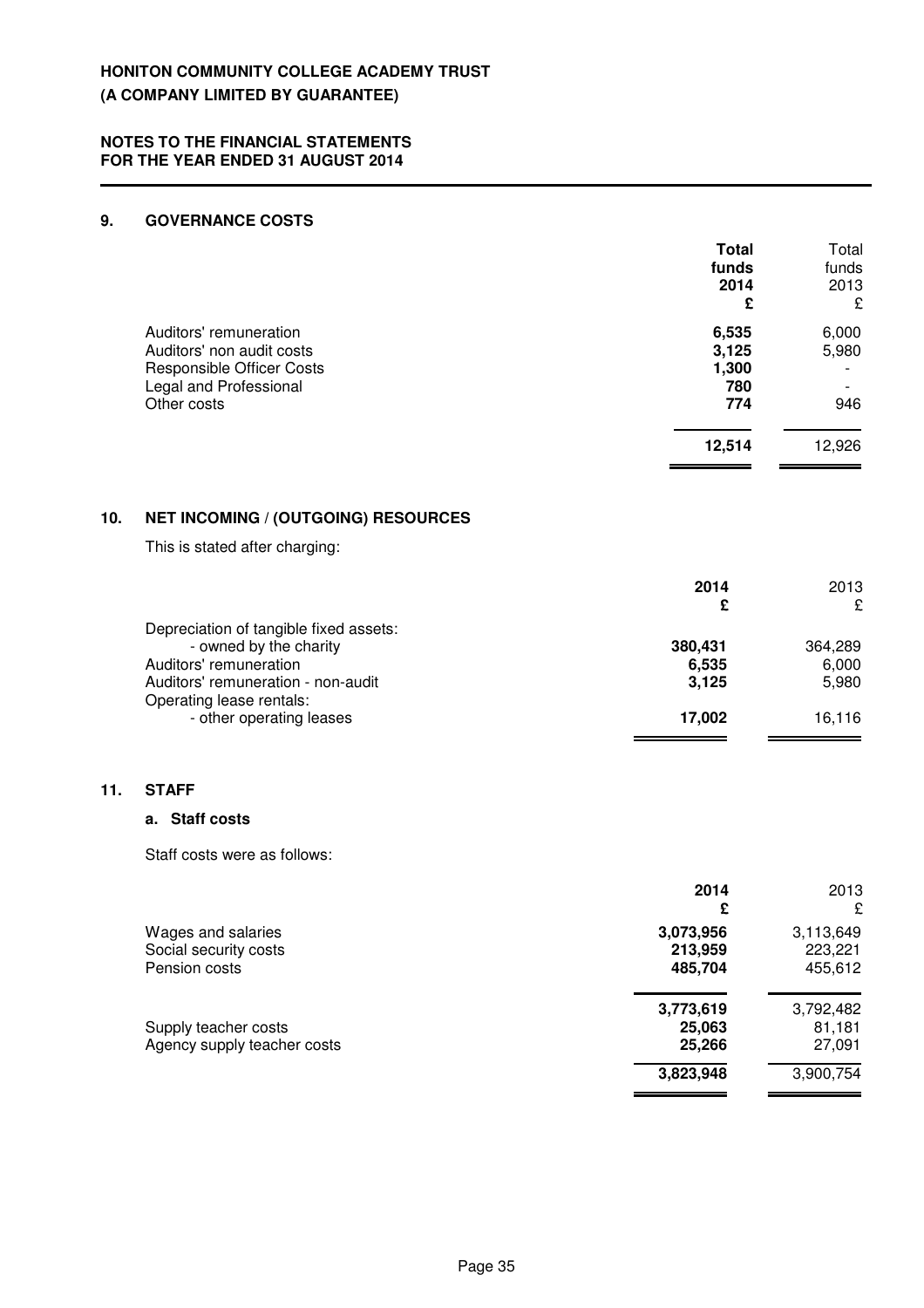## 9. GOVERNANCE COSTS

| | Total funds 2014 £ | Total funds 2013 £ |
|---|---|---|
| Auditors' remuneration | 6,535 | 6,000 |
| Auditors' non audit costs | 3,125 | 5,980 |
| Responsible Officer Costs | 1,300 | - |
| Legal and Professional | 780 | - |
| Other costs | 774 | 946 |
| | **12,514** | 12,926 |

## 10. NET INCOMING / (OUTGOING) RESOURCES

This is stated after charging:

| | 2014 £ | 2013 £ |
|---|---|---|
| Depreciation of tangible fixed assets: | | |
| - owned by the charity | 380,431 | 364,289 |
| Auditors' remuneration | 6,535 | 6,000 |
| Auditors' remuneration - non-audit | 3,125 | 5,980 |
| Operating lease rentals: | | |
| - other operating leases | 17,002 | 16,116 |

## 11. STAFF

### a. Staff costs

Staff costs were as follows:

| | 2014 £ | 2013 £ |
|---|---|---|
| Wages and salaries | 3,073,956 | 3,113,649 |
| Social security costs | 213,959 | 223,221 |
| Pension costs | 485,704 | 455,612 |
| | **3,773,619** | 3,792,482 |
| Supply teacher costs | 25,063 | 81,181 |
| Agency supply teacher costs | 25,266 | 27,091 |
| | **3,823,948** | 3,900,754 |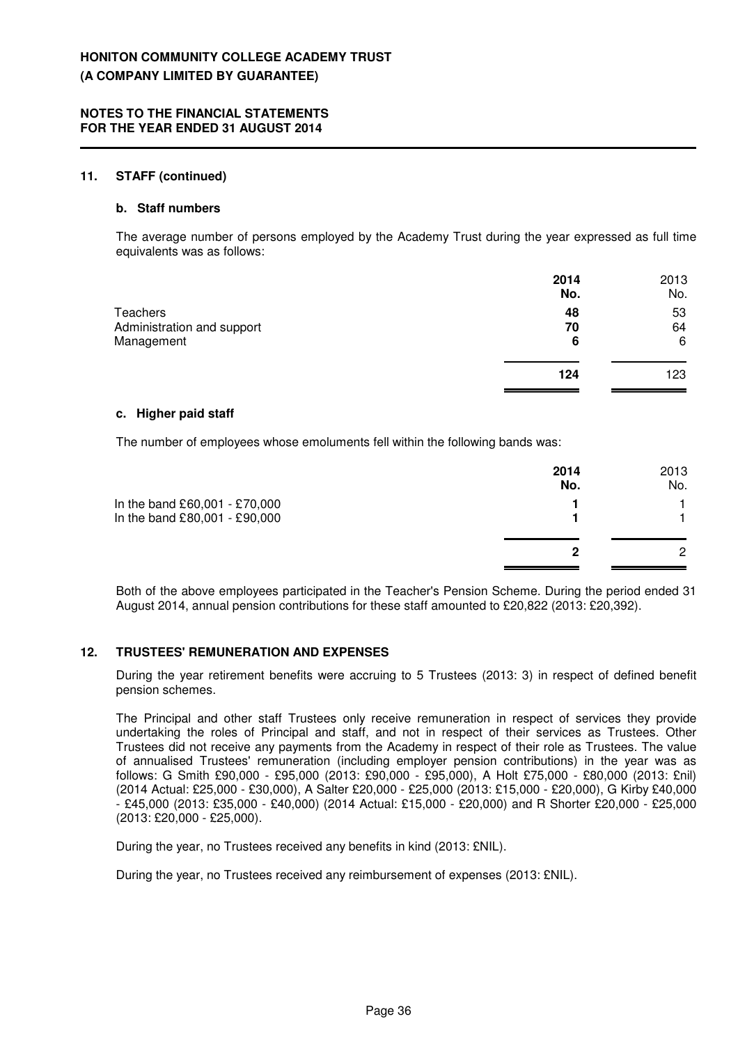## 11. STAFF (continued)

### b. Staff numbers

The average number of persons employed by the Academy Trust during the year expressed as full time equivalents was as follows:

| | 2014 No. | 2013 No. |
|---|---|---|
| Teachers | **48** | 53 |
| Administration and support | **70** | 64 |
| Management | **6** | 6 |
| | **124** | 123 |

### c. Higher paid staff

The number of employees whose emoluments fell within the following bands was:

| | 2014 No. | 2013 No. |
|---|---|---|
| In the band £60,001 - £70,000 | **1** | 1 |
| In the band £80,001 - £90,000 | **1** | 1 |
| | **2** | 2 |

Both of the above employees participated in the Teacher's Pension Scheme. During the period ended 31 August 2014, annual pension contributions for these staff amounted to £20,822 (2013: £20,392).

## 12. TRUSTEES' REMUNERATION AND EXPENSES

During the year retirement benefits were accruing to 5 Trustees (2013: 3) in respect of defined benefit pension schemes.

The Principal and other staff Trustees only receive remuneration in respect of services they provide undertaking the roles of Principal and staff, and not in respect of their services as Trustees. Other Trustees did not receive any payments from the Academy in respect of their role as Trustees. The value of annualised Trustees' remuneration (including employer pension contributions) in the year was as follows: G Smith £90,000 - £95,000 (2013: £90,000 - £95,000), A Holt £75,000 - £80,000 (2013: £nil) (2014 Actual: £25,000 - £30,000), A Salter £20,000 - £25,000 (2013: £15,000 - £20,000), G Kirby £40,000 - £45,000 (2013: £35,000 - £40,000) (2014 Actual: £15,000 - £20,000) and R Shorter £20,000 - £25,000 (2013: £20,000 - £25,000).

During the year, no Trustees received any benefits in kind (2013: £NIL).

During the year, no Trustees received any reimbursement of expenses (2013: £NIL).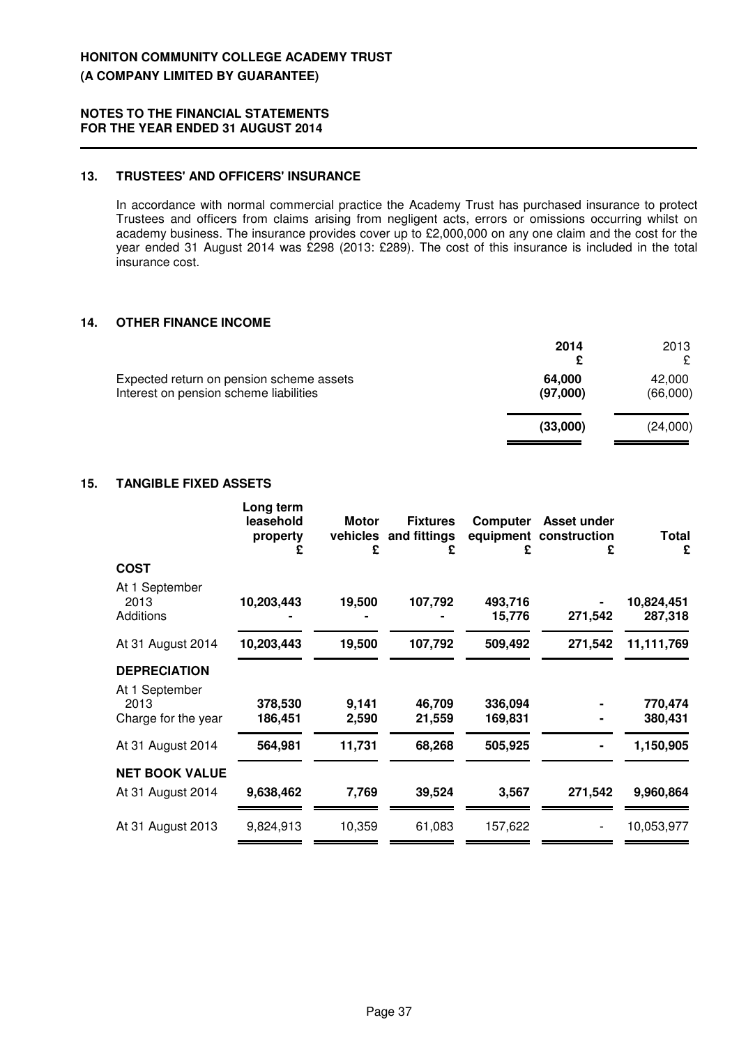**HONITON COMMUNITY COLLEGE ACADEMY TRUST**
**(A COMPANY LIMITED BY GUARANTEE)**

**NOTES TO THE FINANCIAL STATEMENTS**
**FOR THE YEAR ENDED 31 AUGUST 2014**

## 13. TRUSTEES' AND OFFICERS' INSURANCE

In accordance with normal commercial practice the Academy Trust has purchased insurance to protect Trustees and officers from claims arising from negligent acts, errors or omissions occurring whilst on academy business. The insurance provides cover up to £2,000,000 on any one claim and the cost for the year ended 31 August 2014 was £298 (2013: £289). The cost of this insurance is included in the total insurance cost.

## 14. OTHER FINANCE INCOME

| | **2014** £ | 2013 £ |
|---|---|---|
| Expected return on pension scheme assets | **64,000** | 42,000 |
| Interest on pension scheme liabilities | **(97,000)** | (66,000) |
| | **(33,000)** | (24,000) |

## 15. TANGIBLE FIXED ASSETS

| | **Long term leasehold property** £ | **Motor vehicles** £ | **Fixtures and fittings** £ | **Computer equipment** £ | **Asset under construction** £ | **Total** £ |
|---|---|---|---|---|---|---|
| **COST** | | | | | | |
| At 1 September 2013 | **10,203,443** | **19,500** | **107,792** | **493,716** | **-** | **10,824,451** |
| Additions | **-** | **-** | **-** | **15,776** | **271,542** | **287,318** |
| At 31 August 2014 | **10,203,443** | **19,500** | **107,792** | **509,492** | **271,542** | **11,111,769** |
| **DEPRECIATION** | | | | | | |
| At 1 September 2013 | **378,530** | **9,141** | **46,709** | **336,094** | **-** | **770,474** |
| Charge for the year | **186,451** | **2,590** | **21,559** | **169,831** | **-** | **380,431** |
| At 31 August 2014 | **564,981** | **11,731** | **68,268** | **505,925** | **-** | **1,150,905** |
| **NET BOOK VALUE** | | | | | | |
| At 31 August 2014 | **9,638,462** | **7,769** | **39,524** | **3,567** | **271,542** | **9,960,864** |
| At 31 August 2013 | 9,824,913 | 10,359 | 61,083 | 157,622 | - | 10,053,977 |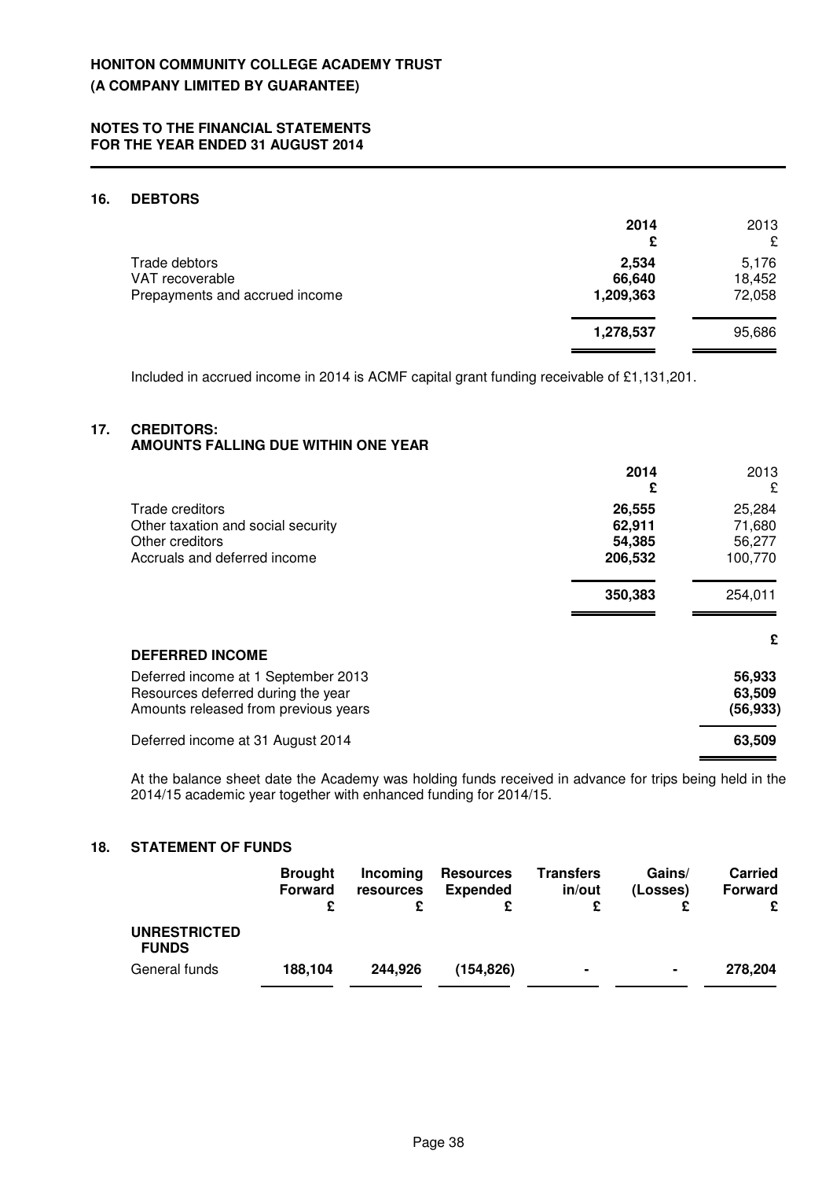**HONITON COMMUNITY COLLEGE ACADEMY TRUST**
**(A COMPANY LIMITED BY GUARANTEE)**

**NOTES TO THE FINANCIAL STATEMENTS**
**FOR THE YEAR ENDED 31 AUGUST 2014**

## 16. DEBTORS

| | 2014 £ | 2013 £ |
|---|---|---|
| Trade debtors | **2,534** | 5,176 |
| VAT recoverable | **66,640** | 18,452 |
| Prepayments and accrued income | **1,209,363** | 72,058 |
| | **1,278,537** | 95,686 |

Included in accrued income in 2014 is ACMF capital grant funding receivable of £1,131,201.

## 17. CREDITORS: AMOUNTS FALLING DUE WITHIN ONE YEAR

| | 2014 £ | 2013 £ |
|---|---|---|
| Trade creditors | **26,555** | 25,284 |
| Other taxation and social security | **62,911** | 71,680 |
| Other creditors | **54,385** | 56,277 |
| Accruals and deferred income | **206,532** | 100,770 |
| | **350,383** | 254,011 |

| **DEFERRED INCOME** | £ |
|---|---|
| Deferred income at 1 September 2013 | **56,933** |
| Resources deferred during the year | **63,509** |
| Amounts released from previous years | **(56,933)** |
| Deferred income at 31 August 2014 | **63,509** |

At the balance sheet date the Academy was holding funds received in advance for trips being held in the 2014/15 academic year together with enhanced funding for 2014/15.

## 18. STATEMENT OF FUNDS

| | Brought Forward £ | Incoming resources £ | Resources Expended £ | Transfers in/out £ | Gains/ (Losses) £ | Carried Forward £ |
|---|---|---|---|---|---|---|
| **UNRESTRICTED FUNDS** | | | | | | |
| General funds | **188,104** | **244,926** | **(154,826)** | **-** | **-** | **278,204** |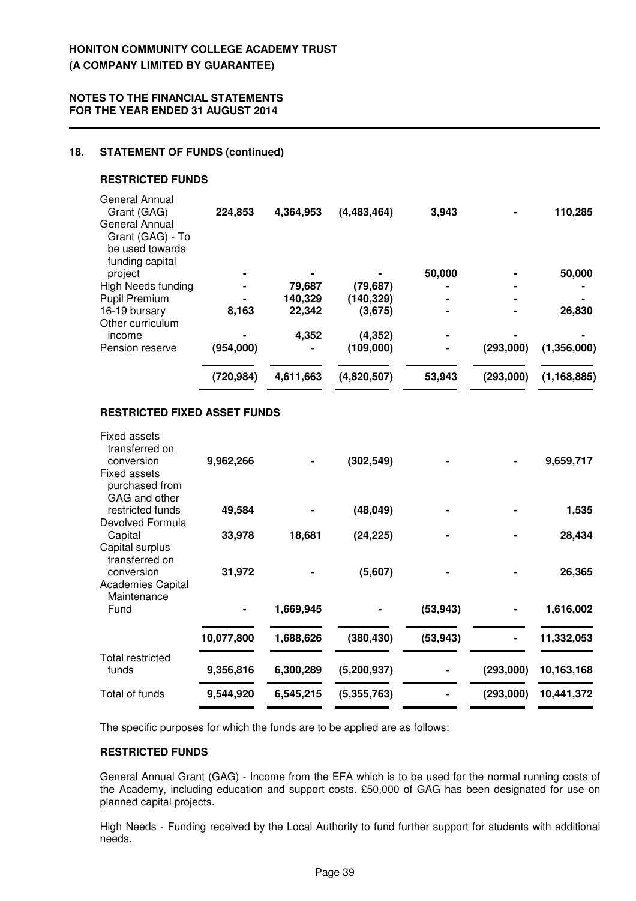## 18. STATEMENT OF FUNDS (continued)

### RESTRICTED FUNDS

| | | | | | | |
|---|---|---|---|---|---|---|
| General Annual Grant (GAG) | **224,853** | **4,364,953** | **(4,483,464)** | **3,943** | **-** | **110,285** |
| General Annual Grant (GAG) - To be used towards funding capital project | **-** | **-** | **-** | **50,000** | **-** | **50,000** |
| High Needs funding | **-** | **79,687** | **(79,687)** | **-** | **-** | **-** |
| Pupil Premium | **-** | **140,329** | **(140,329)** | **-** | **-** | **-** |
| 16-19 bursary | **8,163** | **22,342** | **(3,675)** | **-** | **-** | **26,830** |
| Other curriculum income | **-** | **4,352** | **(4,352)** | **-** | **-** | **-** |
| Pension reserve | **(954,000)** | **-** | **(109,000)** | **-** | **(293,000)** | **(1,356,000)** |
| | **(720,984)** | **4,611,663** | **(4,820,507)** | **53,943** | **(293,000)** | **(1,168,885)** |

### RESTRICTED FIXED ASSET FUNDS

| | | | | | | |
|---|---|---|---|---|---|---|
| Fixed assets transferred on conversion | **9,962,266** | **-** | **(302,549)** | **-** | **-** | **9,659,717** |
| Fixed assets purchased from GAG and other restricted funds | **49,584** | **-** | **(48,049)** | **-** | **-** | **1,535** |
| Devolved Formula Capital | **33,978** | **18,681** | **(24,225)** | **-** | **-** | **28,434** |
| Capital surplus transferred on conversion | **31,972** | **-** | **(5,607)** | **-** | **-** | **26,365** |
| Academies Capital Maintenance Fund | **-** | **1,669,945** | **-** | **(53,943)** | **-** | **1,616,002** |
| | **10,077,800** | **1,688,626** | **(380,430)** | **(53,943)** | **-** | **11,332,053** |
| Total restricted funds | **9,356,816** | **6,300,289** | **(5,200,937)** | **-** | **(293,000)** | **10,163,168** |
| Total of funds | **9,544,920** | **6,545,215** | **(5,355,763)** | **-** | **(293,000)** | **10,441,372** |

The specific purposes for which the funds are to be applied are as follows:

### RESTRICTED FUNDS

General Annual Grant (GAG) - Income from the EFA which is to be used for the normal running costs of the Academy, including education and support costs. £50,000 of GAG has been designated for use on planned capital projects.

High Needs - Funding received by the Local Authority to fund further support for students with additional needs.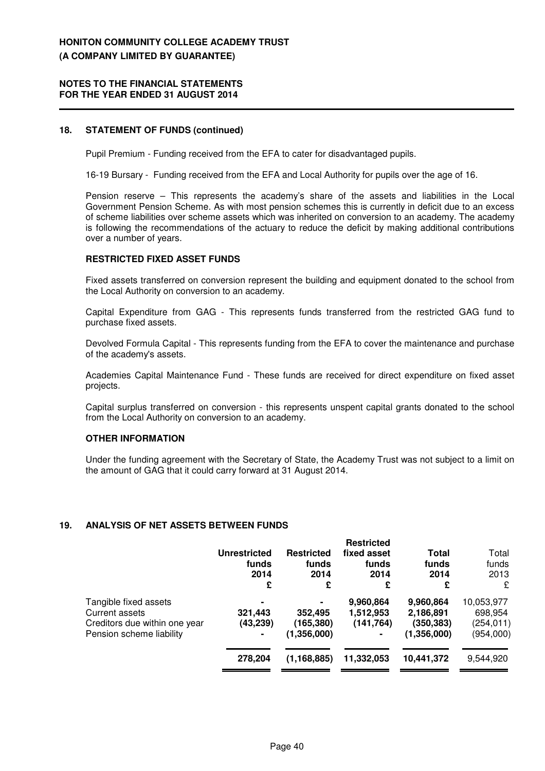## 18. STATEMENT OF FUNDS (continued)

Pupil Premium - Funding received from the EFA to cater for disadvantaged pupils.

16-19 Bursary - Funding received from the EFA and Local Authority for pupils over the age of 16.

Pension reserve – This represents the academy's share of the assets and liabilities in the Local Government Pension Scheme. As with most pension schemes this is currently in deficit due to an excess of scheme liabilities over scheme assets which was inherited on conversion to an academy. The academy is following the recommendations of the actuary to reduce the deficit by making additional contributions over a number of years.

### RESTRICTED FIXED ASSET FUNDS

Fixed assets transferred on conversion represent the building and equipment donated to the school from the Local Authority on conversion to an academy.

Capital Expenditure from GAG - This represents funds transferred from the restricted GAG fund to purchase fixed assets.

Devolved Formula Capital - This represents funding from the EFA to cover the maintenance and purchase of the academy's assets.

Academies Capital Maintenance Fund - These funds are received for direct expenditure on fixed asset projects.

Capital surplus transferred on conversion - this represents unspent capital grants donated to the school from the Local Authority on conversion to an academy.

### OTHER INFORMATION

Under the funding agreement with the Secretary of State, the Academy Trust was not subject to a limit on the amount of GAG that it could carry forward at 31 August 2014.

## 19. ANALYSIS OF NET ASSETS BETWEEN FUNDS

| | **Unrestricted funds 2014 £** | **Restricted funds 2014 £** | **Restricted fixed asset funds 2014 £** | **Total funds 2014 £** | Total funds 2013 £ |
|---|---|---|---|---|---|
| Tangible fixed assets | **-** | **-** | **9,960,864** | **9,960,864** | 10,053,977 |
| Current assets | **321,443** | **352,495** | **1,512,953** | **2,186,891** | 698,954 |
| Creditors due within one year | **(43,239)** | **(165,380)** | **(141,764)** | **(350,383)** | (254,011) |
| Pension scheme liability | **-** | **(1,356,000)** | **-** | **(1,356,000)** | (954,000) |
| | **278,204** | **(1,168,885)** | **11,332,053** | **10,441,372** | 9,544,920 |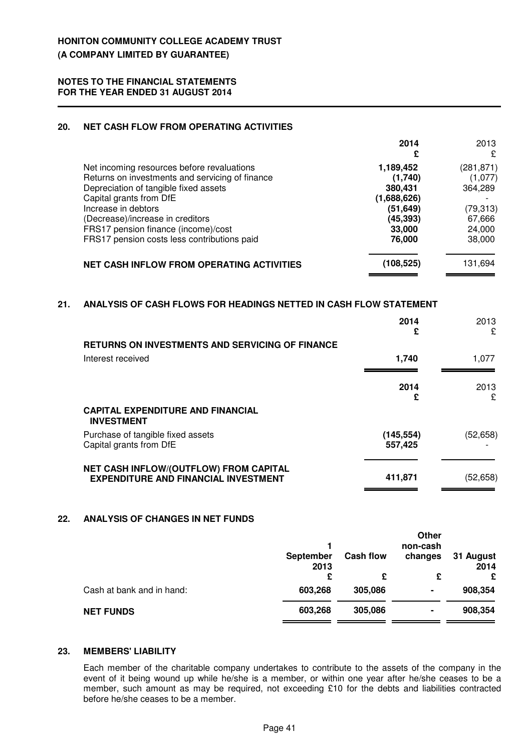**HONITON COMMUNITY COLLEGE ACADEMY TRUST**
**(A COMPANY LIMITED BY GUARANTEE)**

**NOTES TO THE FINANCIAL STATEMENTS**
**FOR THE YEAR ENDED 31 AUGUST 2014**

## 20. NET CASH FLOW FROM OPERATING ACTIVITIES

| | 2014 £ | 2013 £ |
|---|---|---|
| Net incoming resources before revaluations | **1,189,452** | (281,871) |
| Returns on investments and servicing of finance | **(1,740)** | (1,077) |
| Depreciation of tangible fixed assets | **380,431** | 364,289 |
| Capital grants from DfE | **(1,688,626)** | - |
| Increase in debtors | **(51,649)** | (79,313) |
| (Decrease)/increase in creditors | **(45,393)** | 67,666 |
| FRS17 pension finance (income)/cost | **33,000** | 24,000 |
| FRS17 pension costs less contributions paid | **76,000** | 38,000 |
| **NET CASH INFLOW FROM OPERATING ACTIVITIES** | **(108,525)** | 131,694 |

## 21. ANALYSIS OF CASH FLOWS FOR HEADINGS NETTED IN CASH FLOW STATEMENT

| | 2014 £ | 2013 £ |
|---|---|---|
| **RETURNS ON INVESTMENTS AND SERVICING OF FINANCE** | | |
| Interest received | **1,740** | 1,077 |

| | 2014 £ | 2013 £ |
|---|---|---|
| **CAPITAL EXPENDITURE AND FINANCIAL INVESTMENT** | | |
| Purchase of tangible fixed assets | **(145,554)** | (52,658) |
| Capital grants from DfE | **557,425** | - |
| **NET CASH INFLOW/(OUTFLOW) FROM CAPITAL EXPENDITURE AND FINANCIAL INVESTMENT** | **411,871** | (52,658) |

## 22. ANALYSIS OF CHANGES IN NET FUNDS

| | 1 September 2013 £ | Cash flow £ | Other non-cash changes £ | 31 August 2014 £ |
|---|---|---|---|---|
| Cash at bank and in hand: | **603,268** | **305,086** | **-** | **908,354** |
| **NET FUNDS** | **603,268** | **305,086** | **-** | **908,354** |

## 23. MEMBERS' LIABILITY

Each member of the charitable company undertakes to contribute to the assets of the company in the event of it being wound up while he/she is a member, or within one year after he/she ceases to be a member, such amount as may be required, not exceeding £10 for the debts and liabilities contracted before he/she ceases to be a member.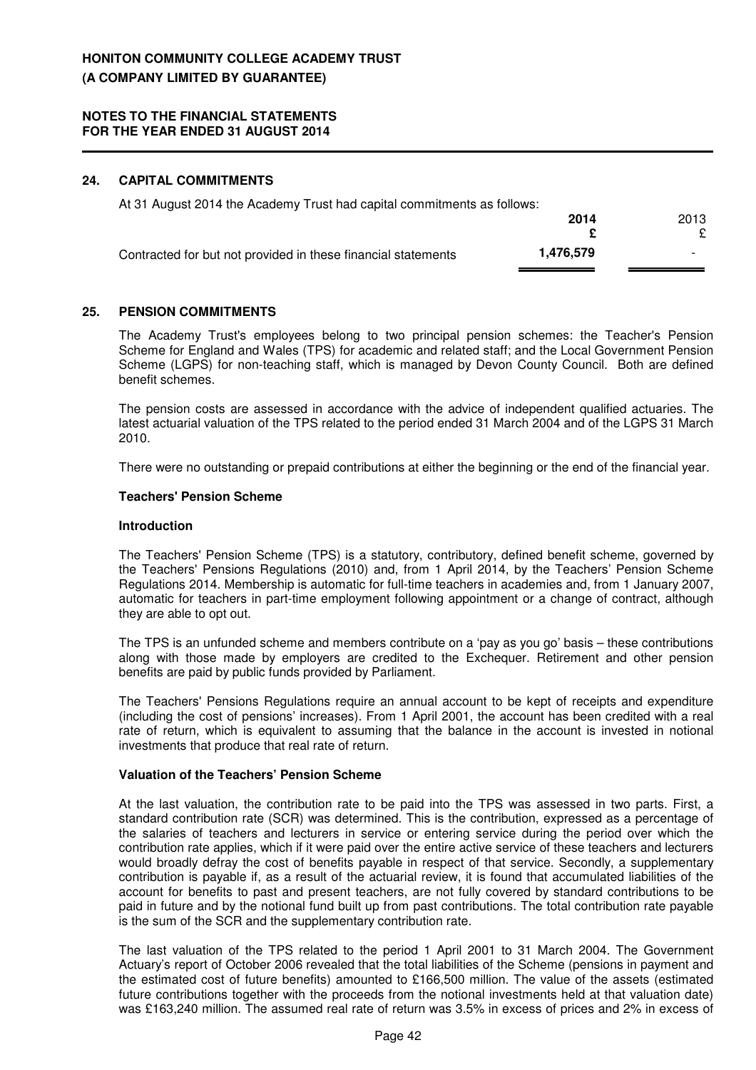# HONITON COMMUNITY COLLEGE ACADEMY TRUST
# (A COMPANY LIMITED BY GUARANTEE)

## NOTES TO THE FINANCIAL STATEMENTS FOR THE YEAR ENDED 31 AUGUST 2014

### 24. CAPITAL COMMITMENTS

At 31 August 2014 the Academy Trust had capital commitments as follows:

| | 2014 £ | 2013 £ |
|---|---|---|
| Contracted for but not provided in these financial statements | 1,476,579 | - |

### 25. PENSION COMMITMENTS

The Academy Trust's employees belong to two principal pension schemes: the Teacher's Pension Scheme for England and Wales (TPS) for academic and related staff; and the Local Government Pension Scheme (LGPS) for non-teaching staff, which is managed by Devon County Council. Both are defined benefit schemes.

The pension costs are assessed in accordance with the advice of independent qualified actuaries. The latest actuarial valuation of the TPS related to the period ended 31 March 2004 and of the LGPS 31 March 2010.

There were no outstanding or prepaid contributions at either the beginning or the end of the financial year.

**Teachers' Pension Scheme**

**Introduction**

The Teachers' Pension Scheme (TPS) is a statutory, contributory, defined benefit scheme, governed by the Teachers' Pensions Regulations (2010) and, from 1 April 2014, by the Teachers' Pension Scheme Regulations 2014. Membership is automatic for full-time teachers in academies and, from 1 January 2007, automatic for teachers in part-time employment following appointment or a change of contract, although they are able to opt out.

The TPS is an unfunded scheme and members contribute on a 'pay as you go' basis – these contributions along with those made by employers are credited to the Exchequer. Retirement and other pension benefits are paid by public funds provided by Parliament.

The Teachers' Pensions Regulations require an annual account to be kept of receipts and expenditure (including the cost of pensions' increases). From 1 April 2001, the account has been credited with a real rate of return, which is equivalent to assuming that the balance in the account is invested in notional investments that produce that real rate of return.

**Valuation of the Teachers' Pension Scheme**

At the last valuation, the contribution rate to be paid into the TPS was assessed in two parts. First, a standard contribution rate (SCR) was determined. This is the contribution, expressed as a percentage of the salaries of teachers and lecturers in service or entering service during the period over which the contribution rate applies, which if it were paid over the entire active service of these teachers and lecturers would broadly defray the cost of benefits payable in respect of that service. Secondly, a supplementary contribution is payable if, as a result of the actuarial review, it is found that accumulated liabilities of the account for benefits to past and present teachers, are not fully covered by standard contributions to be paid in future and by the notional fund built up from past contributions. The total contribution rate payable is the sum of the SCR and the supplementary contribution rate.

The last valuation of the TPS related to the period 1 April 2001 to 31 March 2004. The Government Actuary's report of October 2006 revealed that the total liabilities of the Scheme (pensions in payment and the estimated cost of future benefits) amounted to £166,500 million. The value of the assets (estimated future contributions together with the proceeds from the notional investments held at that valuation date) was £163,240 million. The assumed real rate of return was 3.5% in excess of prices and 2% in excess of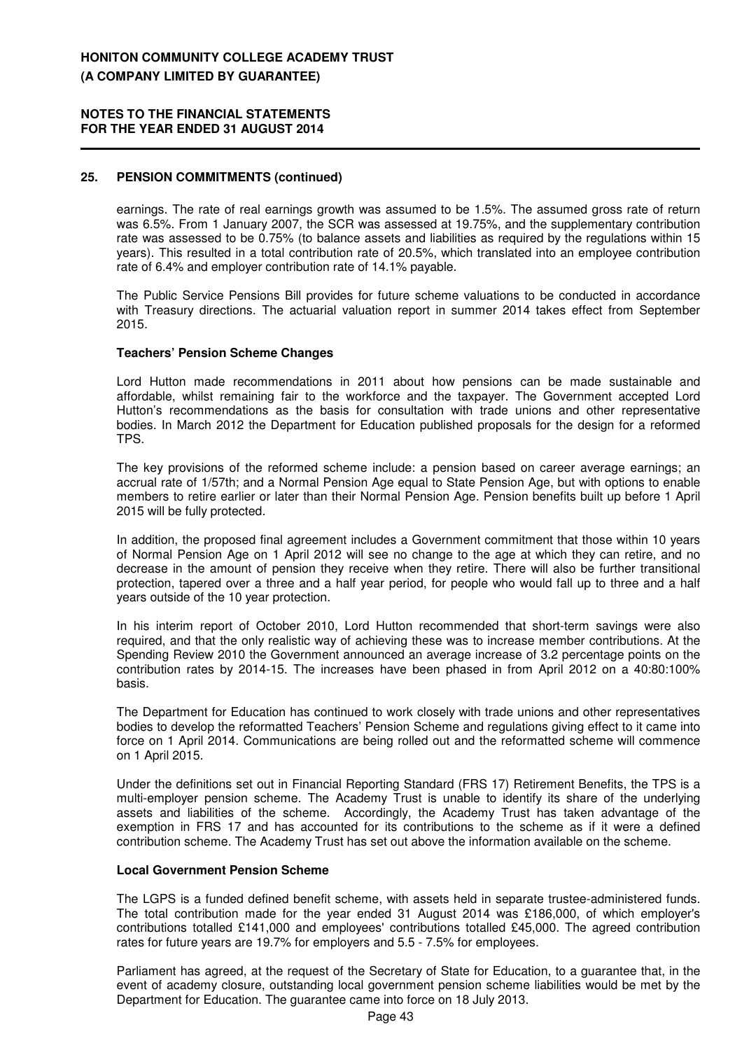## 25. PENSION COMMITMENTS (continued)

earnings. The rate of real earnings growth was assumed to be 1.5%. The assumed gross rate of return was 6.5%. From 1 January 2007, the SCR was assessed at 19.75%, and the supplementary contribution rate was assessed to be 0.75% (to balance assets and liabilities as required by the regulations within 15 years). This resulted in a total contribution rate of 20.5%, which translated into an employee contribution rate of 6.4% and employer contribution rate of 14.1% payable.

The Public Service Pensions Bill provides for future scheme valuations to be conducted in accordance with Treasury directions. The actuarial valuation report in summer 2014 takes effect from September 2015.

**Teachers' Pension Scheme Changes**

Lord Hutton made recommendations in 2011 about how pensions can be made sustainable and affordable, whilst remaining fair to the workforce and the taxpayer. The Government accepted Lord Hutton's recommendations as the basis for consultation with trade unions and other representative bodies. In March 2012 the Department for Education published proposals for the design for a reformed TPS.

The key provisions of the reformed scheme include: a pension based on career average earnings; an accrual rate of 1/57th; and a Normal Pension Age equal to State Pension Age, but with options to enable members to retire earlier or later than their Normal Pension Age. Pension benefits built up before 1 April 2015 will be fully protected.

In addition, the proposed final agreement includes a Government commitment that those within 10 years of Normal Pension Age on 1 April 2012 will see no change to the age at which they can retire, and no decrease in the amount of pension they receive when they retire. There will also be further transitional protection, tapered over a three and a half year period, for people who would fall up to three and a half years outside of the 10 year protection.

In his interim report of October 2010, Lord Hutton recommended that short-term savings were also required, and that the only realistic way of achieving these was to increase member contributions. At the Spending Review 2010 the Government announced an average increase of 3.2 percentage points on the contribution rates by 2014-15. The increases have been phased in from April 2012 on a 40:80:100% basis.

The Department for Education has continued to work closely with trade unions and other representatives bodies to develop the reformatted Teachers' Pension Scheme and regulations giving effect to it came into force on 1 April 2014. Communications are being rolled out and the reformatted scheme will commence on 1 April 2015.

Under the definitions set out in Financial Reporting Standard (FRS 17) Retirement Benefits, the TPS is a multi-employer pension scheme. The Academy Trust is unable to identify its share of the underlying assets and liabilities of the scheme. Accordingly, the Academy Trust has taken advantage of the exemption in FRS 17 and has accounted for its contributions to the scheme as if it were a defined contribution scheme. The Academy Trust has set out above the information available on the scheme.

**Local Government Pension Scheme**

The LGPS is a funded defined benefit scheme, with assets held in separate trustee-administered funds. The total contribution made for the year ended 31 August 2014 was £186,000, of which employer's contributions totalled £141,000 and employees' contributions totalled £45,000. The agreed contribution rates for future years are 19.7% for employers and 5.5 - 7.5% for employees.

Parliament has agreed, at the request of the Secretary of State for Education, to a guarantee that, in the event of academy closure, outstanding local government pension scheme liabilities would be met by the Department for Education. The guarantee came into force on 18 July 2013.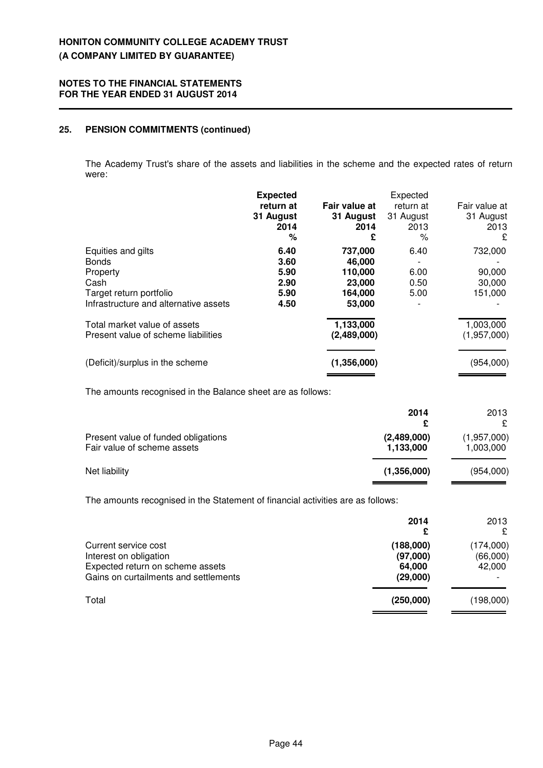**HONITON COMMUNITY COLLEGE ACADEMY TRUST**
**(A COMPANY LIMITED BY GUARANTEE)**

**NOTES TO THE FINANCIAL STATEMENTS**
**FOR THE YEAR ENDED 31 AUGUST 2014**

## 25. PENSION COMMITMENTS (continued)

The Academy Trust's share of the assets and liabilities in the scheme and the expected rates of return were:

| | **Expected return at 31 August 2014 %** | **Fair value at 31 August 2014 £** | Expected return at 31 August 2013 % | Fair value at 31 August 2013 £ |
|---|---|---|---|---|
| Equities and gilts | **6.40** | **737,000** | 6.40 | 732,000 |
| Bonds | **3.60** | **46,000** | - | - |
| Property | **5.90** | **110,000** | 6.00 | 90,000 |
| Cash | **2.90** | **23,000** | 0.50 | 30,000 |
| Target return portfolio | **5.90** | **164,000** | 5.00 | 151,000 |
| Infrastructure and alternative assets | **4.50** | **53,000** | - | - |
| Total market value of assets | | **1,133,000** | | 1,003,000 |
| Present value of scheme liabilities | | **(2,489,000)** | | (1,957,000) |
| (Deficit)/surplus in the scheme | | **(1,356,000)** | | (954,000) |

The amounts recognised in the Balance sheet are as follows:

| | **2014 £** | 2013 £ |
|---|---|---|
| Present value of funded obligations | **(2,489,000)** | (1,957,000) |
| Fair value of scheme assets | **1,133,000** | 1,003,000 |
| Net liability | **(1,356,000)** | (954,000) |

The amounts recognised in the Statement of financial activities are as follows:

| | **2014 £** | 2013 £ |
|---|---|---|
| Current service cost | **(188,000)** | (174,000) |
| Interest on obligation | **(97,000)** | (66,000) |
| Expected return on scheme assets | **64,000** | 42,000 |
| Gains on curtailments and settlements | **(29,000)** | - |
| Total | **(250,000)** | (198,000) |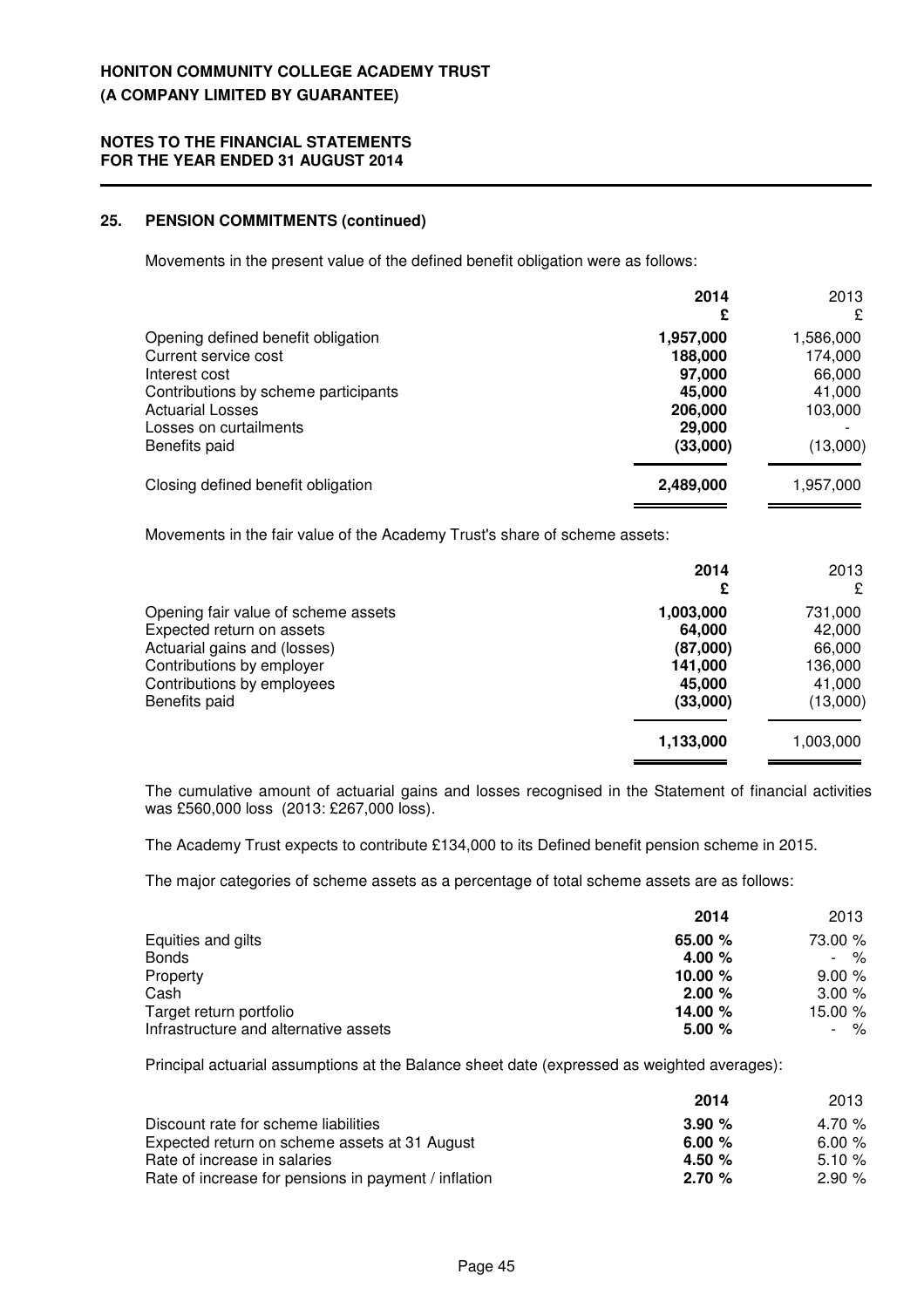# HONITON COMMUNITY COLLEGE ACADEMY TRUST
## (A COMPANY LIMITED BY GUARANTEE)

### NOTES TO THE FINANCIAL STATEMENTS FOR THE YEAR ENDED 31 AUGUST 2014

### 25. PENSION COMMITMENTS (continued)

Movements in the present value of the defined benefit obligation were as follows:

| | **2014** **£** | 2013 £ |
|---|---|---|
| Opening defined benefit obligation | **1,957,000** | 1,586,000 |
| Current service cost | **188,000** | 174,000 |
| Interest cost | **97,000** | 66,000 |
| Contributions by scheme participants | **45,000** | 41,000 |
| Actuarial Losses | **206,000** | 103,000 |
| Losses on curtailments | **29,000** | - |
| Benefits paid | **(33,000)** | (13,000) |
| Closing defined benefit obligation | **2,489,000** | 1,957,000 |

Movements in the fair value of the Academy Trust's share of scheme assets:

| | **2014** **£** | 2013 £ |
|---|---|---|
| Opening fair value of scheme assets | **1,003,000** | 731,000 |
| Expected return on assets | **64,000** | 42,000 |
| Actuarial gains and (losses) | **(87,000)** | 66,000 |
| Contributions by employer | **141,000** | 136,000 |
| Contributions by employees | **45,000** | 41,000 |
| Benefits paid | **(33,000)** | (13,000) |
| | **1,133,000** | 1,003,000 |

The cumulative amount of actuarial gains and losses recognised in the Statement of financial activities was £560,000 loss (2013: £267,000 loss).

The Academy Trust expects to contribute £134,000 to its Defined benefit pension scheme in 2015.

The major categories of scheme assets as a percentage of total scheme assets are as follows:

| | **2014** | 2013 |
|---|---|---|
| Equities and gilts | **65.00 %** | 73.00 % |
| Bonds | **4.00 %** | - % |
| Property | **10.00 %** | 9.00 % |
| Cash | **2.00 %** | 3.00 % |
| Target return portfolio | **14.00 %** | 15.00 % |
| Infrastructure and alternative assets | **5.00 %** | - % |

Principal actuarial assumptions at the Balance sheet date (expressed as weighted averages):

| | **2014** | 2013 |
|---|---|---|
| Discount rate for scheme liabilities | **3.90 %** | 4.70 % |
| Expected return on scheme assets at 31 August | **6.00 %** | 6.00 % |
| Rate of increase in salaries | **4.50 %** | 5.10 % |
| Rate of increase for pensions in payment / inflation | **2.70 %** | 2.90 % |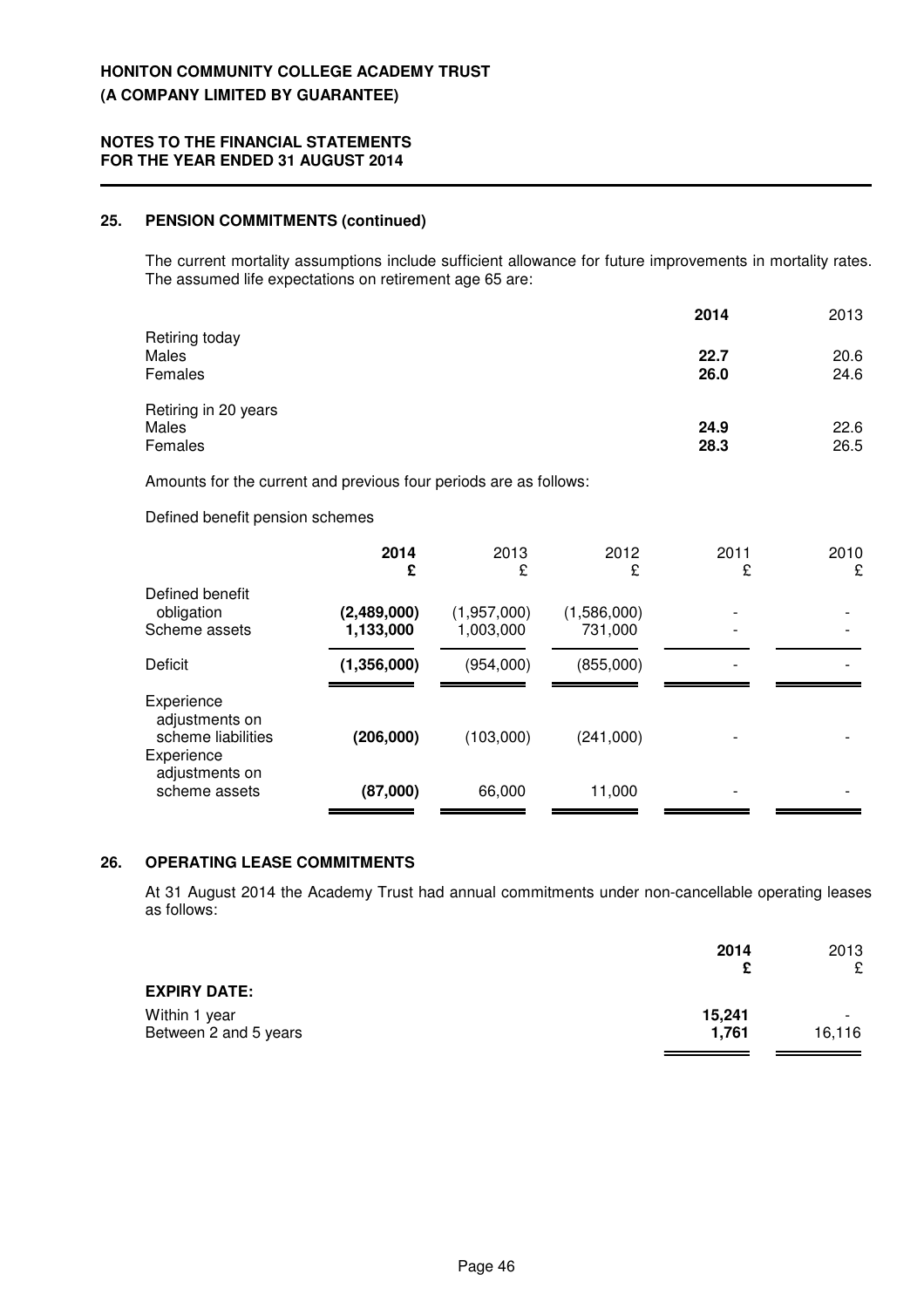## 25. PENSION COMMITMENTS (continued)

The current mortality assumptions include sufficient allowance for future improvements in mortality rates. The assumed life expectations on retirement age 65 are:

| | **2014** | 2013 |
|---|---|---|
| Retiring today | | |
| Males | **22.7** | 20.6 |
| Females | **26.0** | 24.6 |
| Retiring in 20 years | | |
| Males | **24.9** | 22.6 |
| Females | **28.3** | 26.5 |

Amounts for the current and previous four periods are as follows:

Defined benefit pension schemes

| | **2014 £** | 2013 £ | 2012 £ | 2011 £ | 2010 £ |
|---|---|---|---|---|---|
| Defined benefit obligation | **(2,489,000)** | (1,957,000) | (1,586,000) | - | - |
| Scheme assets | **1,133,000** | 1,003,000 | 731,000 | - | - |
| Deficit | **(1,356,000)** | (954,000) | (855,000) | - | - |
| Experience adjustments on scheme liabilities | **(206,000)** | (103,000) | (241,000) | - | - |
| Experience adjustments on scheme assets | **(87,000)** | 66,000 | 11,000 | - | - |

## 26. OPERATING LEASE COMMITMENTS

At 31 August 2014 the Academy Trust had annual commitments under non-cancellable operating leases as follows:

| | **2014 £** | 2013 £ |
|---|---|---|
| **EXPIRY DATE:** | | |
| Within 1 year | **15,241** | - |
| Between 2 and 5 years | **1,761** | 16,116 |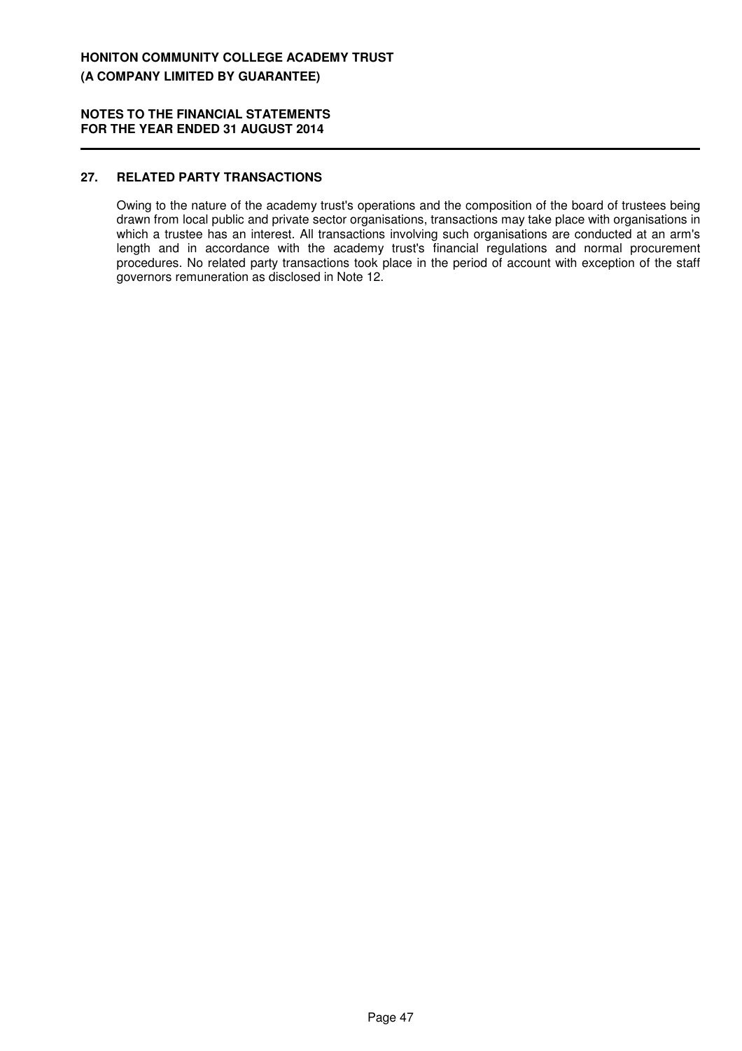## 27. RELATED PARTY TRANSACTIONS

Owing to the nature of the academy trust's operations and the composition of the board of trustees being drawn from local public and private sector organisations, transactions may take place with organisations in which a trustee has an interest. All transactions involving such organisations are conducted at an arm's length and in accordance with the academy trust's financial regulations and normal procurement procedures. No related party transactions took place in the period of account with exception of the staff governors remuneration as disclosed in Note 12.